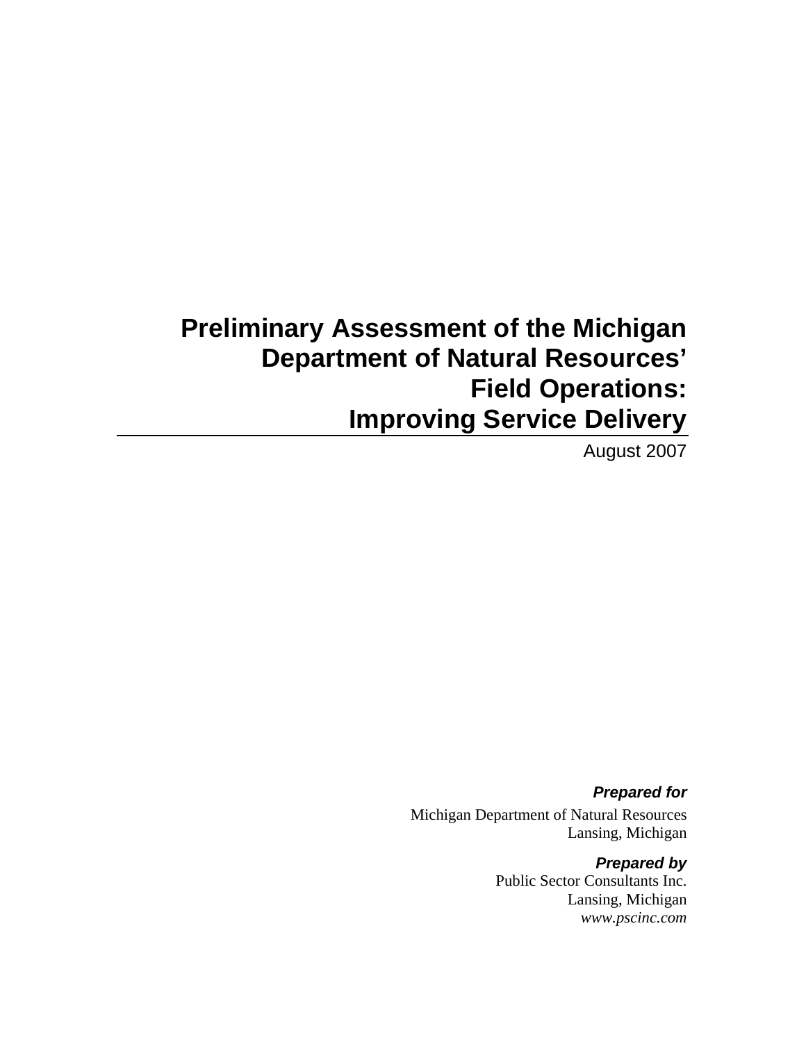# Preliminary Assessment of the Michigan Department of Natural Resources' Field Operations: Improving Service Delivery

August 2007

***Prepared for***

Michigan Department of Natural Resources
Lansing, Michigan

***Prepared by***

Public Sector Consultants Inc.
Lansing, Michigan
*www.pscinc.com*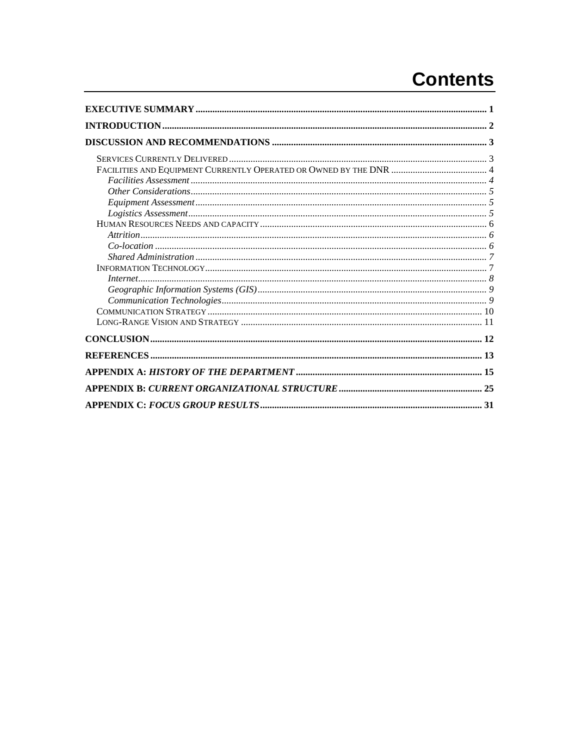# Contents

**EXECUTIVE SUMMARY** ........ 1

**INTRODUCTION** ........ 2

**DISCUSSION AND RECOMMENDATIONS** ........ 3

- SERVICES CURRENTLY DELIVERED ........ 3
- FACILITIES AND EQUIPMENT CURRENTLY OPERATED OR OWNED BY THE DNR ........ 4
  - *Facilities Assessment* ........ *4*
  - *Other Considerations* ........ *5*
  - *Equipment Assessment* ........ *5*
  - *Logistics Assessment* ........ *5*
- HUMAN RESOURCES NEEDS AND CAPACITY ........ 6
  - *Attrition* ........ *6*
  - *Co-location* ........ *6*
  - *Shared Administration* ........ *7*
- INFORMATION TECHNOLOGY ........ 7
  - *Internet* ........ *8*
  - *Geographic Information Systems (GIS)* ........ *9*
  - *Communication Technologies* ........ *9*
- COMMUNICATION STRATEGY ........ 10
- LONG-RANGE VISION AND STRATEGY ........ 11

**CONCLUSION** ........ 12

**REFERENCES** ........ 13

**APPENDIX A: *HISTORY OF THE DEPARTMENT*** ........ 15

**APPENDIX B: *CURRENT ORGANIZATIONAL STRUCTURE*** ........ 25

**APPENDIX C: *FOCUS GROUP RESULTS*** ........ 31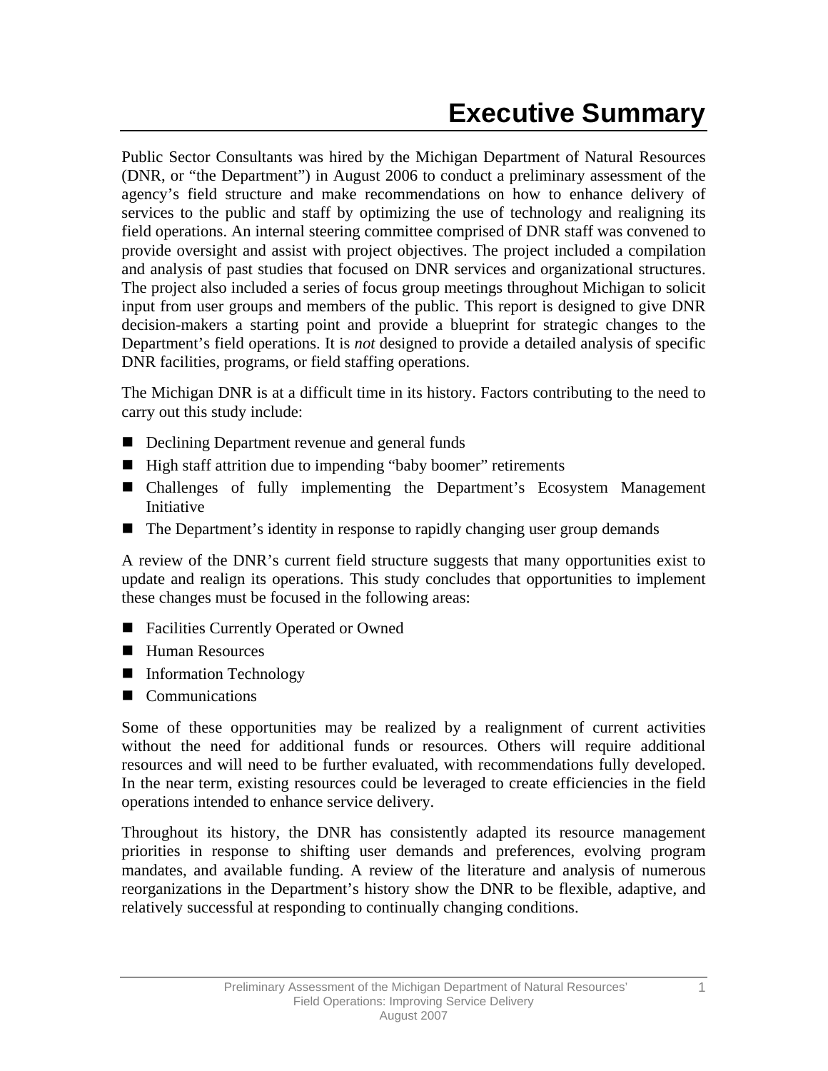# Executive Summary

Public Sector Consultants was hired by the Michigan Department of Natural Resources (DNR, or "the Department") in August 2006 to conduct a preliminary assessment of the agency's field structure and make recommendations on how to enhance delivery of services to the public and staff by optimizing the use of technology and realigning its field operations. An internal steering committee comprised of DNR staff was convened to provide oversight and assist with project objectives. The project included a compilation and analysis of past studies that focused on DNR services and organizational structures. The project also included a series of focus group meetings throughout Michigan to solicit input from user groups and members of the public. This report is designed to give DNR decision-makers a starting point and provide a blueprint for strategic changes to the Department's field operations. It is *not* designed to provide a detailed analysis of specific DNR facilities, programs, or field staffing operations.

The Michigan DNR is at a difficult time in its history. Factors contributing to the need to carry out this study include:

- Declining Department revenue and general funds
- High staff attrition due to impending "baby boomer" retirements
- Challenges of fully implementing the Department's Ecosystem Management Initiative
- The Department's identity in response to rapidly changing user group demands

A review of the DNR's current field structure suggests that many opportunities exist to update and realign its operations. This study concludes that opportunities to implement these changes must be focused in the following areas:

- Facilities Currently Operated or Owned
- Human Resources
- Information Technology
- Communications

Some of these opportunities may be realized by a realignment of current activities without the need for additional funds or resources. Others will require additional resources and will need to be further evaluated, with recommendations fully developed. In the near term, existing resources could be leveraged to create efficiencies in the field operations intended to enhance service delivery.

Throughout its history, the DNR has consistently adapted its resource management priorities in response to shifting user demands and preferences, evolving program mandates, and available funding. A review of the literature and analysis of numerous reorganizations in the Department's history show the DNR to be flexible, adaptive, and relatively successful at responding to continually changing conditions.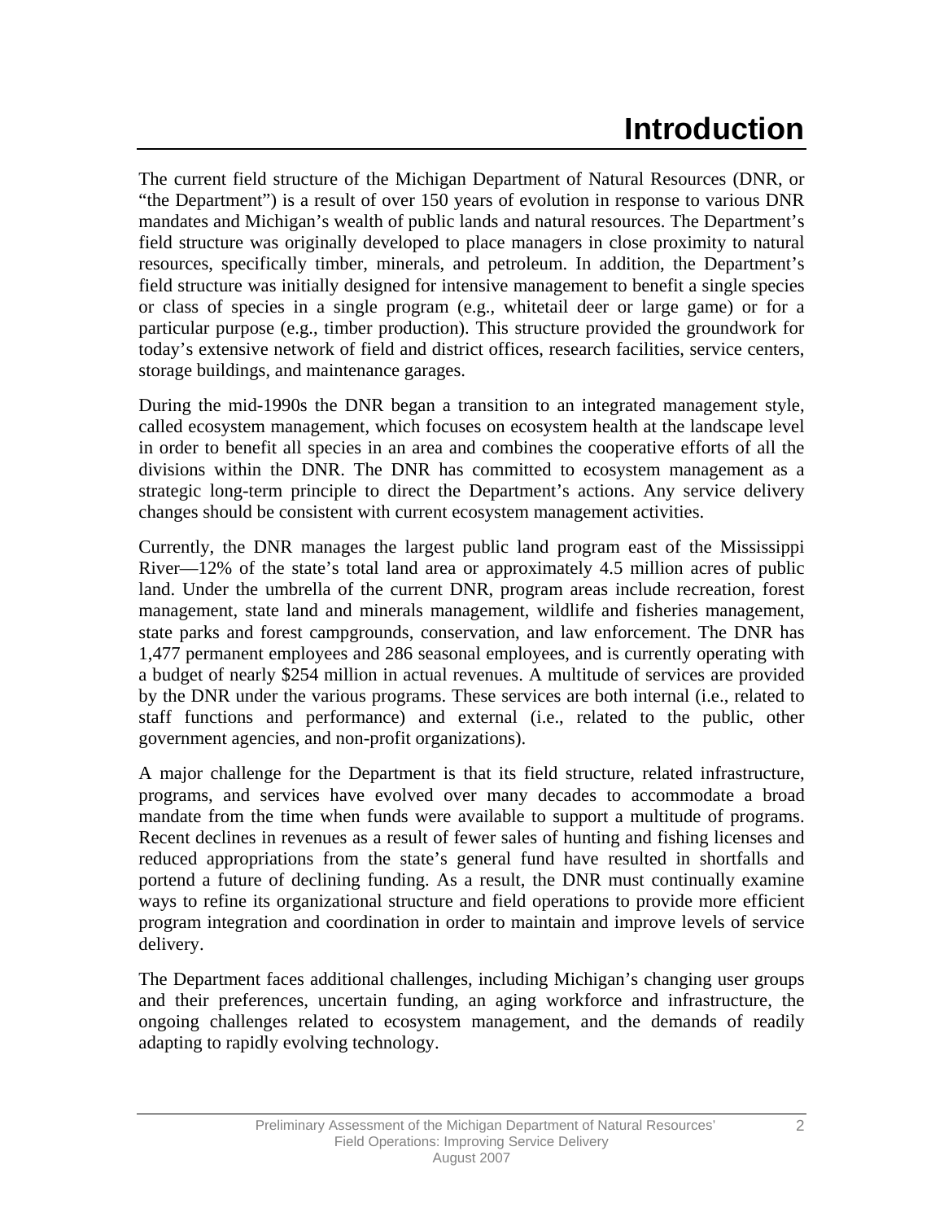# Introduction

The current field structure of the Michigan Department of Natural Resources (DNR, or "the Department") is a result of over 150 years of evolution in response to various DNR mandates and Michigan's wealth of public lands and natural resources. The Department's field structure was originally developed to place managers in close proximity to natural resources, specifically timber, minerals, and petroleum. In addition, the Department's field structure was initially designed for intensive management to benefit a single species or class of species in a single program (e.g., whitetail deer or large game) or for a particular purpose (e.g., timber production). This structure provided the groundwork for today's extensive network of field and district offices, research facilities, service centers, storage buildings, and maintenance garages.

During the mid-1990s the DNR began a transition to an integrated management style, called ecosystem management, which focuses on ecosystem health at the landscape level in order to benefit all species in an area and combines the cooperative efforts of all the divisions within the DNR. The DNR has committed to ecosystem management as a strategic long-term principle to direct the Department's actions. Any service delivery changes should be consistent with current ecosystem management activities.

Currently, the DNR manages the largest public land program east of the Mississippi River—12% of the state's total land area or approximately 4.5 million acres of public land. Under the umbrella of the current DNR, program areas include recreation, forest management, state land and minerals management, wildlife and fisheries management, state parks and forest campgrounds, conservation, and law enforcement. The DNR has 1,477 permanent employees and 286 seasonal employees, and is currently operating with a budget of nearly $254 million in actual revenues. A multitude of services are provided by the DNR under the various programs. These services are both internal (i.e., related to staff functions and performance) and external (i.e., related to the public, other government agencies, and non-profit organizations).

A major challenge for the Department is that its field structure, related infrastructure, programs, and services have evolved over many decades to accommodate a broad mandate from the time when funds were available to support a multitude of programs. Recent declines in revenues as a result of fewer sales of hunting and fishing licenses and reduced appropriations from the state's general fund have resulted in shortfalls and portend a future of declining funding. As a result, the DNR must continually examine ways to refine its organizational structure and field operations to provide more efficient program integration and coordination in order to maintain and improve levels of service delivery.

The Department faces additional challenges, including Michigan's changing user groups and their preferences, uncertain funding, an aging workforce and infrastructure, the ongoing challenges related to ecosystem management, and the demands of readily adapting to rapidly evolving technology.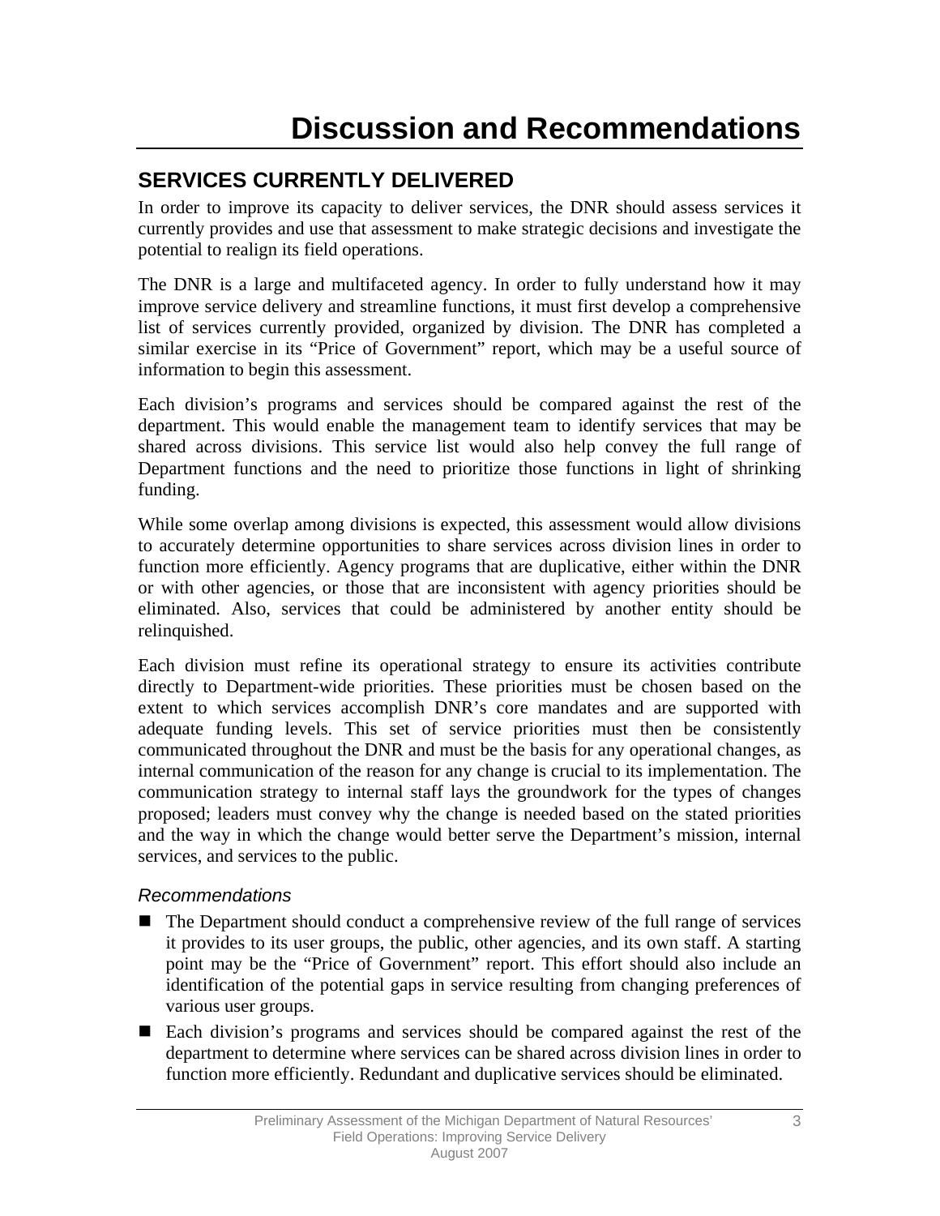# Discussion and Recommendations

## SERVICES CURRENTLY DELIVERED

In order to improve its capacity to deliver services, the DNR should assess services it currently provides and use that assessment to make strategic decisions and investigate the potential to realign its field operations.

The DNR is a large and multifaceted agency. In order to fully understand how it may improve service delivery and streamline functions, it must first develop a comprehensive list of services currently provided, organized by division. The DNR has completed a similar exercise in its "Price of Government" report, which may be a useful source of information to begin this assessment.

Each division's programs and services should be compared against the rest of the department. This would enable the management team to identify services that may be shared across divisions. This service list would also help convey the full range of Department functions and the need to prioritize those functions in light of shrinking funding.

While some overlap among divisions is expected, this assessment would allow divisions to accurately determine opportunities to share services across division lines in order to function more efficiently. Agency programs that are duplicative, either within the DNR or with other agencies, or those that are inconsistent with agency priorities should be eliminated. Also, services that could be administered by another entity should be relinquished.

Each division must refine its operational strategy to ensure its activities contribute directly to Department-wide priorities. These priorities must be chosen based on the extent to which services accomplish DNR's core mandates and are supported with adequate funding levels. This set of service priorities must then be consistently communicated throughout the DNR and must be the basis for any operational changes, as internal communication of the reason for any change is crucial to its implementation. The communication strategy to internal staff lays the groundwork for the types of changes proposed; leaders must convey why the change is needed based on the stated priorities and the way in which the change would better serve the Department's mission, internal services, and services to the public.

### *Recommendations*

- The Department should conduct a comprehensive review of the full range of services it provides to its user groups, the public, other agencies, and its own staff. A starting point may be the "Price of Government" report. This effort should also include an identification of the potential gaps in service resulting from changing preferences of various user groups.
- Each division's programs and services should be compared against the rest of the department to determine where services can be shared across division lines in order to function more efficiently. Redundant and duplicative services should be eliminated.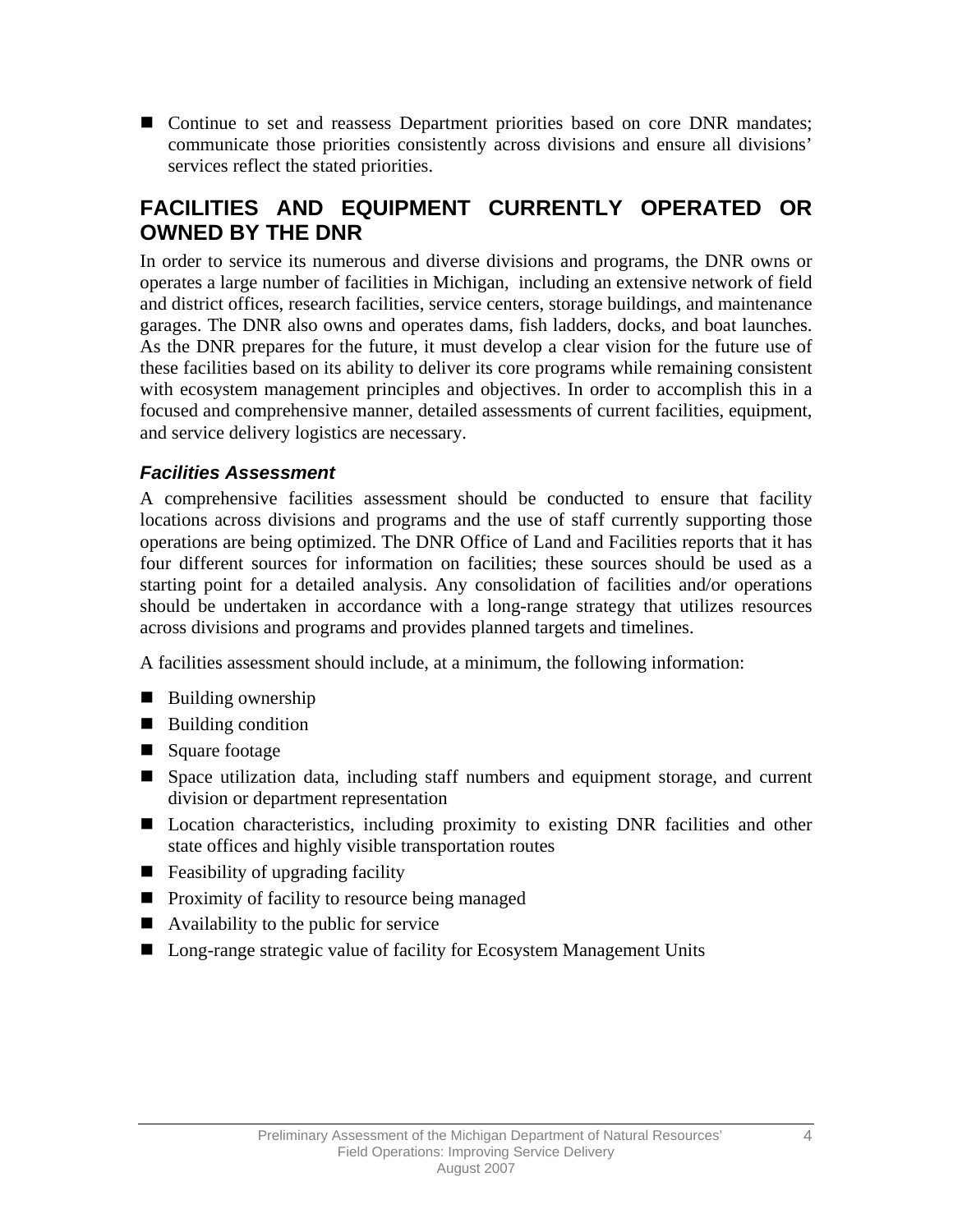- Continue to set and reassess Department priorities based on core DNR mandates; communicate those priorities consistently across divisions and ensure all divisions' services reflect the stated priorities.

## FACILITIES AND EQUIPMENT CURRENTLY OPERATED OR OWNED BY THE DNR

In order to service its numerous and diverse divisions and programs, the DNR owns or operates a large number of facilities in Michigan, including an extensive network of field and district offices, research facilities, service centers, storage buildings, and maintenance garages. The DNR also owns and operates dams, fish ladders, docks, and boat launches. As the DNR prepares for the future, it must develop a clear vision for the future use of these facilities based on its ability to deliver its core programs while remaining consistent with ecosystem management principles and objectives. In order to accomplish this in a focused and comprehensive manner, detailed assessments of current facilities, equipment, and service delivery logistics are necessary.

### *Facilities Assessment*

A comprehensive facilities assessment should be conducted to ensure that facility locations across divisions and programs and the use of staff currently supporting those operations are being optimized. The DNR Office of Land and Facilities reports that it has four different sources for information on facilities; these sources should be used as a starting point for a detailed analysis. Any consolidation of facilities and/or operations should be undertaken in accordance with a long-range strategy that utilizes resources across divisions and programs and provides planned targets and timelines.

A facilities assessment should include, at a minimum, the following information:

- Building ownership
- Building condition
- Square footage
- Space utilization data, including staff numbers and equipment storage, and current division or department representation
- Location characteristics, including proximity to existing DNR facilities and other state offices and highly visible transportation routes
- Feasibility of upgrading facility
- Proximity of facility to resource being managed
- Availability to the public for service
- Long-range strategic value of facility for Ecosystem Management Units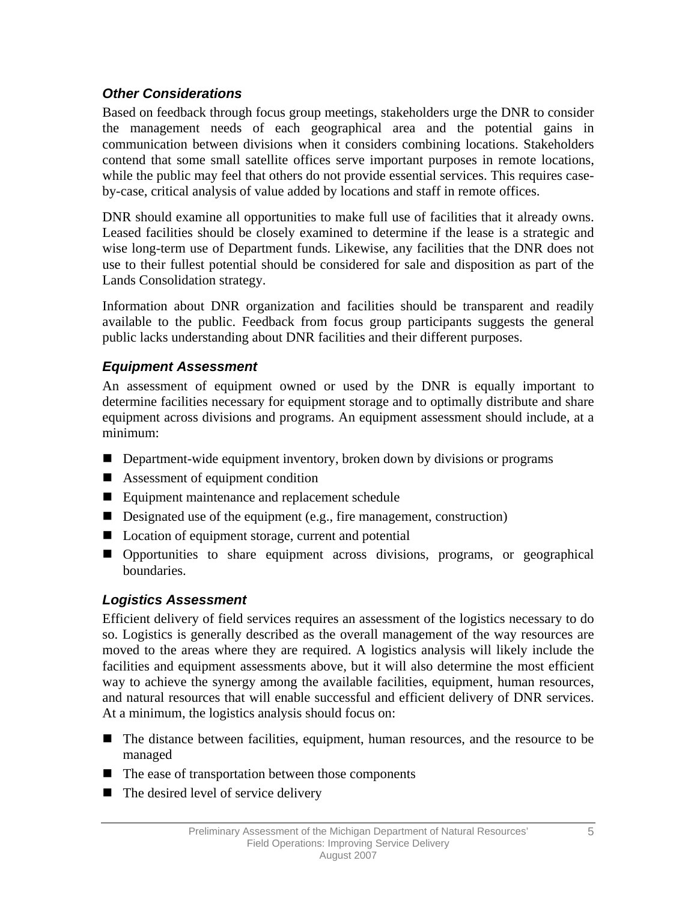### *Other Considerations*

Based on feedback through focus group meetings, stakeholders urge the DNR to consider the management needs of each geographical area and the potential gains in communication between divisions when it considers combining locations. Stakeholders contend that some small satellite offices serve important purposes in remote locations, while the public may feel that others do not provide essential services. This requires case-by-case, critical analysis of value added by locations and staff in remote offices.

DNR should examine all opportunities to make full use of facilities that it already owns. Leased facilities should be closely examined to determine if the lease is a strategic and wise long-term use of Department funds. Likewise, any facilities that the DNR does not use to their fullest potential should be considered for sale and disposition as part of the Lands Consolidation strategy.

Information about DNR organization and facilities should be transparent and readily available to the public. Feedback from focus group participants suggests the general public lacks understanding about DNR facilities and their different purposes.

### *Equipment Assessment*

An assessment of equipment owned or used by the DNR is equally important to determine facilities necessary for equipment storage and to optimally distribute and share equipment across divisions and programs. An equipment assessment should include, at a minimum:

- Department-wide equipment inventory, broken down by divisions or programs
- Assessment of equipment condition
- Equipment maintenance and replacement schedule
- Designated use of the equipment (e.g., fire management, construction)
- Location of equipment storage, current and potential
- Opportunities to share equipment across divisions, programs, or geographical boundaries.

### *Logistics Assessment*

Efficient delivery of field services requires an assessment of the logistics necessary to do so. Logistics is generally described as the overall management of the way resources are moved to the areas where they are required. A logistics analysis will likely include the facilities and equipment assessments above, but it will also determine the most efficient way to achieve the synergy among the available facilities, equipment, human resources, and natural resources that will enable successful and efficient delivery of DNR services. At a minimum, the logistics analysis should focus on:

- The distance between facilities, equipment, human resources, and the resource to be managed
- The ease of transportation between those components
- The desired level of service delivery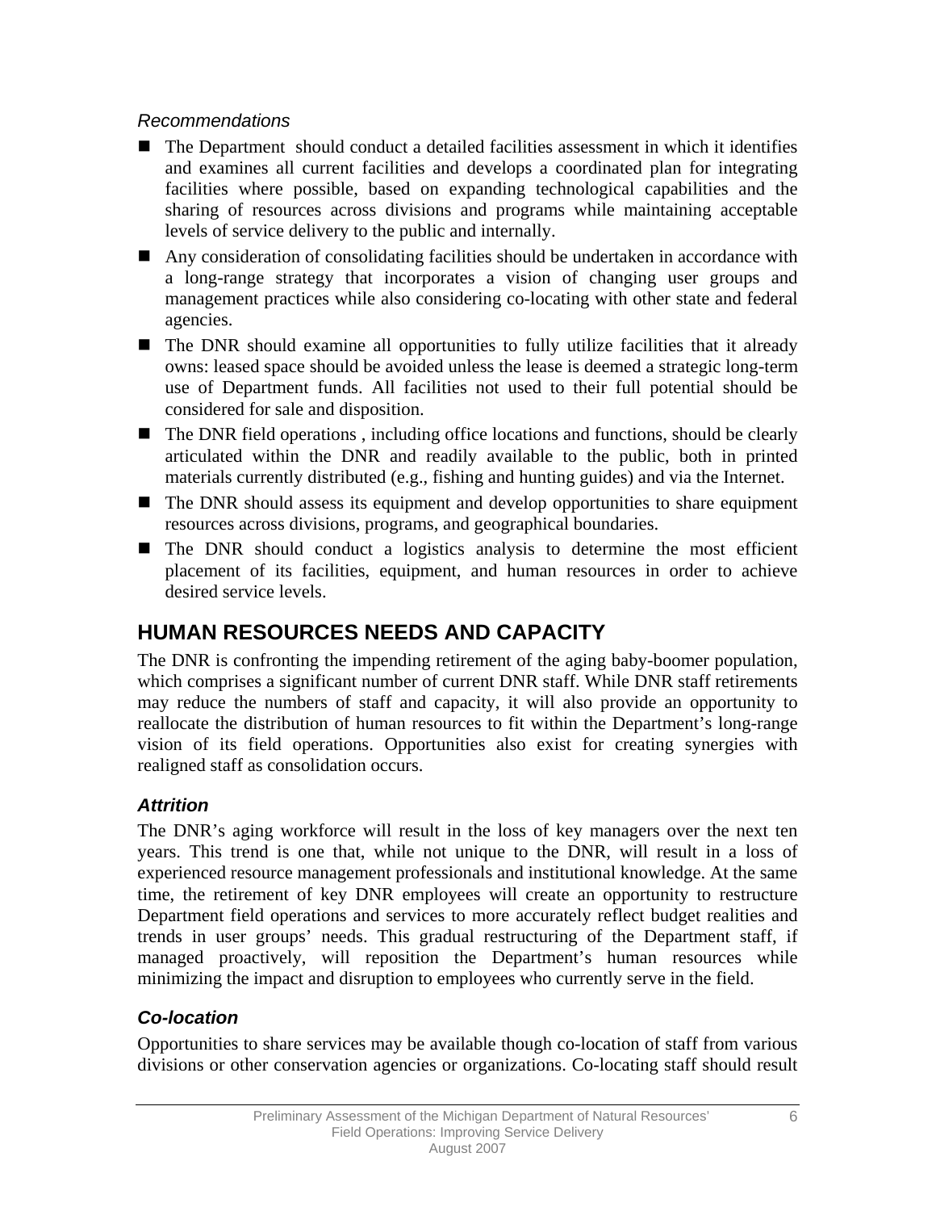*Recommendations*

- The Department should conduct a detailed facilities assessment in which it identifies and examines all current facilities and develops a coordinated plan for integrating facilities where possible, based on expanding technological capabilities and the sharing of resources across divisions and programs while maintaining acceptable levels of service delivery to the public and internally.
- Any consideration of consolidating facilities should be undertaken in accordance with a long-range strategy that incorporates a vision of changing user groups and management practices while also considering co-locating with other state and federal agencies.
- The DNR should examine all opportunities to fully utilize facilities that it already owns: leased space should be avoided unless the lease is deemed a strategic long-term use of Department funds. All facilities not used to their full potential should be considered for sale and disposition.
- The DNR field operations , including office locations and functions, should be clearly articulated within the DNR and readily available to the public, both in printed materials currently distributed (e.g., fishing and hunting guides) and via the Internet.
- The DNR should assess its equipment and develop opportunities to share equipment resources across divisions, programs, and geographical boundaries.
- The DNR should conduct a logistics analysis to determine the most efficient placement of its facilities, equipment, and human resources in order to achieve desired service levels.

## HUMAN RESOURCES NEEDS AND CAPACITY

The DNR is confronting the impending retirement of the aging baby-boomer population, which comprises a significant number of current DNR staff. While DNR staff retirements may reduce the numbers of staff and capacity, it will also provide an opportunity to reallocate the distribution of human resources to fit within the Department's long-range vision of its field operations. Opportunities also exist for creating synergies with realigned staff as consolidation occurs.

### *Attrition*

The DNR's aging workforce will result in the loss of key managers over the next ten years. This trend is one that, while not unique to the DNR, will result in a loss of experienced resource management professionals and institutional knowledge. At the same time, the retirement of key DNR employees will create an opportunity to restructure Department field operations and services to more accurately reflect budget realities and trends in user groups' needs. This gradual restructuring of the Department staff, if managed proactively, will reposition the Department's human resources while minimizing the impact and disruption to employees who currently serve in the field.

### *Co-location*

Opportunities to share services may be available though co-location of staff from various divisions or other conservation agencies or organizations. Co-locating staff should result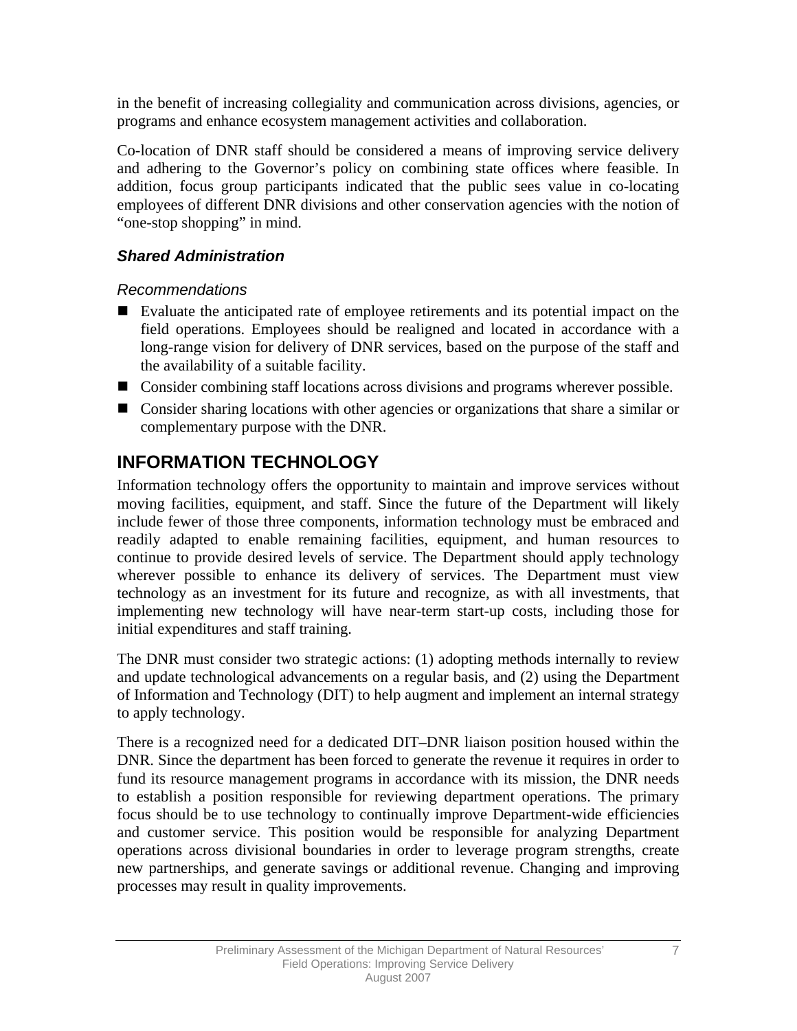in the benefit of increasing collegiality and communication across divisions, agencies, or programs and enhance ecosystem management activities and collaboration.

Co-location of DNR staff should be considered a means of improving service delivery and adhering to the Governor's policy on combining state offices where feasible. In addition, focus group participants indicated that the public sees value in co-locating employees of different DNR divisions and other conservation agencies with the notion of "one-stop shopping" in mind.

### *Shared Administration*

#### *Recommendations*

- Evaluate the anticipated rate of employee retirements and its potential impact on the field operations. Employees should be realigned and located in accordance with a long-range vision for delivery of DNR services, based on the purpose of the staff and the availability of a suitable facility.
- Consider combining staff locations across divisions and programs wherever possible.
- Consider sharing locations with other agencies or organizations that share a similar or complementary purpose with the DNR.

## INFORMATION TECHNOLOGY

Information technology offers the opportunity to maintain and improve services without moving facilities, equipment, and staff. Since the future of the Department will likely include fewer of those three components, information technology must be embraced and readily adapted to enable remaining facilities, equipment, and human resources to continue to provide desired levels of service. The Department should apply technology wherever possible to enhance its delivery of services. The Department must view technology as an investment for its future and recognize, as with all investments, that implementing new technology will have near-term start-up costs, including those for initial expenditures and staff training.

The DNR must consider two strategic actions: (1) adopting methods internally to review and update technological advancements on a regular basis, and (2) using the Department of Information and Technology (DIT) to help augment and implement an internal strategy to apply technology.

There is a recognized need for a dedicated DIT–DNR liaison position housed within the DNR. Since the department has been forced to generate the revenue it requires in order to fund its resource management programs in accordance with its mission, the DNR needs to establish a position responsible for reviewing department operations. The primary focus should be to use technology to continually improve Department-wide efficiencies and customer service. This position would be responsible for analyzing Department operations across divisional boundaries in order to leverage program strengths, create new partnerships, and generate savings or additional revenue. Changing and improving processes may result in quality improvements.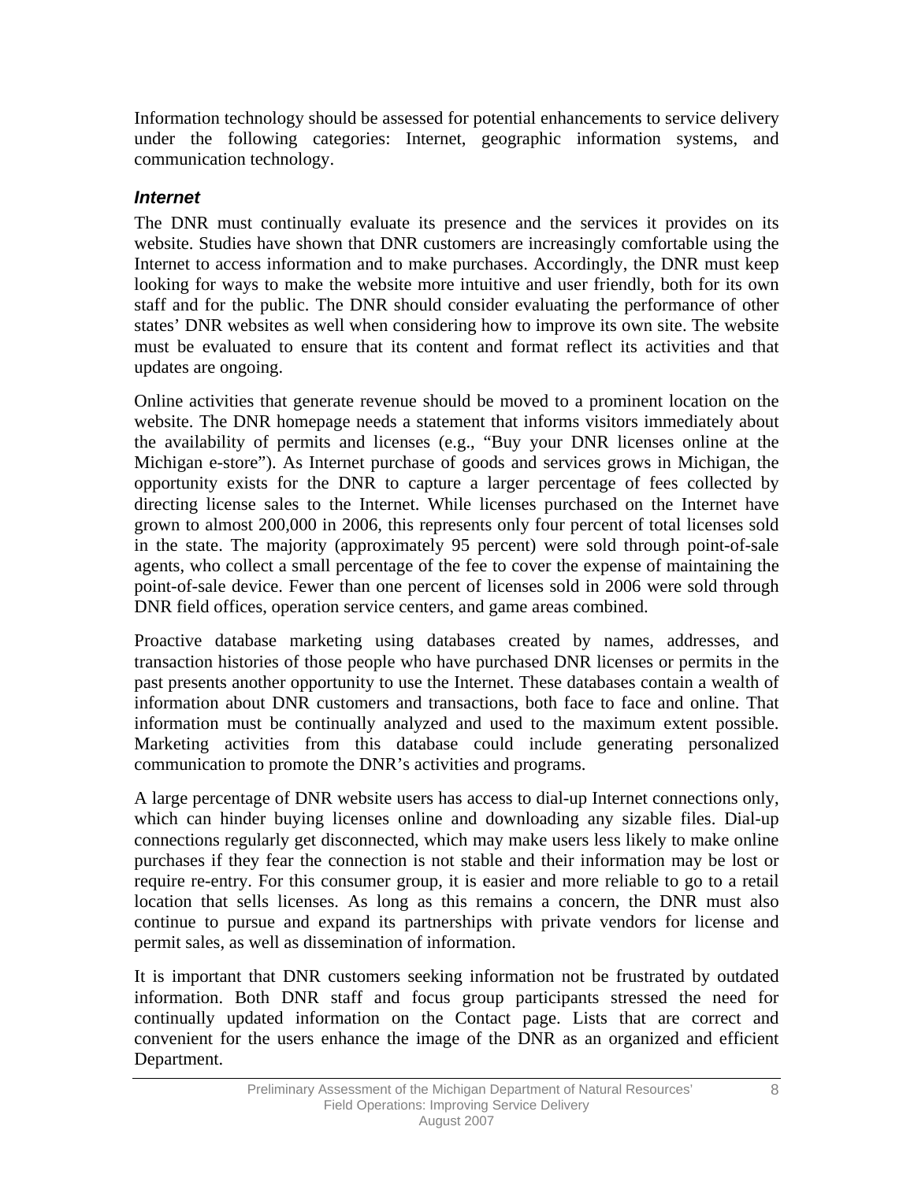Information technology should be assessed for potential enhancements to service delivery under the following categories: Internet, geographic information systems, and communication technology.

### *Internet*

The DNR must continually evaluate its presence and the services it provides on its website. Studies have shown that DNR customers are increasingly comfortable using the Internet to access information and to make purchases. Accordingly, the DNR must keep looking for ways to make the website more intuitive and user friendly, both for its own staff and for the public. The DNR should consider evaluating the performance of other states' DNR websites as well when considering how to improve its own site. The website must be evaluated to ensure that its content and format reflect its activities and that updates are ongoing.

Online activities that generate revenue should be moved to a prominent location on the website. The DNR homepage needs a statement that informs visitors immediately about the availability of permits and licenses (e.g., "Buy your DNR licenses online at the Michigan e-store"). As Internet purchase of goods and services grows in Michigan, the opportunity exists for the DNR to capture a larger percentage of fees collected by directing license sales to the Internet. While licenses purchased on the Internet have grown to almost 200,000 in 2006, this represents only four percent of total licenses sold in the state. The majority (approximately 95 percent) were sold through point-of-sale agents, who collect a small percentage of the fee to cover the expense of maintaining the point-of-sale device. Fewer than one percent of licenses sold in 2006 were sold through DNR field offices, operation service centers, and game areas combined.

Proactive database marketing using databases created by names, addresses, and transaction histories of those people who have purchased DNR licenses or permits in the past presents another opportunity to use the Internet. These databases contain a wealth of information about DNR customers and transactions, both face to face and online. That information must be continually analyzed and used to the maximum extent possible. Marketing activities from this database could include generating personalized communication to promote the DNR's activities and programs.

A large percentage of DNR website users has access to dial-up Internet connections only, which can hinder buying licenses online and downloading any sizable files. Dial-up connections regularly get disconnected, which may make users less likely to make online purchases if they fear the connection is not stable and their information may be lost or require re-entry. For this consumer group, it is easier and more reliable to go to a retail location that sells licenses. As long as this remains a concern, the DNR must also continue to pursue and expand its partnerships with private vendors for license and permit sales, as well as dissemination of information.

It is important that DNR customers seeking information not be frustrated by outdated information. Both DNR staff and focus group participants stressed the need for continually updated information on the Contact page. Lists that are correct and convenient for the users enhance the image of the DNR as an organized and efficient Department.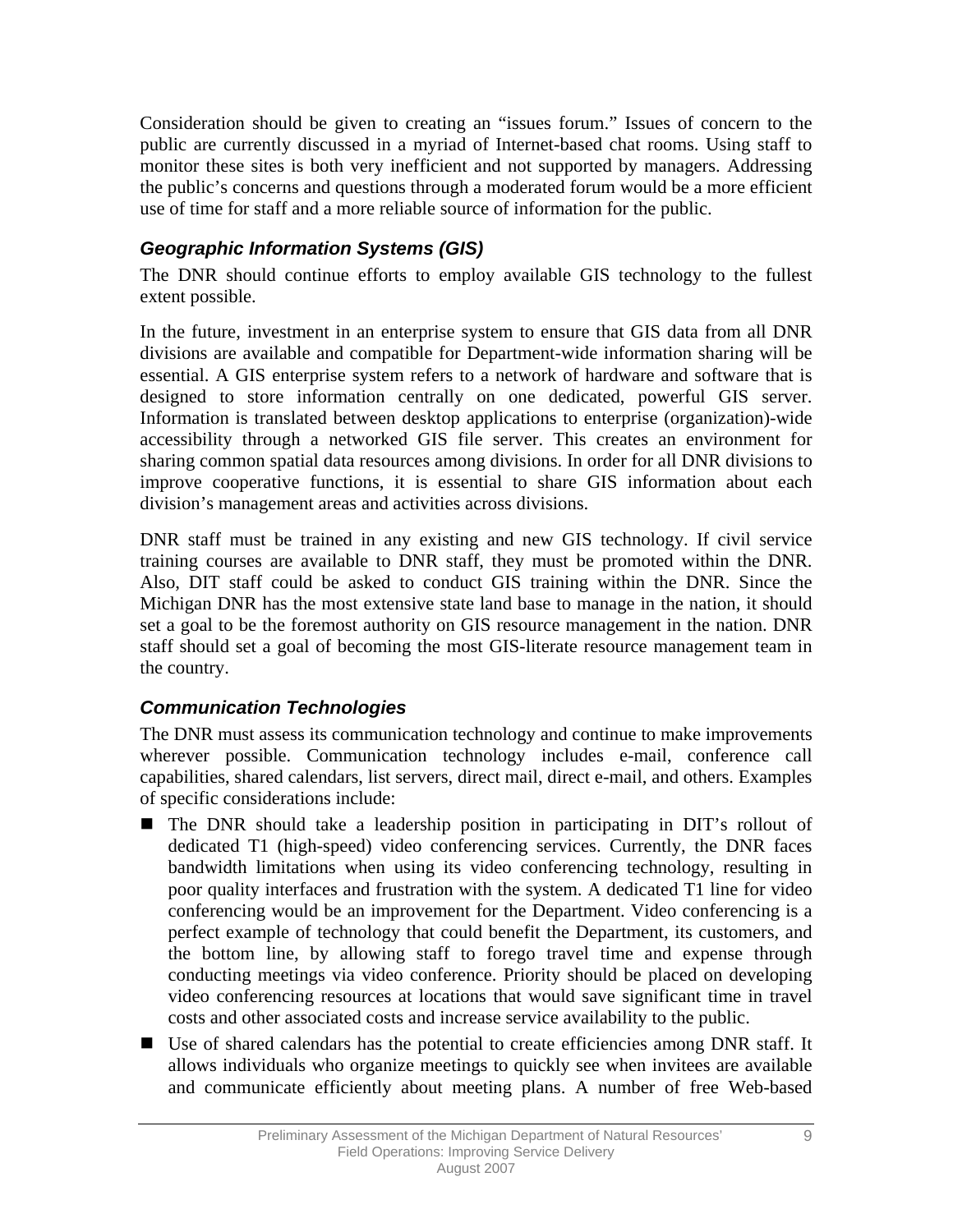Consideration should be given to creating an "issues forum." Issues of concern to the public are currently discussed in a myriad of Internet-based chat rooms. Using staff to monitor these sites is both very inefficient and not supported by managers. Addressing the public's concerns and questions through a moderated forum would be a more efficient use of time for staff and a more reliable source of information for the public.

### *Geographic Information Systems (GIS)*

The DNR should continue efforts to employ available GIS technology to the fullest extent possible.

In the future, investment in an enterprise system to ensure that GIS data from all DNR divisions are available and compatible for Department-wide information sharing will be essential. A GIS enterprise system refers to a network of hardware and software that is designed to store information centrally on one dedicated, powerful GIS server. Information is translated between desktop applications to enterprise (organization)-wide accessibility through a networked GIS file server. This creates an environment for sharing common spatial data resources among divisions. In order for all DNR divisions to improve cooperative functions, it is essential to share GIS information about each division's management areas and activities across divisions.

DNR staff must be trained in any existing and new GIS technology. If civil service training courses are available to DNR staff, they must be promoted within the DNR. Also, DIT staff could be asked to conduct GIS training within the DNR. Since the Michigan DNR has the most extensive state land base to manage in the nation, it should set a goal to be the foremost authority on GIS resource management in the nation. DNR staff should set a goal of becoming the most GIS-literate resource management team in the country.

### *Communication Technologies*

The DNR must assess its communication technology and continue to make improvements wherever possible. Communication technology includes e-mail, conference call capabilities, shared calendars, list servers, direct mail, direct e-mail, and others. Examples of specific considerations include:

- The DNR should take a leadership position in participating in DIT's rollout of dedicated T1 (high-speed) video conferencing services. Currently, the DNR faces bandwidth limitations when using its video conferencing technology, resulting in poor quality interfaces and frustration with the system. A dedicated T1 line for video conferencing would be an improvement for the Department. Video conferencing is a perfect example of technology that could benefit the Department, its customers, and the bottom line, by allowing staff to forego travel time and expense through conducting meetings via video conference. Priority should be placed on developing video conferencing resources at locations that would save significant time in travel costs and other associated costs and increase service availability to the public.
- Use of shared calendars has the potential to create efficiencies among DNR staff. It allows individuals who organize meetings to quickly see when invitees are available and communicate efficiently about meeting plans. A number of free Web-based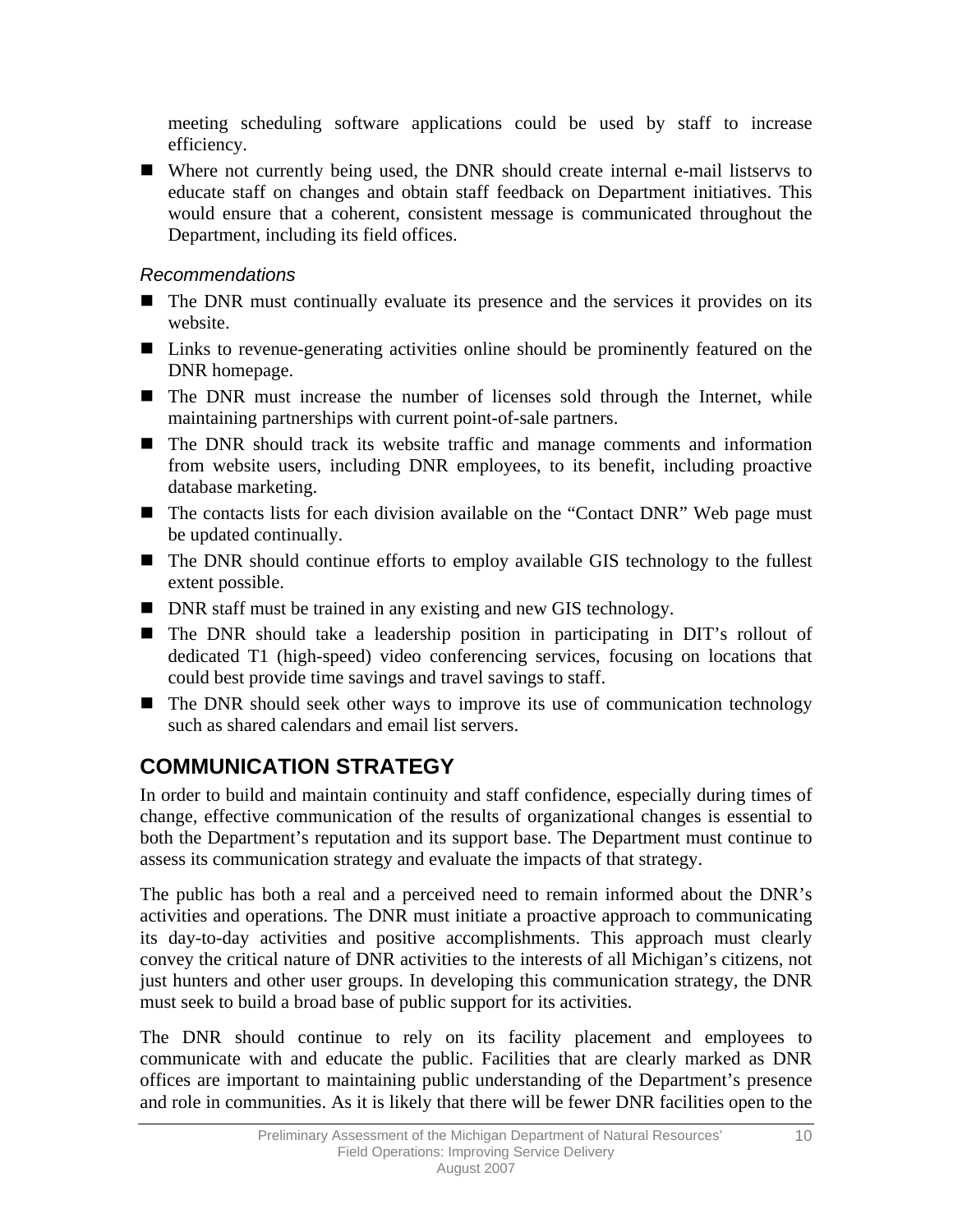meeting scheduling software applications could be used by staff to increase efficiency.

- Where not currently being used, the DNR should create internal e-mail listservs to educate staff on changes and obtain staff feedback on Department initiatives. This would ensure that a coherent, consistent message is communicated throughout the Department, including its field offices.

*Recommendations*

- The DNR must continually evaluate its presence and the services it provides on its website.
- Links to revenue-generating activities online should be prominently featured on the DNR homepage.
- The DNR must increase the number of licenses sold through the Internet, while maintaining partnerships with current point-of-sale partners.
- The DNR should track its website traffic and manage comments and information from website users, including DNR employees, to its benefit, including proactive database marketing.
- The contacts lists for each division available on the "Contact DNR" Web page must be updated continually.
- The DNR should continue efforts to employ available GIS technology to the fullest extent possible.
- DNR staff must be trained in any existing and new GIS technology.
- The DNR should take a leadership position in participating in DIT's rollout of dedicated T1 (high-speed) video conferencing services, focusing on locations that could best provide time savings and travel savings to staff.
- The DNR should seek other ways to improve its use of communication technology such as shared calendars and email list servers.

## COMMUNICATION STRATEGY

In order to build and maintain continuity and staff confidence, especially during times of change, effective communication of the results of organizational changes is essential to both the Department's reputation and its support base. The Department must continue to assess its communication strategy and evaluate the impacts of that strategy.

The public has both a real and a perceived need to remain informed about the DNR's activities and operations. The DNR must initiate a proactive approach to communicating its day-to-day activities and positive accomplishments. This approach must clearly convey the critical nature of DNR activities to the interests of all Michigan's citizens, not just hunters and other user groups. In developing this communication strategy, the DNR must seek to build a broad base of public support for its activities.

The DNR should continue to rely on its facility placement and employees to communicate with and educate the public. Facilities that are clearly marked as DNR offices are important to maintaining public understanding of the Department's presence and role in communities. As it is likely that there will be fewer DNR facilities open to the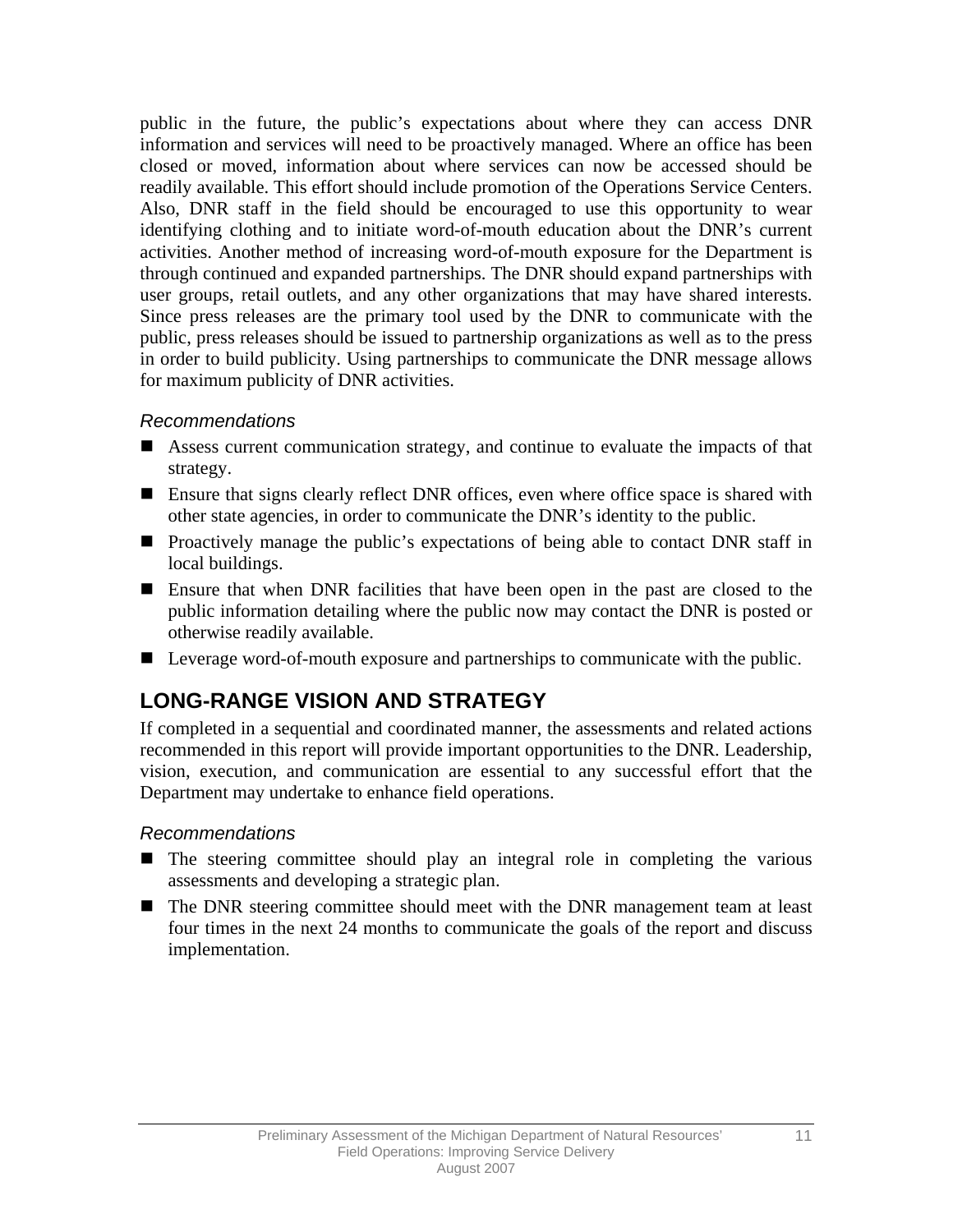public in the future, the public's expectations about where they can access DNR information and services will need to be proactively managed. Where an office has been closed or moved, information about where services can now be accessed should be readily available. This effort should include promotion of the Operations Service Centers. Also, DNR staff in the field should be encouraged to use this opportunity to wear identifying clothing and to initiate word-of-mouth education about the DNR's current activities. Another method of increasing word-of-mouth exposure for the Department is through continued and expanded partnerships. The DNR should expand partnerships with user groups, retail outlets, and any other organizations that may have shared interests. Since press releases are the primary tool used by the DNR to communicate with the public, press releases should be issued to partnership organizations as well as to the press in order to build publicity. Using partnerships to communicate the DNR message allows for maximum publicity of DNR activities.

### *Recommendations*

- Assess current communication strategy, and continue to evaluate the impacts of that strategy.
- Ensure that signs clearly reflect DNR offices, even where office space is shared with other state agencies, in order to communicate the DNR's identity to the public.
- Proactively manage the public's expectations of being able to contact DNR staff in local buildings.
- Ensure that when DNR facilities that have been open in the past are closed to the public information detailing where the public now may contact the DNR is posted or otherwise readily available.
- Leverage word-of-mouth exposure and partnerships to communicate with the public.

## LONG-RANGE VISION AND STRATEGY

If completed in a sequential and coordinated manner, the assessments and related actions recommended in this report will provide important opportunities to the DNR. Leadership, vision, execution, and communication are essential to any successful effort that the Department may undertake to enhance field operations.

### *Recommendations*

- The steering committee should play an integral role in completing the various assessments and developing a strategic plan.
- The DNR steering committee should meet with the DNR management team at least four times in the next 24 months to communicate the goals of the report and discuss implementation.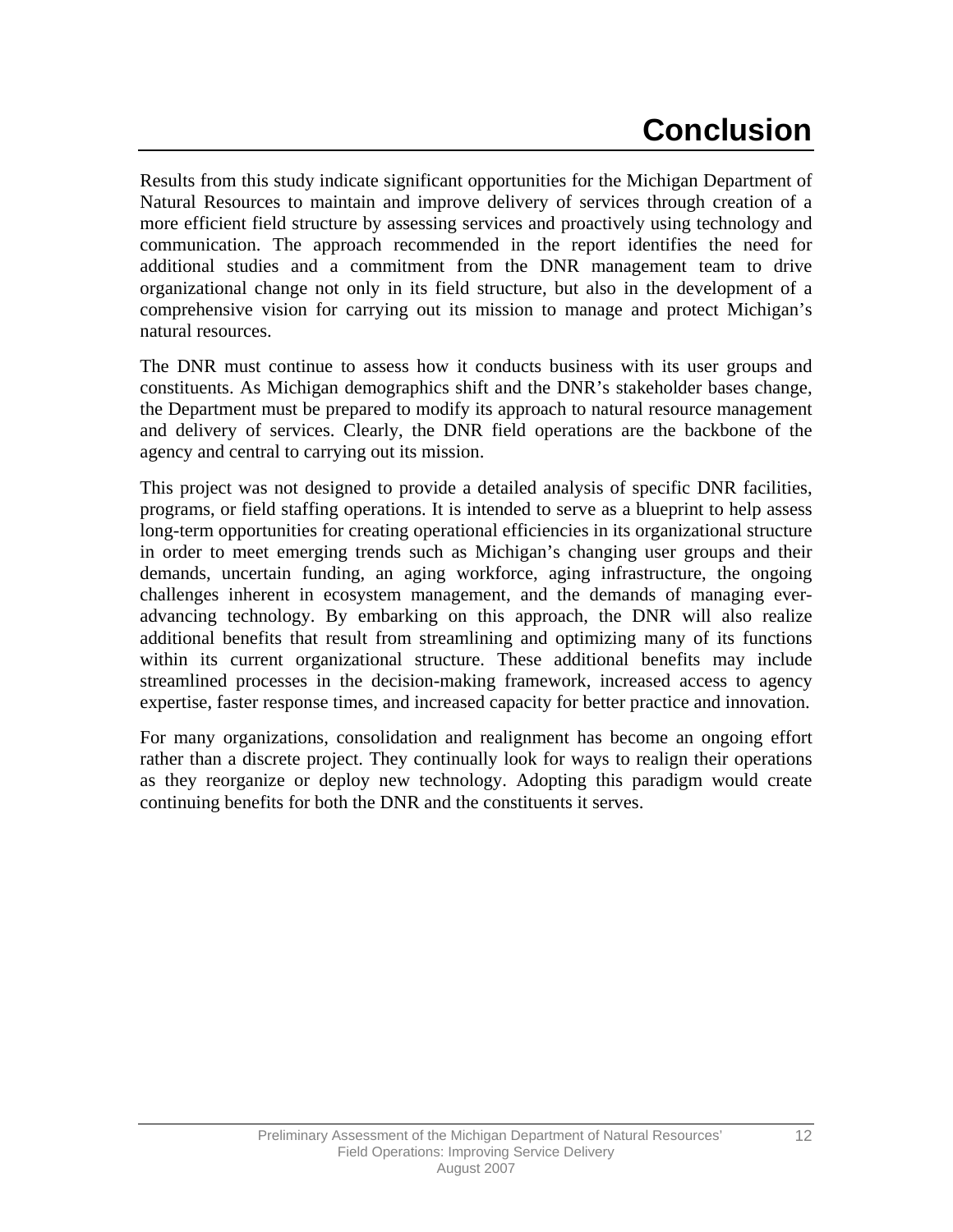# Conclusion

Results from this study indicate significant opportunities for the Michigan Department of Natural Resources to maintain and improve delivery of services through creation of a more efficient field structure by assessing services and proactively using technology and communication. The approach recommended in the report identifies the need for additional studies and a commitment from the DNR management team to drive organizational change not only in its field structure, but also in the development of a comprehensive vision for carrying out its mission to manage and protect Michigan's natural resources.

The DNR must continue to assess how it conducts business with its user groups and constituents. As Michigan demographics shift and the DNR's stakeholder bases change, the Department must be prepared to modify its approach to natural resource management and delivery of services. Clearly, the DNR field operations are the backbone of the agency and central to carrying out its mission.

This project was not designed to provide a detailed analysis of specific DNR facilities, programs, or field staffing operations. It is intended to serve as a blueprint to help assess long-term opportunities for creating operational efficiencies in its organizational structure in order to meet emerging trends such as Michigan's changing user groups and their demands, uncertain funding, an aging workforce, aging infrastructure, the ongoing challenges inherent in ecosystem management, and the demands of managing ever-advancing technology. By embarking on this approach, the DNR will also realize additional benefits that result from streamlining and optimizing many of its functions within its current organizational structure. These additional benefits may include streamlined processes in the decision-making framework, increased access to agency expertise, faster response times, and increased capacity for better practice and innovation.

For many organizations, consolidation and realignment has become an ongoing effort rather than a discrete project. They continually look for ways to realign their operations as they reorganize or deploy new technology. Adopting this paradigm would create continuing benefits for both the DNR and the constituents it serves.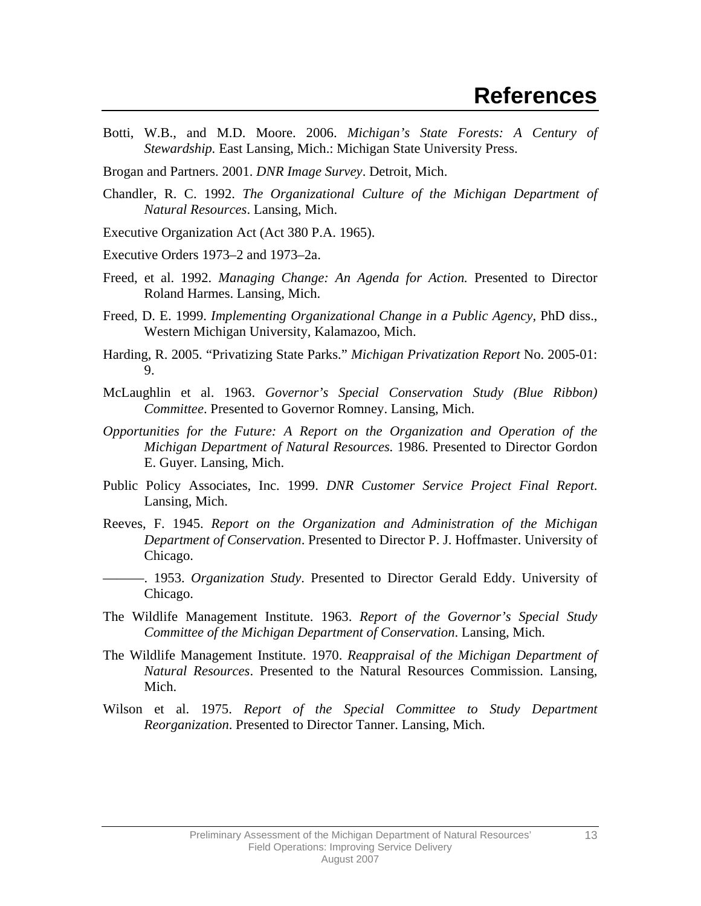# References

Botti, W.B., and M.D. Moore. 2006. *Michigan's State Forests: A Century of Stewardship*. East Lansing, Mich.: Michigan State University Press.

Brogan and Partners. 2001. *DNR Image Survey*. Detroit, Mich.

Chandler, R. C. 1992. *The Organizational Culture of the Michigan Department of Natural Resources*. Lansing, Mich.

Executive Organization Act (Act 380 P.A. 1965).

Executive Orders 1973–2 and 1973–2a.

Freed, et al. 1992. *Managing Change: An Agenda for Action.* Presented to Director Roland Harmes. Lansing, Mich.

Freed, D. E. 1999. *Implementing Organizational Change in a Public Agency*, PhD diss., Western Michigan University, Kalamazoo, Mich.

Harding, R. 2005. "Privatizing State Parks." *Michigan Privatization Report* No. 2005-01: 9.

McLaughlin et al. 1963. *Governor's Special Conservation Study (Blue Ribbon) Committee*. Presented to Governor Romney. Lansing, Mich.

*Opportunities for the Future: A Report on the Organization and Operation of the Michigan Department of Natural Resources.* 1986. Presented to Director Gordon E. Guyer. Lansing, Mich.

Public Policy Associates, Inc. 1999. *DNR Customer Service Project Final Report.* Lansing, Mich.

Reeves, F. 1945. *Report on the Organization and Administration of the Michigan Department of Conservation*. Presented to Director P. J. Hoffmaster. University of Chicago.

———. 1953. *Organization Study*. Presented to Director Gerald Eddy. University of Chicago.

The Wildlife Management Institute. 1963. *Report of the Governor's Special Study Committee of the Michigan Department of Conservation*. Lansing, Mich.

The Wildlife Management Institute. 1970. *Reappraisal of the Michigan Department of Natural Resources*. Presented to the Natural Resources Commission. Lansing, Mich.

Wilson et al. 1975. *Report of the Special Committee to Study Department Reorganization*. Presented to Director Tanner. Lansing, Mich.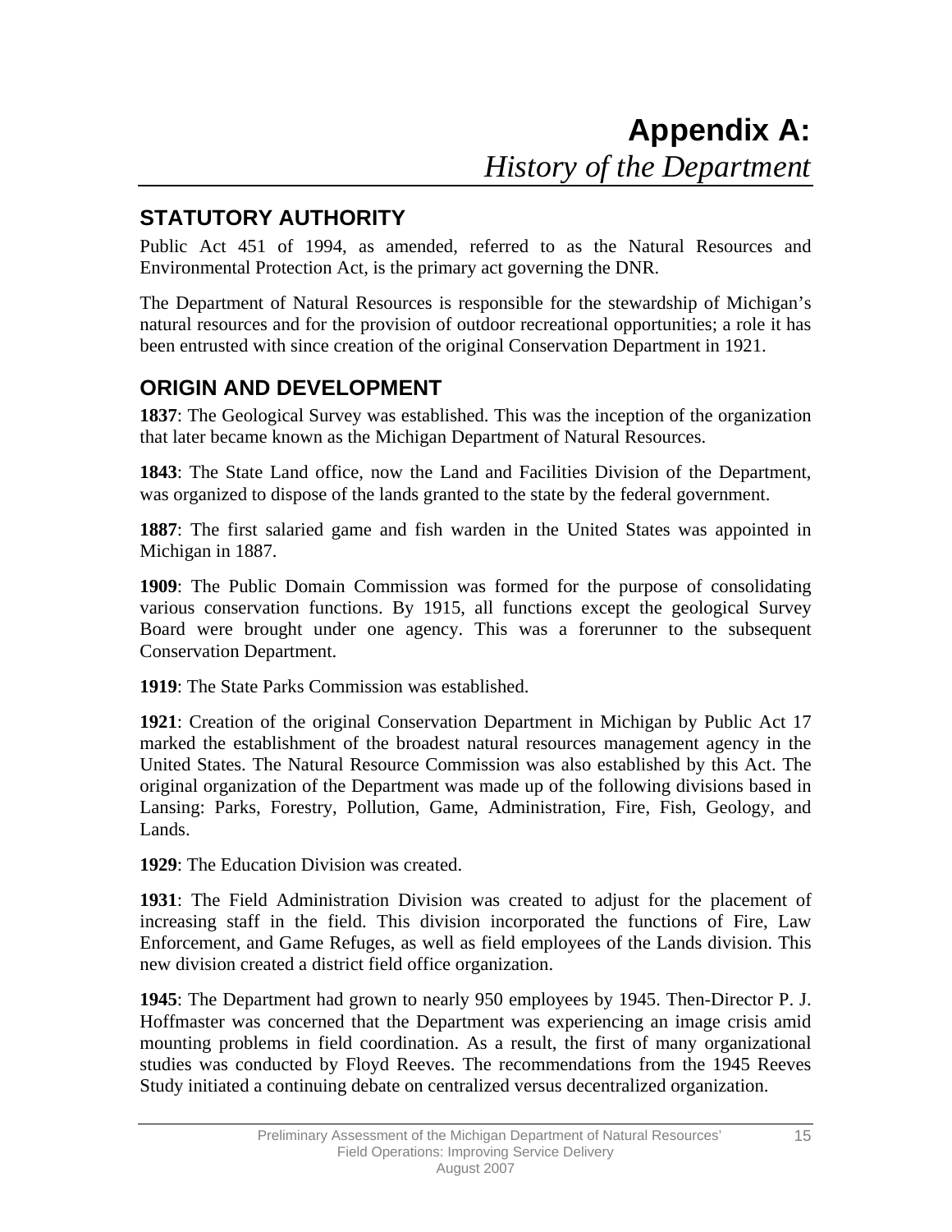# Appendix A:
*History of the Department*

## STATUTORY AUTHORITY

Public Act 451 of 1994, as amended, referred to as the Natural Resources and Environmental Protection Act, is the primary act governing the DNR.

The Department of Natural Resources is responsible for the stewardship of Michigan's natural resources and for the provision of outdoor recreational opportunities; a role it has been entrusted with since creation of the original Conservation Department in 1921.

## ORIGIN AND DEVELOPMENT

**1837**: The Geological Survey was established. This was the inception of the organization that later became known as the Michigan Department of Natural Resources.

**1843**: The State Land office, now the Land and Facilities Division of the Department, was organized to dispose of the lands granted to the state by the federal government.

**1887**: The first salaried game and fish warden in the United States was appointed in Michigan in 1887.

**1909**: The Public Domain Commission was formed for the purpose of consolidating various conservation functions. By 1915, all functions except the geological Survey Board were brought under one agency. This was a forerunner to the subsequent Conservation Department.

**1919**: The State Parks Commission was established.

**1921**: Creation of the original Conservation Department in Michigan by Public Act 17 marked the establishment of the broadest natural resources management agency in the United States. The Natural Resource Commission was also established by this Act. The original organization of the Department was made up of the following divisions based in Lansing: Parks, Forestry, Pollution, Game, Administration, Fire, Fish, Geology, and Lands.

**1929**: The Education Division was created.

**1931**: The Field Administration Division was created to adjust for the placement of increasing staff in the field. This division incorporated the functions of Fire, Law Enforcement, and Game Refuges, as well as field employees of the Lands division. This new division created a district field office organization.

**1945**: The Department had grown to nearly 950 employees by 1945. Then-Director P. J. Hoffmaster was concerned that the Department was experiencing an image crisis amid mounting problems in field coordination. As a result, the first of many organizational studies was conducted by Floyd Reeves. The recommendations from the 1945 Reeves Study initiated a continuing debate on centralized versus decentralized organization.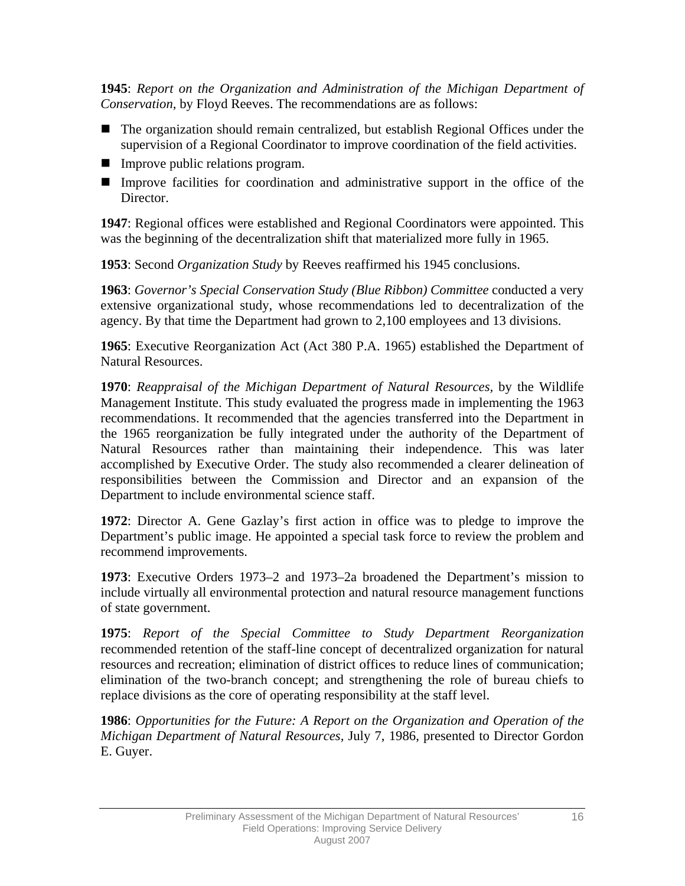**1945**: *Report on the Organization and Administration of the Michigan Department of Conservation,* by Floyd Reeves. The recommendations are as follows:

- The organization should remain centralized, but establish Regional Offices under the supervision of a Regional Coordinator to improve coordination of the field activities.
- Improve public relations program.
- Improve facilities for coordination and administrative support in the office of the Director.

**1947**: Regional offices were established and Regional Coordinators were appointed. This was the beginning of the decentralization shift that materialized more fully in 1965.

**1953**: Second *Organization Study* by Reeves reaffirmed his 1945 conclusions.

**1963**: *Governor's Special Conservation Study (Blue Ribbon) Committee* conducted a very extensive organizational study, whose recommendations led to decentralization of the agency. By that time the Department had grown to 2,100 employees and 13 divisions.

**1965**: Executive Reorganization Act (Act 380 P.A. 1965) established the Department of Natural Resources.

**1970**: *Reappraisal of the Michigan Department of Natural Resources,* by the Wildlife Management Institute. This study evaluated the progress made in implementing the 1963 recommendations. It recommended that the agencies transferred into the Department in the 1965 reorganization be fully integrated under the authority of the Department of Natural Resources rather than maintaining their independence. This was later accomplished by Executive Order. The study also recommended a clearer delineation of responsibilities between the Commission and Director and an expansion of the Department to include environmental science staff.

**1972**: Director A. Gene Gazlay's first action in office was to pledge to improve the Department's public image. He appointed a special task force to review the problem and recommend improvements.

**1973**: Executive Orders 1973–2 and 1973–2a broadened the Department's mission to include virtually all environmental protection and natural resource management functions of state government.

**1975**: *Report of the Special Committee to Study Department Reorganization* recommended retention of the staff-line concept of decentralized organization for natural resources and recreation; elimination of district offices to reduce lines of communication; elimination of the two-branch concept; and strengthening the role of bureau chiefs to replace divisions as the core of operating responsibility at the staff level.

**1986**: *Opportunities for the Future: A Report on the Organization and Operation of the Michigan Department of Natural Resources,* July 7, 1986, presented to Director Gordon E. Guyer.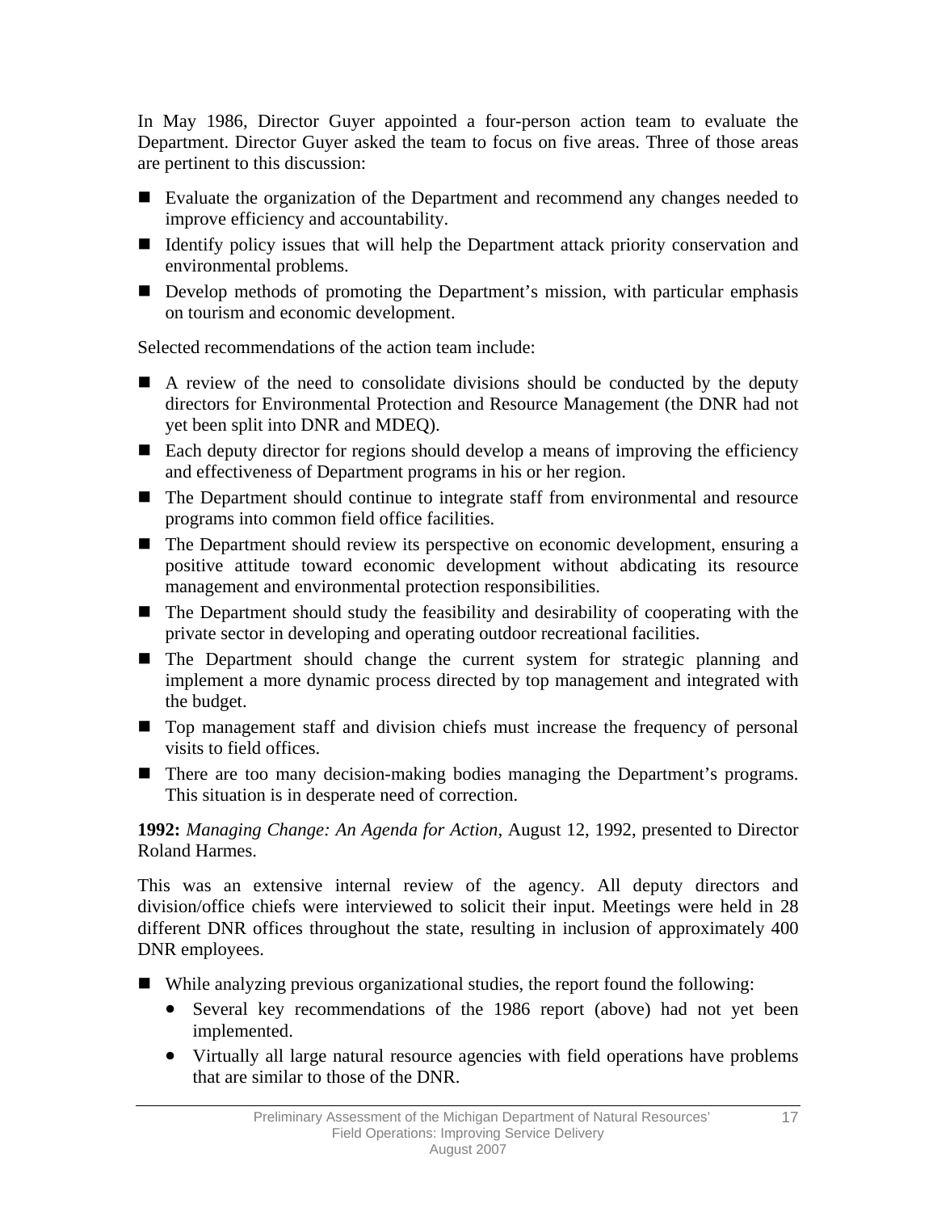In May 1986, Director Guyer appointed a four-person action team to evaluate the Department. Director Guyer asked the team to focus on five areas. Three of those areas are pertinent to this discussion:

- Evaluate the organization of the Department and recommend any changes needed to improve efficiency and accountability.
- Identify policy issues that will help the Department attack priority conservation and environmental problems.
- Develop methods of promoting the Department's mission, with particular emphasis on tourism and economic development.

Selected recommendations of the action team include:

- A review of the need to consolidate divisions should be conducted by the deputy directors for Environmental Protection and Resource Management (the DNR had not yet been split into DNR and MDEQ).
- Each deputy director for regions should develop a means of improving the efficiency and effectiveness of Department programs in his or her region.
- The Department should continue to integrate staff from environmental and resource programs into common field office facilities.
- The Department should review its perspective on economic development, ensuring a positive attitude toward economic development without abdicating its resource management and environmental protection responsibilities.
- The Department should study the feasibility and desirability of cooperating with the private sector in developing and operating outdoor recreational facilities.
- The Department should change the current system for strategic planning and implement a more dynamic process directed by top management and integrated with the budget.
- Top management staff and division chiefs must increase the frequency of personal visits to field offices.
- There are too many decision-making bodies managing the Department's programs. This situation is in desperate need of correction.

**1992:** *Managing Change: An Agenda for Action*, August 12, 1992, presented to Director Roland Harmes.

This was an extensive internal review of the agency. All deputy directors and division/office chiefs were interviewed to solicit their input. Meetings were held in 28 different DNR offices throughout the state, resulting in inclusion of approximately 400 DNR employees.

- While analyzing previous organizational studies, the report found the following:
  - Several key recommendations of the 1986 report (above) had not yet been implemented.
  - Virtually all large natural resource agencies with field operations have problems that are similar to those of the DNR.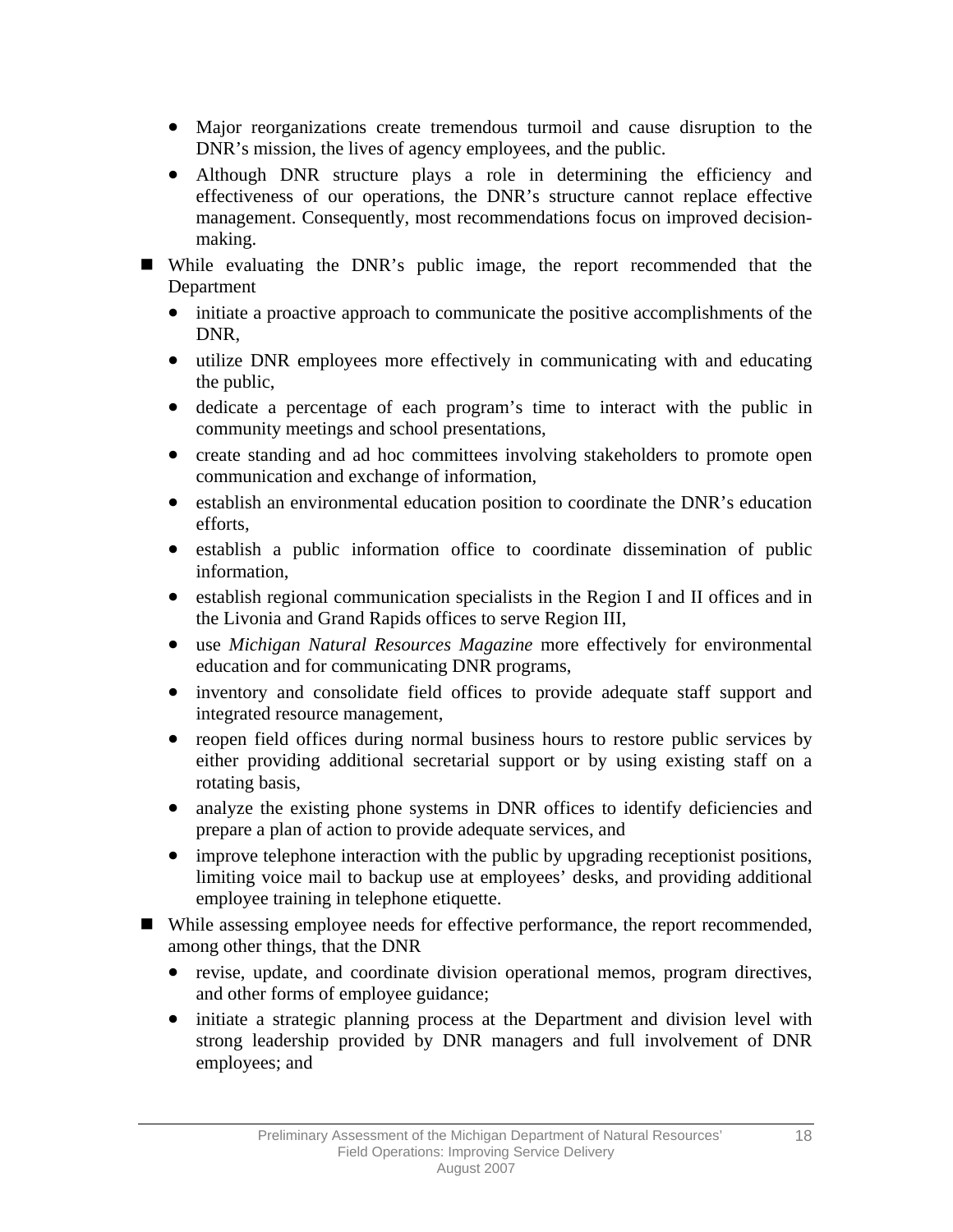- Major reorganizations create tremendous turmoil and cause disruption to the DNR's mission, the lives of agency employees, and the public.
    - Although DNR structure plays a role in determining the efficiency and effectiveness of our operations, the DNR's structure cannot replace effective management. Consequently, most recommendations focus on improved decision-making.

- While evaluating the DNR's public image, the report recommended that the Department
    - initiate a proactive approach to communicate the positive accomplishments of the DNR,
    - utilize DNR employees more effectively in communicating with and educating the public,
    - dedicate a percentage of each program's time to interact with the public in community meetings and school presentations,
    - create standing and ad hoc committees involving stakeholders to promote open communication and exchange of information,
    - establish an environmental education position to coordinate the DNR's education efforts,
    - establish a public information office to coordinate dissemination of public information,
    - establish regional communication specialists in the Region I and II offices and in the Livonia and Grand Rapids offices to serve Region III,
    - use *Michigan Natural Resources Magazine* more effectively for environmental education and for communicating DNR programs,
    - inventory and consolidate field offices to provide adequate staff support and integrated resource management,
    - reopen field offices during normal business hours to restore public services by either providing additional secretarial support or by using existing staff on a rotating basis,
    - analyze the existing phone systems in DNR offices to identify deficiencies and prepare a plan of action to provide adequate services, and
    - improve telephone interaction with the public by upgrading receptionist positions, limiting voice mail to backup use at employees' desks, and providing additional employee training in telephone etiquette.

- While assessing employee needs for effective performance, the report recommended, among other things, that the DNR
    - revise, update, and coordinate division operational memos, program directives, and other forms of employee guidance;
    - initiate a strategic planning process at the Department and division level with strong leadership provided by DNR managers and full involvement of DNR employees; and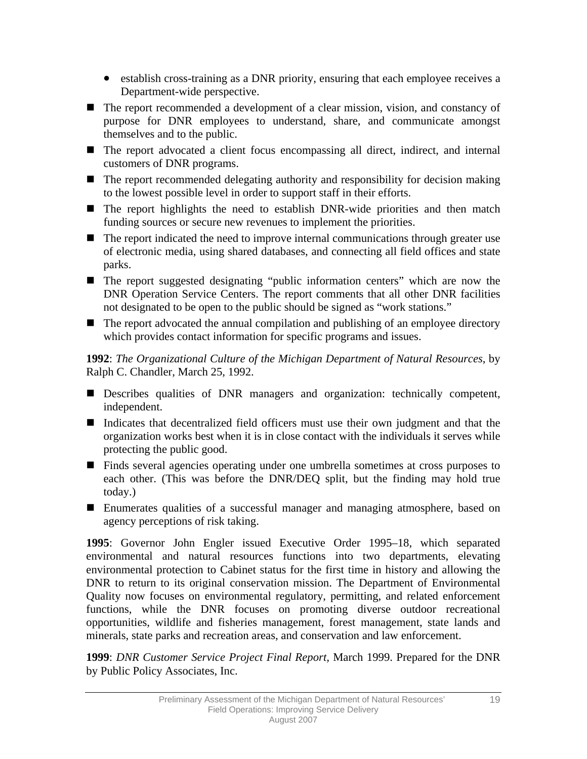- establish cross-training as a DNR priority, ensuring that each employee receives a Department-wide perspective.

- The report recommended a development of a clear mission, vision, and constancy of purpose for DNR employees to understand, share, and communicate amongst themselves and to the public.
- The report advocated a client focus encompassing all direct, indirect, and internal customers of DNR programs.
- The report recommended delegating authority and responsibility for decision making to the lowest possible level in order to support staff in their efforts.
- The report highlights the need to establish DNR-wide priorities and then match funding sources or secure new revenues to implement the priorities.
- The report indicated the need to improve internal communications through greater use of electronic media, using shared databases, and connecting all field offices and state parks.
- The report suggested designating “public information centers” which are now the DNR Operation Service Centers. The report comments that all other DNR facilities not designated to be open to the public should be signed as “work stations.”
- The report advocated the annual compilation and publishing of an employee directory which provides contact information for specific programs and issues.

**1992**: *The Organizational Culture of the Michigan Department of Natural Resources*, by Ralph C. Chandler, March 25, 1992.

- Describes qualities of DNR managers and organization: technically competent, independent.
- Indicates that decentralized field officers must use their own judgment and that the organization works best when it is in close contact with the individuals it serves while protecting the public good.
- Finds several agencies operating under one umbrella sometimes at cross purposes to each other. (This was before the DNR/DEQ split, but the finding may hold true today.)
- Enumerates qualities of a successful manager and managing atmosphere, based on agency perceptions of risk taking.

**1995**: Governor John Engler issued Executive Order 1995–18, which separated environmental and natural resources functions into two departments, elevating environmental protection to Cabinet status for the first time in history and allowing the DNR to return to its original conservation mission. The Department of Environmental Quality now focuses on environmental regulatory, permitting, and related enforcement functions, while the DNR focuses on promoting diverse outdoor recreational opportunities, wildlife and fisheries management, forest management, state lands and minerals, state parks and recreation areas, and conservation and law enforcement.

**1999**: *DNR Customer Service Project Final Report,* March 1999. Prepared for the DNR by Public Policy Associates, Inc.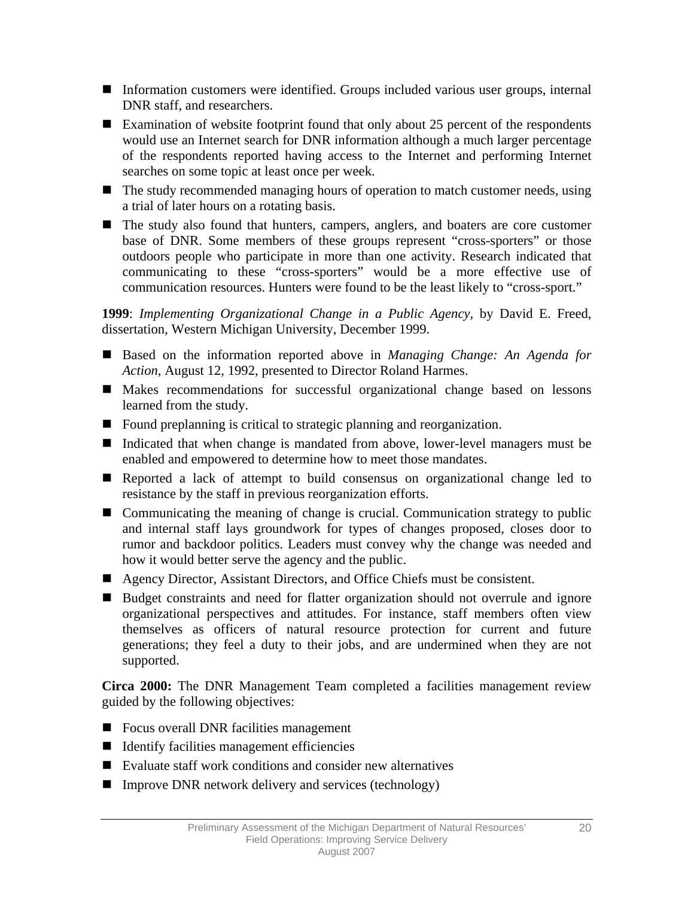- Information customers were identified. Groups included various user groups, internal DNR staff, and researchers.
- Examination of website footprint found that only about 25 percent of the respondents would use an Internet search for DNR information although a much larger percentage of the respondents reported having access to the Internet and performing Internet searches on some topic at least once per week.
- The study recommended managing hours of operation to match customer needs, using a trial of later hours on a rotating basis.
- The study also found that hunters, campers, anglers, and boaters are core customer base of DNR. Some members of these groups represent "cross-sporters" or those outdoors people who participate in more than one activity. Research indicated that communicating to these "cross-sporters" would be a more effective use of communication resources. Hunters were found to be the least likely to "cross-sport."

**1999**: *Implementing Organizational Change in a Public Agency*, by David E. Freed, dissertation, Western Michigan University, December 1999.

- Based on the information reported above in *Managing Change: An Agenda for Action*, August 12, 1992, presented to Director Roland Harmes.
- Makes recommendations for successful organizational change based on lessons learned from the study.
- Found preplanning is critical to strategic planning and reorganization.
- Indicated that when change is mandated from above, lower-level managers must be enabled and empowered to determine how to meet those mandates.
- Reported a lack of attempt to build consensus on organizational change led to resistance by the staff in previous reorganization efforts.
- Communicating the meaning of change is crucial. Communication strategy to public and internal staff lays groundwork for types of changes proposed, closes door to rumor and backdoor politics. Leaders must convey why the change was needed and how it would better serve the agency and the public.
- Agency Director, Assistant Directors, and Office Chiefs must be consistent.
- Budget constraints and need for flatter organization should not overrule and ignore organizational perspectives and attitudes. For instance, staff members often view themselves as officers of natural resource protection for current and future generations; they feel a duty to their jobs, and are undermined when they are not supported.

**Circa 2000:** The DNR Management Team completed a facilities management review guided by the following objectives:

- Focus overall DNR facilities management
- Identify facilities management efficiencies
- Evaluate staff work conditions and consider new alternatives
- Improve DNR network delivery and services (technology)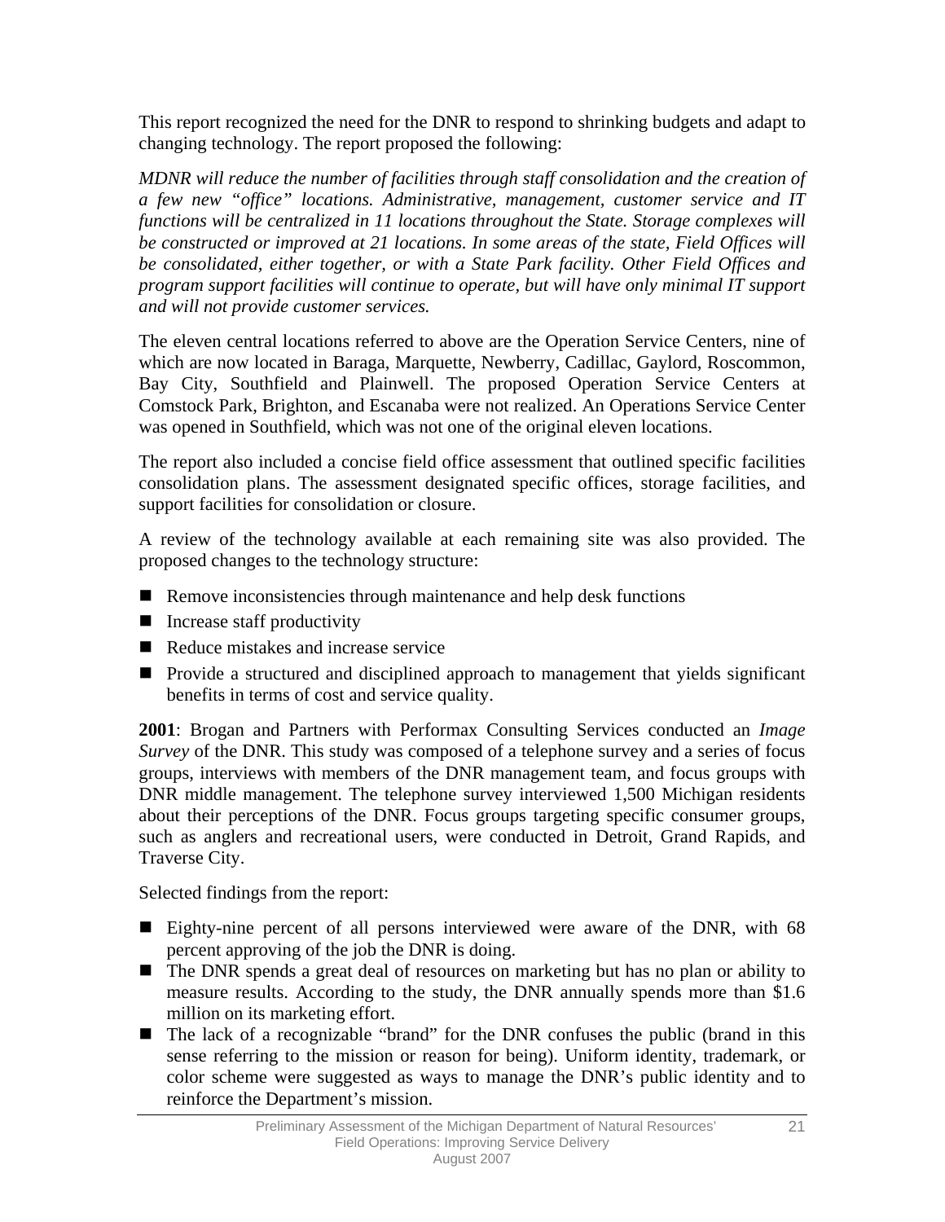This report recognized the need for the DNR to respond to shrinking budgets and adapt to changing technology. The report proposed the following:

*MDNR will reduce the number of facilities through staff consolidation and the creation of a few new "office" locations. Administrative, management, customer service and IT functions will be centralized in 11 locations throughout the State. Storage complexes will be constructed or improved at 21 locations. In some areas of the state, Field Offices will be consolidated, either together, or with a State Park facility. Other Field Offices and program support facilities will continue to operate, but will have only minimal IT support and will not provide customer services.*

The eleven central locations referred to above are the Operation Service Centers, nine of which are now located in Baraga, Marquette, Newberry, Cadillac, Gaylord, Roscommon, Bay City, Southfield and Plainwell. The proposed Operation Service Centers at Comstock Park, Brighton, and Escanaba were not realized. An Operations Service Center was opened in Southfield, which was not one of the original eleven locations.

The report also included a concise field office assessment that outlined specific facilities consolidation plans. The assessment designated specific offices, storage facilities, and support facilities for consolidation or closure.

A review of the technology available at each remaining site was also provided. The proposed changes to the technology structure:

- Remove inconsistencies through maintenance and help desk functions
- Increase staff productivity
- Reduce mistakes and increase service
- Provide a structured and disciplined approach to management that yields significant benefits in terms of cost and service quality.

**2001**: Brogan and Partners with Performax Consulting Services conducted an *Image Survey* of the DNR. This study was composed of a telephone survey and a series of focus groups, interviews with members of the DNR management team, and focus groups with DNR middle management. The telephone survey interviewed 1,500 Michigan residents about their perceptions of the DNR. Focus groups targeting specific consumer groups, such as anglers and recreational users, were conducted in Detroit, Grand Rapids, and Traverse City.

Selected findings from the report:

- Eighty-nine percent of all persons interviewed were aware of the DNR, with 68 percent approving of the job the DNR is doing.
- The DNR spends a great deal of resources on marketing but has no plan or ability to measure results. According to the study, the DNR annually spends more than $1.6 million on its marketing effort.
- The lack of a recognizable "brand" for the DNR confuses the public (brand in this sense referring to the mission or reason for being). Uniform identity, trademark, or color scheme were suggested as ways to manage the DNR's public identity and to reinforce the Department's mission.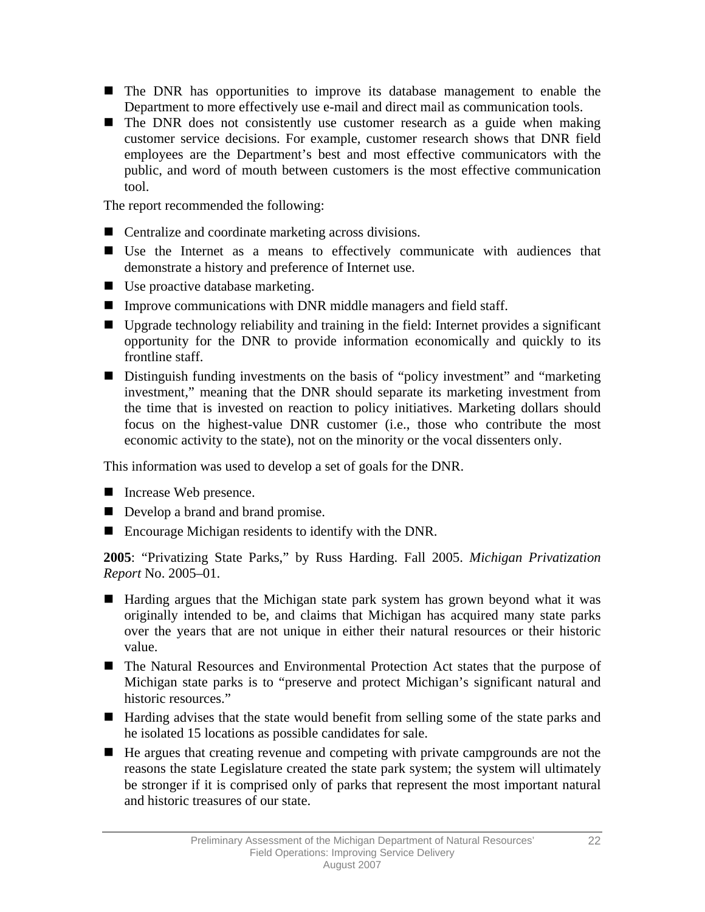- The DNR has opportunities to improve its database management to enable the Department to more effectively use e-mail and direct mail as communication tools.
- The DNR does not consistently use customer research as a guide when making customer service decisions. For example, customer research shows that DNR field employees are the Department's best and most effective communicators with the public, and word of mouth between customers is the most effective communication tool.

The report recommended the following:

- Centralize and coordinate marketing across divisions.
- Use the Internet as a means to effectively communicate with audiences that demonstrate a history and preference of Internet use.
- Use proactive database marketing.
- Improve communications with DNR middle managers and field staff.
- Upgrade technology reliability and training in the field: Internet provides a significant opportunity for the DNR to provide information economically and quickly to its frontline staff.
- Distinguish funding investments on the basis of "policy investment" and "marketing investment," meaning that the DNR should separate its marketing investment from the time that is invested on reaction to policy initiatives. Marketing dollars should focus on the highest-value DNR customer (i.e., those who contribute the most economic activity to the state), not on the minority or the vocal dissenters only.

This information was used to develop a set of goals for the DNR.

- Increase Web presence.
- Develop a brand and brand promise.
- Encourage Michigan residents to identify with the DNR.

**2005**: "Privatizing State Parks," by Russ Harding. Fall 2005. *Michigan Privatization Report* No. 2005–01.

- Harding argues that the Michigan state park system has grown beyond what it was originally intended to be, and claims that Michigan has acquired many state parks over the years that are not unique in either their natural resources or their historic value.
- The Natural Resources and Environmental Protection Act states that the purpose of Michigan state parks is to "preserve and protect Michigan's significant natural and historic resources."
- Harding advises that the state would benefit from selling some of the state parks and he isolated 15 locations as possible candidates for sale.
- He argues that creating revenue and competing with private campgrounds are not the reasons the state Legislature created the state park system; the system will ultimately be stronger if it is comprised only of parks that represent the most important natural and historic treasures of our state.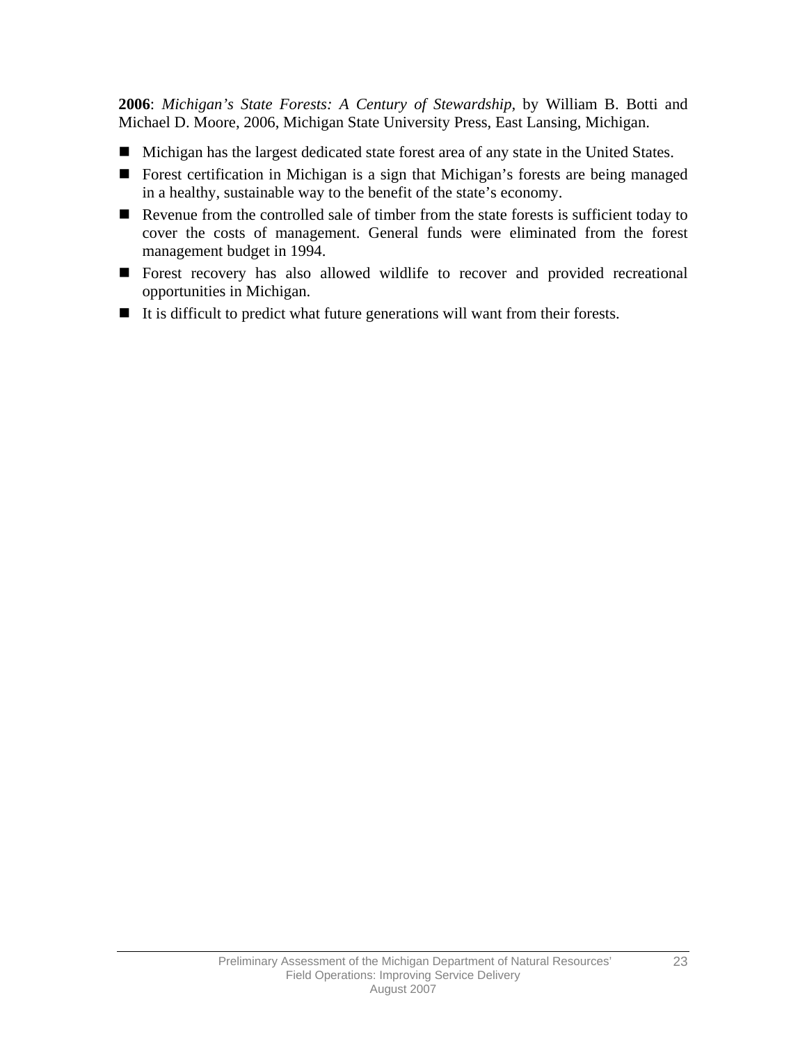**2006**: *Michigan's State Forests: A Century of Stewardship*, by William B. Botti and Michael D. Moore, 2006, Michigan State University Press, East Lansing, Michigan.

- Michigan has the largest dedicated state forest area of any state in the United States.
- Forest certification in Michigan is a sign that Michigan's forests are being managed in a healthy, sustainable way to the benefit of the state's economy.
- Revenue from the controlled sale of timber from the state forests is sufficient today to cover the costs of management. General funds were eliminated from the forest management budget in 1994.
- Forest recovery has also allowed wildlife to recover and provided recreational opportunities in Michigan.
- It is difficult to predict what future generations will want from their forests.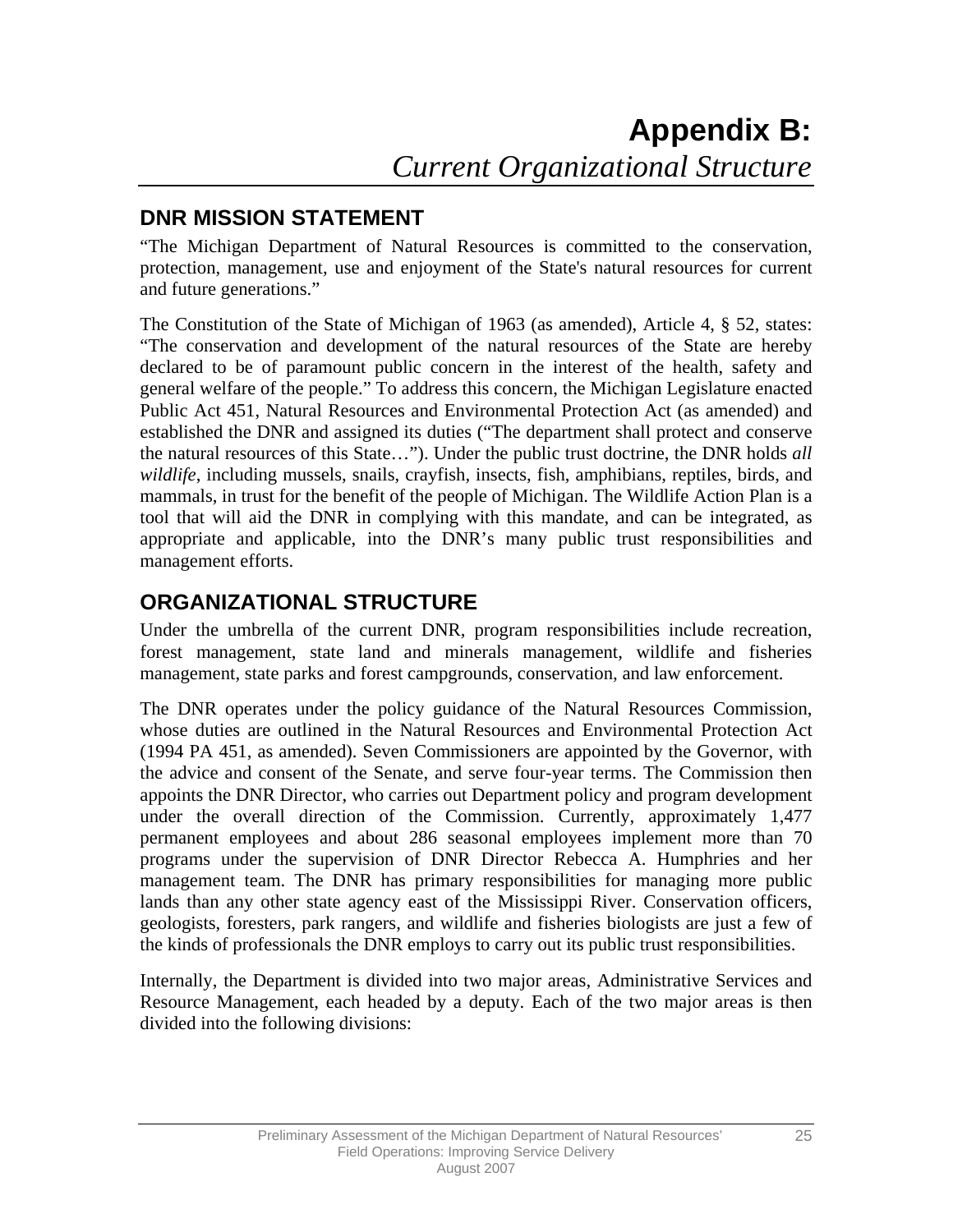# Appendix B:
*Current Organizational Structure*

## DNR MISSION STATEMENT

"The Michigan Department of Natural Resources is committed to the conservation, protection, management, use and enjoyment of the State's natural resources for current and future generations."

The Constitution of the State of Michigan of 1963 (as amended), Article 4, § 52, states: "The conservation and development of the natural resources of the State are hereby declared to be of paramount public concern in the interest of the health, safety and general welfare of the people." To address this concern, the Michigan Legislature enacted Public Act 451, Natural Resources and Environmental Protection Act (as amended) and established the DNR and assigned its duties ("The department shall protect and conserve the natural resources of this State…"). Under the public trust doctrine, the DNR holds *all wildlife*, including mussels, snails, crayfish, insects, fish, amphibians, reptiles, birds, and mammals, in trust for the benefit of the people of Michigan. The Wildlife Action Plan is a tool that will aid the DNR in complying with this mandate, and can be integrated, as appropriate and applicable, into the DNR's many public trust responsibilities and management efforts.

## ORGANIZATIONAL STRUCTURE

Under the umbrella of the current DNR, program responsibilities include recreation, forest management, state land and minerals management, wildlife and fisheries management, state parks and forest campgrounds, conservation, and law enforcement.

The DNR operates under the policy guidance of the Natural Resources Commission, whose duties are outlined in the Natural Resources and Environmental Protection Act (1994 PA 451, as amended). Seven Commissioners are appointed by the Governor, with the advice and consent of the Senate, and serve four-year terms. The Commission then appoints the DNR Director, who carries out Department policy and program development under the overall direction of the Commission. Currently, approximately 1,477 permanent employees and about 286 seasonal employees implement more than 70 programs under the supervision of DNR Director Rebecca A. Humphries and her management team. The DNR has primary responsibilities for managing more public lands than any other state agency east of the Mississippi River. Conservation officers, geologists, foresters, park rangers, and wildlife and fisheries biologists are just a few of the kinds of professionals the DNR employs to carry out its public trust responsibilities.

Internally, the Department is divided into two major areas, Administrative Services and Resource Management, each headed by a deputy. Each of the two major areas is then divided into the following divisions: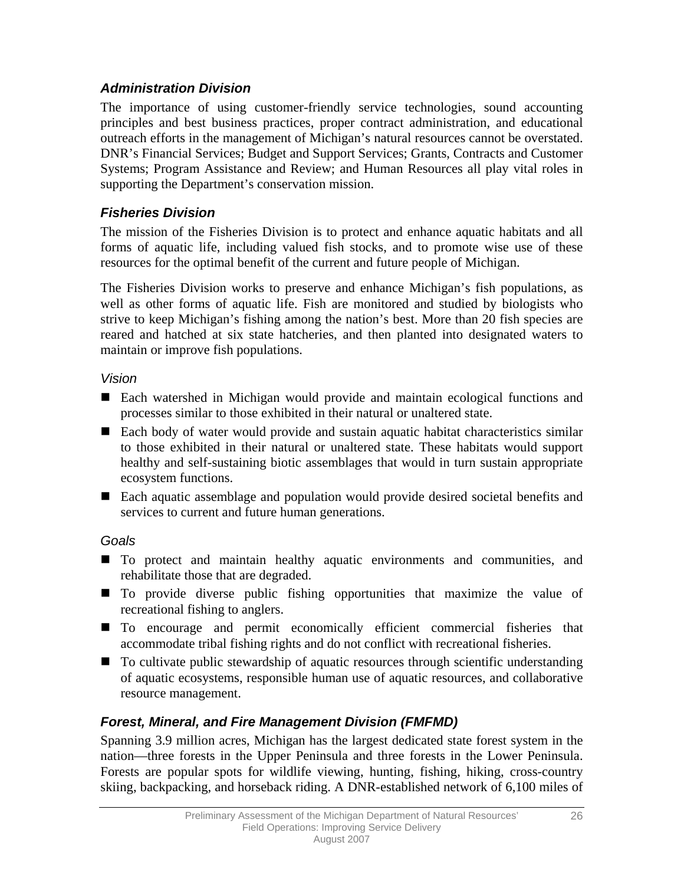### *Administration Division*

The importance of using customer-friendly service technologies, sound accounting principles and best business practices, proper contract administration, and educational outreach efforts in the management of Michigan's natural resources cannot be overstated. DNR's Financial Services; Budget and Support Services; Grants, Contracts and Customer Systems; Program Assistance and Review; and Human Resources all play vital roles in supporting the Department's conservation mission.

### *Fisheries Division*

The mission of the Fisheries Division is to protect and enhance aquatic habitats and all forms of aquatic life, including valued fish stocks, and to promote wise use of these resources for the optimal benefit of the current and future people of Michigan.

The Fisheries Division works to preserve and enhance Michigan's fish populations, as well as other forms of aquatic life. Fish are monitored and studied by biologists who strive to keep Michigan's fishing among the nation's best. More than 20 fish species are reared and hatched at six state hatcheries, and then planted into designated waters to maintain or improve fish populations.

*Vision*

- Each watershed in Michigan would provide and maintain ecological functions and processes similar to those exhibited in their natural or unaltered state.
- Each body of water would provide and sustain aquatic habitat characteristics similar to those exhibited in their natural or unaltered state. These habitats would support healthy and self-sustaining biotic assemblages that would in turn sustain appropriate ecosystem functions.
- Each aquatic assemblage and population would provide desired societal benefits and services to current and future human generations.

*Goals*

- To protect and maintain healthy aquatic environments and communities, and rehabilitate those that are degraded.
- To provide diverse public fishing opportunities that maximize the value of recreational fishing to anglers.
- To encourage and permit economically efficient commercial fisheries that accommodate tribal fishing rights and do not conflict with recreational fisheries.
- To cultivate public stewardship of aquatic resources through scientific understanding of aquatic ecosystems, responsible human use of aquatic resources, and collaborative resource management.

### *Forest, Mineral, and Fire Management Division (FMFMD)*

Spanning 3.9 million acres, Michigan has the largest dedicated state forest system in the nation—three forests in the Upper Peninsula and three forests in the Lower Peninsula. Forests are popular spots for wildlife viewing, hunting, fishing, hiking, cross-country skiing, backpacking, and horseback riding. A DNR-established network of 6,100 miles of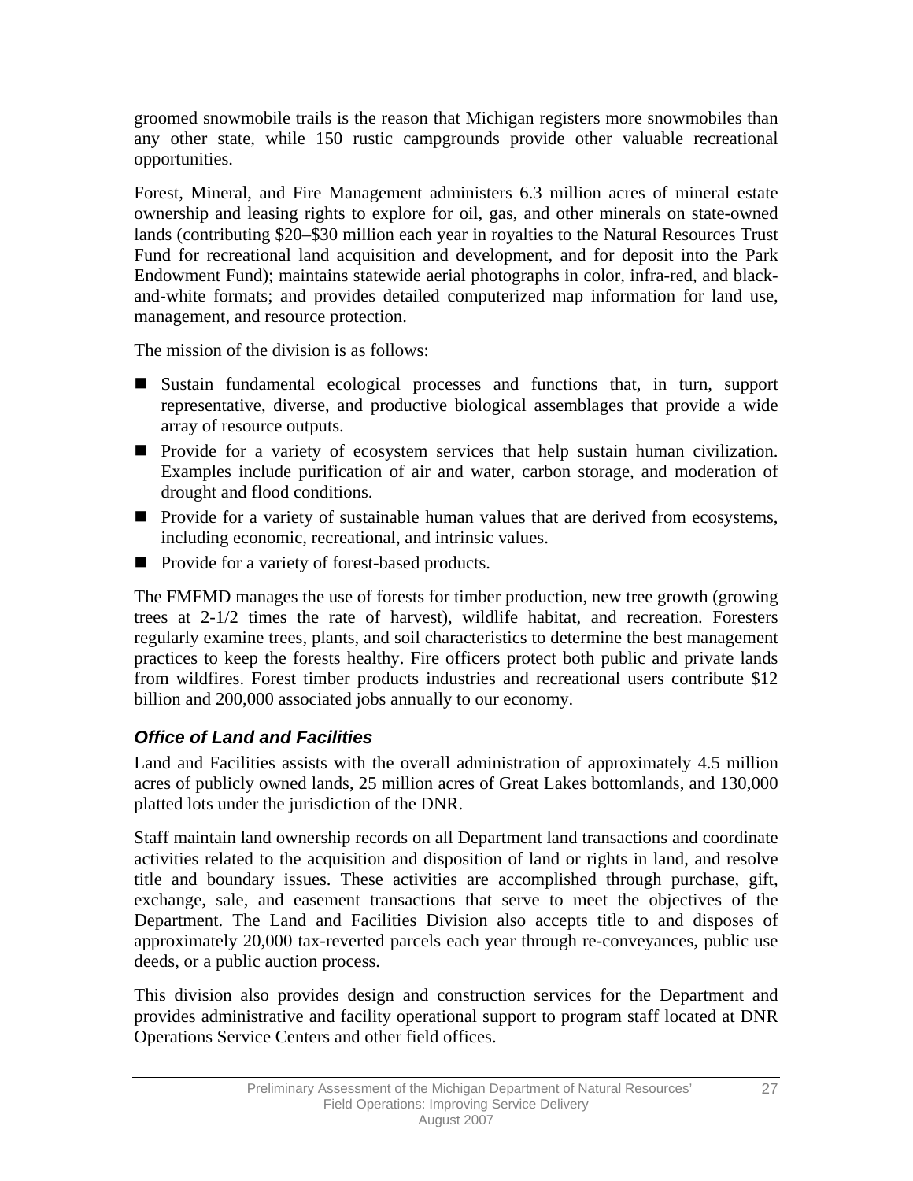groomed snowmobile trails is the reason that Michigan registers more snowmobiles than any other state, while 150 rustic campgrounds provide other valuable recreational opportunities.

Forest, Mineral, and Fire Management administers 6.3 million acres of mineral estate ownership and leasing rights to explore for oil, gas, and other minerals on state-owned lands (contributing $20–$30 million each year in royalties to the Natural Resources Trust Fund for recreational land acquisition and development, and for deposit into the Park Endowment Fund); maintains statewide aerial photographs in color, infra-red, and black-and-white formats; and provides detailed computerized map information for land use, management, and resource protection.

The mission of the division is as follows:

- Sustain fundamental ecological processes and functions that, in turn, support representative, diverse, and productive biological assemblages that provide a wide array of resource outputs.
- Provide for a variety of ecosystem services that help sustain human civilization. Examples include purification of air and water, carbon storage, and moderation of drought and flood conditions.
- Provide for a variety of sustainable human values that are derived from ecosystems, including economic, recreational, and intrinsic values.
- Provide for a variety of forest-based products.

The FMFMD manages the use of forests for timber production, new tree growth (growing trees at 2-1/2 times the rate of harvest), wildlife habitat, and recreation. Foresters regularly examine trees, plants, and soil characteristics to determine the best management practices to keep the forests healthy. Fire officers protect both public and private lands from wildfires. Forest timber products industries and recreational users contribute $12 billion and 200,000 associated jobs annually to our economy.

### *Office of Land and Facilities*

Land and Facilities assists with the overall administration of approximately 4.5 million acres of publicly owned lands, 25 million acres of Great Lakes bottomlands, and 130,000 platted lots under the jurisdiction of the DNR.

Staff maintain land ownership records on all Department land transactions and coordinate activities related to the acquisition and disposition of land or rights in land, and resolve title and boundary issues. These activities are accomplished through purchase, gift, exchange, sale, and easement transactions that serve to meet the objectives of the Department. The Land and Facilities Division also accepts title to and disposes of approximately 20,000 tax-reverted parcels each year through re-conveyances, public use deeds, or a public auction process.

This division also provides design and construction services for the Department and provides administrative and facility operational support to program staff located at DNR Operations Service Centers and other field offices.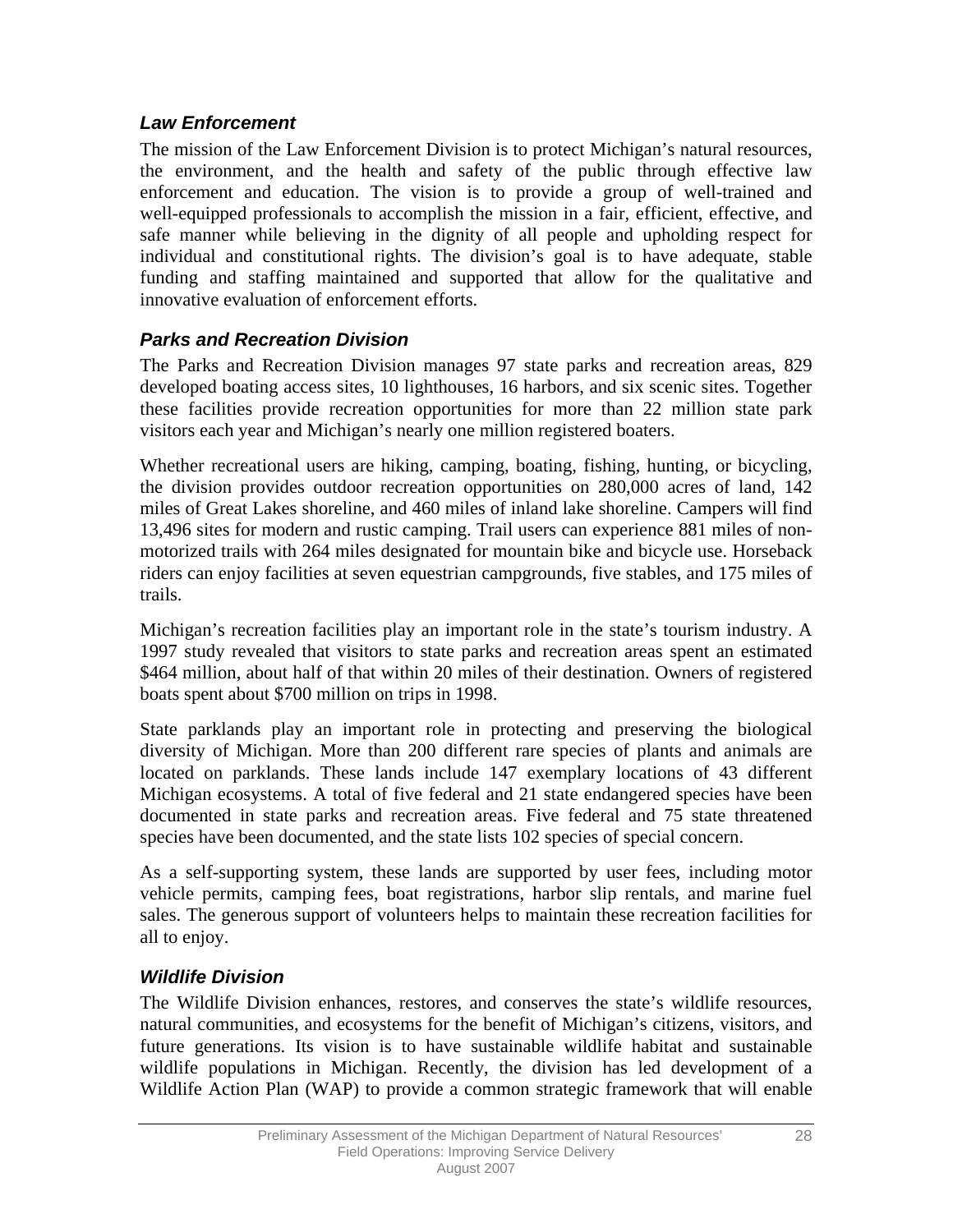### *Law Enforcement*

The mission of the Law Enforcement Division is to protect Michigan's natural resources, the environment, and the health and safety of the public through effective law enforcement and education. The vision is to provide a group of well-trained and well-equipped professionals to accomplish the mission in a fair, efficient, effective, and safe manner while believing in the dignity of all people and upholding respect for individual and constitutional rights. The division's goal is to have adequate, stable funding and staffing maintained and supported that allow for the qualitative and innovative evaluation of enforcement efforts.

### *Parks and Recreation Division*

The Parks and Recreation Division manages 97 state parks and recreation areas, 829 developed boating access sites, 10 lighthouses, 16 harbors, and six scenic sites. Together these facilities provide recreation opportunities for more than 22 million state park visitors each year and Michigan's nearly one million registered boaters.

Whether recreational users are hiking, camping, boating, fishing, hunting, or bicycling, the division provides outdoor recreation opportunities on 280,000 acres of land, 142 miles of Great Lakes shoreline, and 460 miles of inland lake shoreline. Campers will find 13,496 sites for modern and rustic camping. Trail users can experience 881 miles of non-motorized trails with 264 miles designated for mountain bike and bicycle use. Horseback riders can enjoy facilities at seven equestrian campgrounds, five stables, and 175 miles of trails.

Michigan's recreation facilities play an important role in the state's tourism industry. A 1997 study revealed that visitors to state parks and recreation areas spent an estimated $464 million, about half of that within 20 miles of their destination. Owners of registered boats spent about $700 million on trips in 1998.

State parklands play an important role in protecting and preserving the biological diversity of Michigan. More than 200 different rare species of plants and animals are located on parklands. These lands include 147 exemplary locations of 43 different Michigan ecosystems. A total of five federal and 21 state endangered species have been documented in state parks and recreation areas. Five federal and 75 state threatened species have been documented, and the state lists 102 species of special concern.

As a self-supporting system, these lands are supported by user fees, including motor vehicle permits, camping fees, boat registrations, harbor slip rentals, and marine fuel sales. The generous support of volunteers helps to maintain these recreation facilities for all to enjoy.

### *Wildlife Division*

The Wildlife Division enhances, restores, and conserves the state's wildlife resources, natural communities, and ecosystems for the benefit of Michigan's citizens, visitors, and future generations. Its vision is to have sustainable wildlife habitat and sustainable wildlife populations in Michigan. Recently, the division has led development of a Wildlife Action Plan (WAP) to provide a common strategic framework that will enable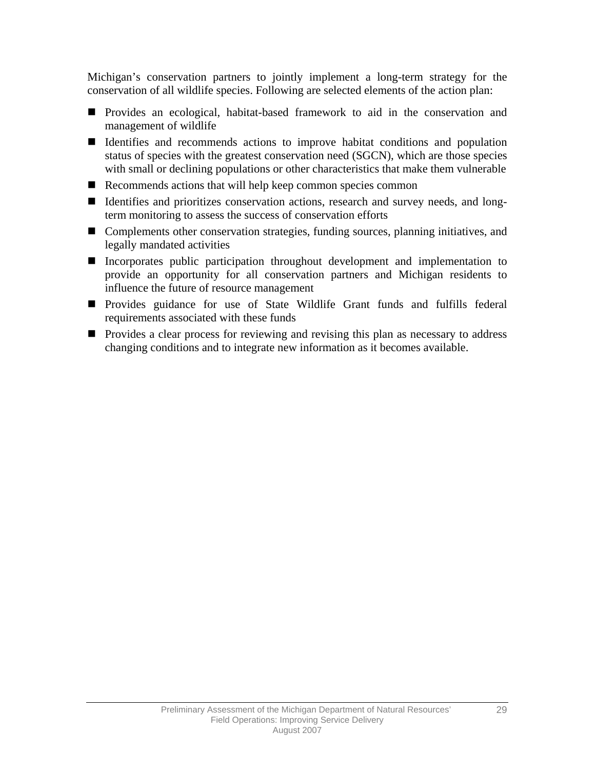Michigan's conservation partners to jointly implement a long-term strategy for the conservation of all wildlife species. Following are selected elements of the action plan:

- Provides an ecological, habitat-based framework to aid in the conservation and management of wildlife
- Identifies and recommends actions to improve habitat conditions and population status of species with the greatest conservation need (SGCN), which are those species with small or declining populations or other characteristics that make them vulnerable
- Recommends actions that will help keep common species common
- Identifies and prioritizes conservation actions, research and survey needs, and long-term monitoring to assess the success of conservation efforts
- Complements other conservation strategies, funding sources, planning initiatives, and legally mandated activities
- Incorporates public participation throughout development and implementation to provide an opportunity for all conservation partners and Michigan residents to influence the future of resource management
- Provides guidance for use of State Wildlife Grant funds and fulfills federal requirements associated with these funds
- Provides a clear process for reviewing and revising this plan as necessary to address changing conditions and to integrate new information as it becomes available.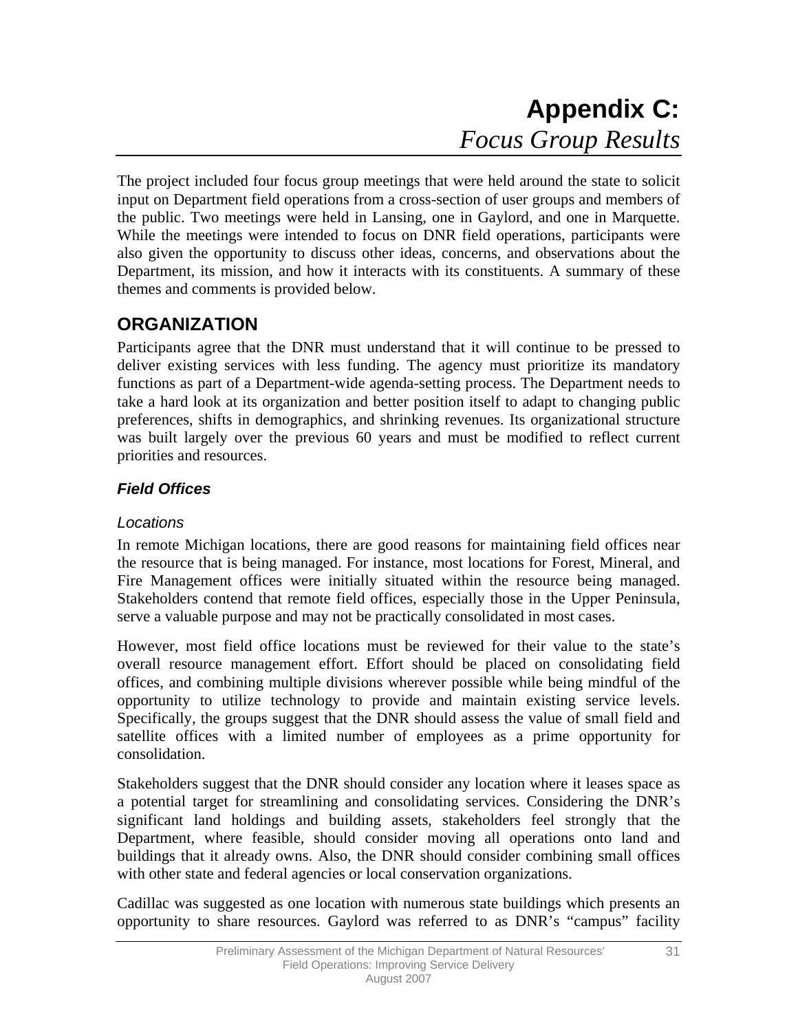# Appendix C:
*Focus Group Results*

The project included four focus group meetings that were held around the state to solicit input on Department field operations from a cross-section of user groups and members of the public. Two meetings were held in Lansing, one in Gaylord, and one in Marquette. While the meetings were intended to focus on DNR field operations, participants were also given the opportunity to discuss other ideas, concerns, and observations about the Department, its mission, and how it interacts with its constituents. A summary of these themes and comments is provided below.

## ORGANIZATION

Participants agree that the DNR must understand that it will continue to be pressed to deliver existing services with less funding. The agency must prioritize its mandatory functions as part of a Department-wide agenda-setting process. The Department needs to take a hard look at its organization and better position itself to adapt to changing public preferences, shifts in demographics, and shrinking revenues. Its organizational structure was built largely over the previous 60 years and must be modified to reflect current priorities and resources.

### *Field Offices*

#### *Locations*

In remote Michigan locations, there are good reasons for maintaining field offices near the resource that is being managed. For instance, most locations for Forest, Mineral, and Fire Management offices were initially situated within the resource being managed. Stakeholders contend that remote field offices, especially those in the Upper Peninsula, serve a valuable purpose and may not be practically consolidated in most cases.

However, most field office locations must be reviewed for their value to the state's overall resource management effort. Effort should be placed on consolidating field offices, and combining multiple divisions wherever possible while being mindful of the opportunity to utilize technology to provide and maintain existing service levels. Specifically, the groups suggest that the DNR should assess the value of small field and satellite offices with a limited number of employees as a prime opportunity for consolidation.

Stakeholders suggest that the DNR should consider any location where it leases space as a potential target for streamlining and consolidating services. Considering the DNR's significant land holdings and building assets, stakeholders feel strongly that the Department, where feasible, should consider moving all operations onto land and buildings that it already owns. Also, the DNR should consider combining small offices with other state and federal agencies or local conservation organizations.

Cadillac was suggested as one location with numerous state buildings which presents an opportunity to share resources. Gaylord was referred to as DNR's "campus" facility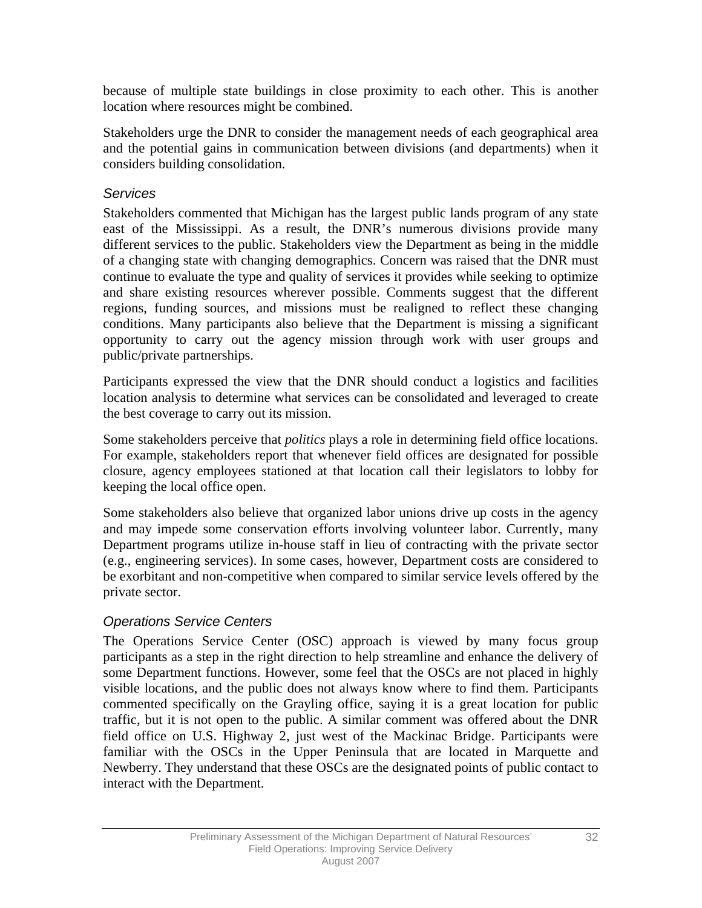because of multiple state buildings in close proximity to each other. This is another location where resources might be combined.

Stakeholders urge the DNR to consider the management needs of each geographical area and the potential gains in communication between divisions (and departments) when it considers building consolidation.

### *Services*

Stakeholders commented that Michigan has the largest public lands program of any state east of the Mississippi. As a result, the DNR's numerous divisions provide many different services to the public. Stakeholders view the Department as being in the middle of a changing state with changing demographics. Concern was raised that the DNR must continue to evaluate the type and quality of services it provides while seeking to optimize and share existing resources wherever possible. Comments suggest that the different regions, funding sources, and missions must be realigned to reflect these changing conditions. Many participants also believe that the Department is missing a significant opportunity to carry out the agency mission through work with user groups and public/private partnerships.

Participants expressed the view that the DNR should conduct a logistics and facilities location analysis to determine what services can be consolidated and leveraged to create the best coverage to carry out its mission.

Some stakeholders perceive that *politics* plays a role in determining field office locations. For example, stakeholders report that whenever field offices are designated for possible closure, agency employees stationed at that location call their legislators to lobby for keeping the local office open.

Some stakeholders also believe that organized labor unions drive up costs in the agency and may impede some conservation efforts involving volunteer labor. Currently, many Department programs utilize in-house staff in lieu of contracting with the private sector (e.g., engineering services). In some cases, however, Department costs are considered to be exorbitant and non-competitive when compared to similar service levels offered by the private sector.

### *Operations Service Centers*

The Operations Service Center (OSC) approach is viewed by many focus group participants as a step in the right direction to help streamline and enhance the delivery of some Department functions. However, some feel that the OSCs are not placed in highly visible locations, and the public does not always know where to find them. Participants commented specifically on the Grayling office, saying it is a great location for public traffic, but it is not open to the public. A similar comment was offered about the DNR field office on U.S. Highway 2, just west of the Mackinac Bridge. Participants were familiar with the OSCs in the Upper Peninsula that are located in Marquette and Newberry. They understand that these OSCs are the designated points of public contact to interact with the Department.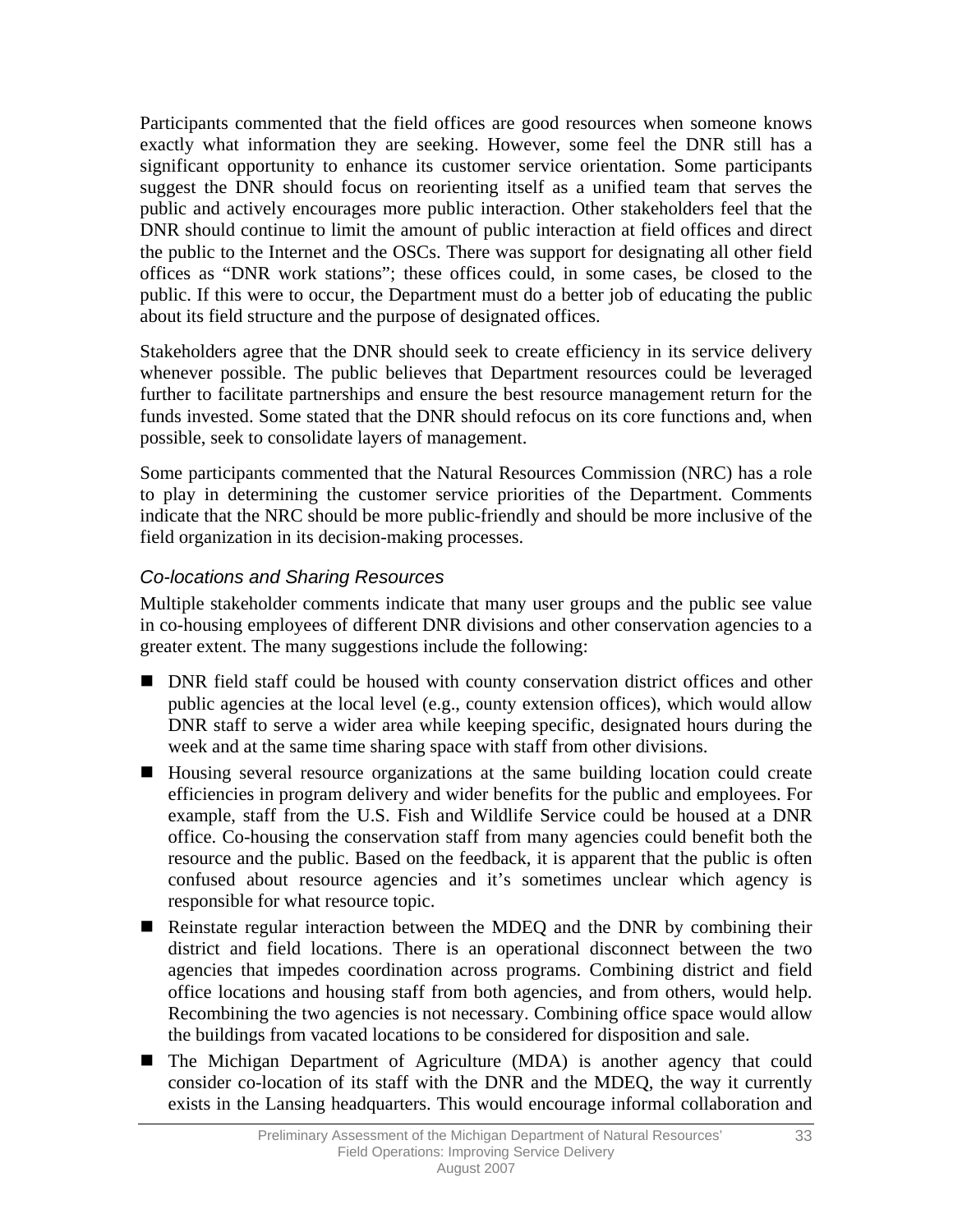Participants commented that the field offices are good resources when someone knows exactly what information they are seeking. However, some feel the DNR still has a significant opportunity to enhance its customer service orientation. Some participants suggest the DNR should focus on reorienting itself as a unified team that serves the public and actively encourages more public interaction. Other stakeholders feel that the DNR should continue to limit the amount of public interaction at field offices and direct the public to the Internet and the OSCs. There was support for designating all other field offices as "DNR work stations"; these offices could, in some cases, be closed to the public. If this were to occur, the Department must do a better job of educating the public about its field structure and the purpose of designated offices.

Stakeholders agree that the DNR should seek to create efficiency in its service delivery whenever possible. The public believes that Department resources could be leveraged further to facilitate partnerships and ensure the best resource management return for the funds invested. Some stated that the DNR should refocus on its core functions and, when possible, seek to consolidate layers of management.

Some participants commented that the Natural Resources Commission (NRC) has a role to play in determining the customer service priorities of the Department. Comments indicate that the NRC should be more public-friendly and should be more inclusive of the field organization in its decision-making processes.

### *Co-locations and Sharing Resources*

Multiple stakeholder comments indicate that many user groups and the public see value in co-housing employees of different DNR divisions and other conservation agencies to a greater extent. The many suggestions include the following:

- DNR field staff could be housed with county conservation district offices and other public agencies at the local level (e.g., county extension offices), which would allow DNR staff to serve a wider area while keeping specific, designated hours during the week and at the same time sharing space with staff from other divisions.
- Housing several resource organizations at the same building location could create efficiencies in program delivery and wider benefits for the public and employees. For example, staff from the U.S. Fish and Wildlife Service could be housed at a DNR office. Co-housing the conservation staff from many agencies could benefit both the resource and the public. Based on the feedback, it is apparent that the public is often confused about resource agencies and it's sometimes unclear which agency is responsible for what resource topic.
- Reinstate regular interaction between the MDEQ and the DNR by combining their district and field locations. There is an operational disconnect between the two agencies that impedes coordination across programs. Combining district and field office locations and housing staff from both agencies, and from others, would help. Recombining the two agencies is not necessary. Combining office space would allow the buildings from vacated locations to be considered for disposition and sale.
- The Michigan Department of Agriculture (MDA) is another agency that could consider co-location of its staff with the DNR and the MDEQ, the way it currently exists in the Lansing headquarters. This would encourage informal collaboration and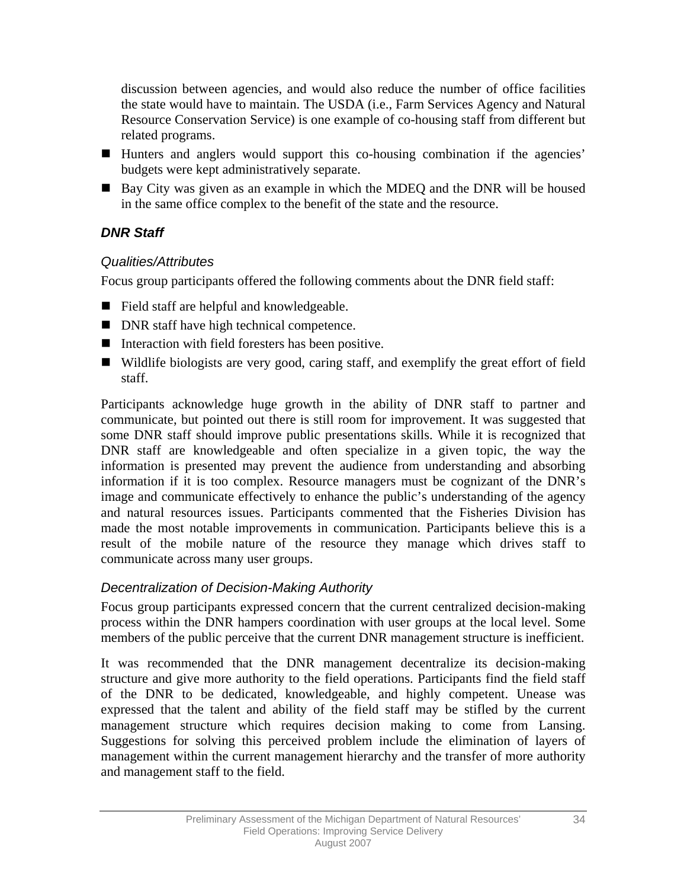discussion between agencies, and would also reduce the number of office facilities the state would have to maintain. The USDA (i.e., Farm Services Agency and Natural Resource Conservation Service) is one example of co-housing staff from different but related programs.

- Hunters and anglers would support this co-housing combination if the agencies' budgets were kept administratively separate.
- Bay City was given as an example in which the MDEQ and the DNR will be housed in the same office complex to the benefit of the state and the resource.

### *DNR Staff*

#### *Qualities/Attributes*

Focus group participants offered the following comments about the DNR field staff:

- Field staff are helpful and knowledgeable.
- DNR staff have high technical competence.
- Interaction with field foresters has been positive.
- Wildlife biologists are very good, caring staff, and exemplify the great effort of field staff.

Participants acknowledge huge growth in the ability of DNR staff to partner and communicate, but pointed out there is still room for improvement. It was suggested that some DNR staff should improve public presentations skills. While it is recognized that DNR staff are knowledgeable and often specialize in a given topic, the way the information is presented may prevent the audience from understanding and absorbing information if it is too complex. Resource managers must be cognizant of the DNR's image and communicate effectively to enhance the public's understanding of the agency and natural resources issues. Participants commented that the Fisheries Division has made the most notable improvements in communication. Participants believe this is a result of the mobile nature of the resource they manage which drives staff to communicate across many user groups.

#### *Decentralization of Decision-Making Authority*

Focus group participants expressed concern that the current centralized decision-making process within the DNR hampers coordination with user groups at the local level. Some members of the public perceive that the current DNR management structure is inefficient.

It was recommended that the DNR management decentralize its decision-making structure and give more authority to the field operations. Participants find the field staff of the DNR to be dedicated, knowledgeable, and highly competent. Unease was expressed that the talent and ability of the field staff may be stifled by the current management structure which requires decision making to come from Lansing. Suggestions for solving this perceived problem include the elimination of layers of management within the current management hierarchy and the transfer of more authority and management staff to the field.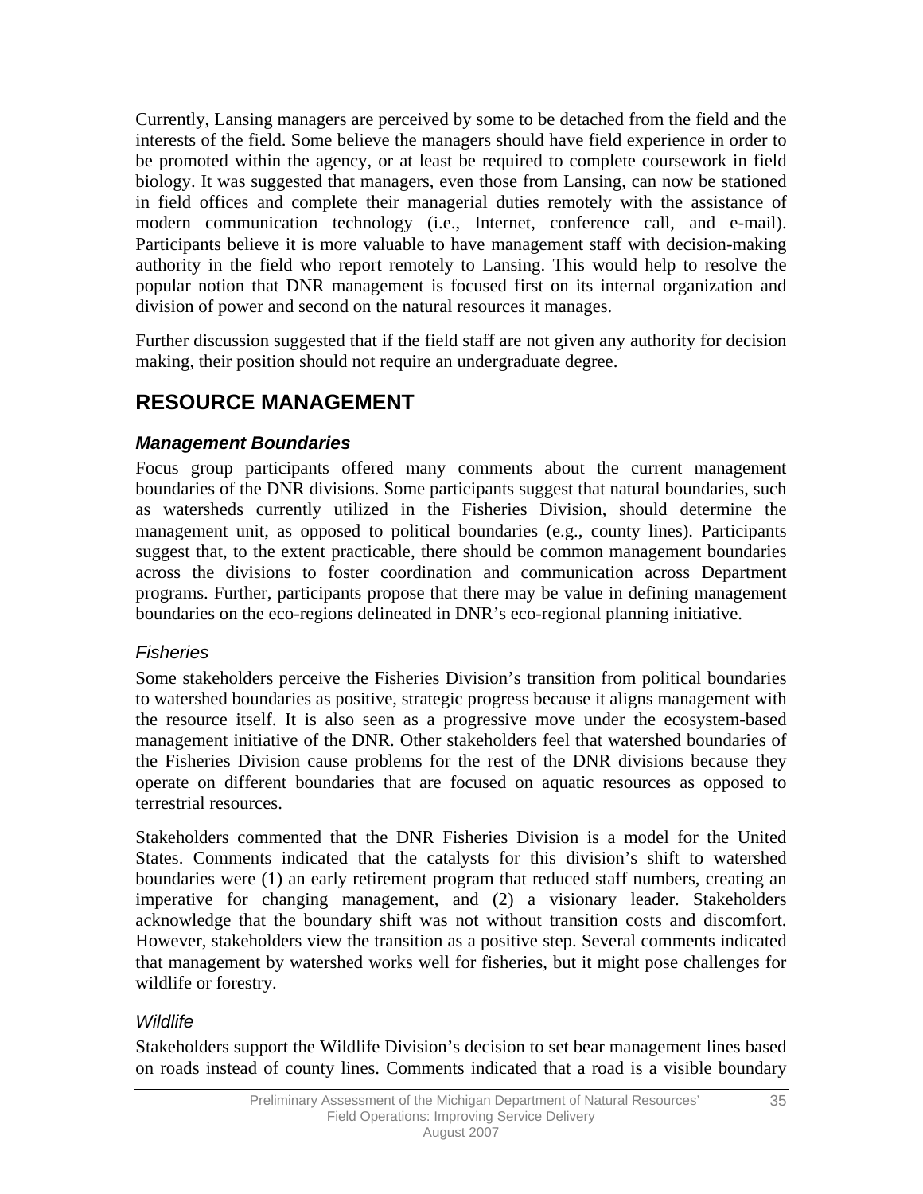Currently, Lansing managers are perceived by some to be detached from the field and the interests of the field. Some believe the managers should have field experience in order to be promoted within the agency, or at least be required to complete coursework in field biology. It was suggested that managers, even those from Lansing, can now be stationed in field offices and complete their managerial duties remotely with the assistance of modern communication technology (i.e., Internet, conference call, and e-mail). Participants believe it is more valuable to have management staff with decision-making authority in the field who report remotely to Lansing. This would help to resolve the popular notion that DNR management is focused first on its internal organization and division of power and second on the natural resources it manages.

Further discussion suggested that if the field staff are not given any authority for decision making, their position should not require an undergraduate degree.

## RESOURCE MANAGEMENT

### *Management Boundaries*

Focus group participants offered many comments about the current management boundaries of the DNR divisions. Some participants suggest that natural boundaries, such as watersheds currently utilized in the Fisheries Division, should determine the management unit, as opposed to political boundaries (e.g., county lines). Participants suggest that, to the extent practicable, there should be common management boundaries across the divisions to foster coordination and communication across Department programs. Further, participants propose that there may be value in defining management boundaries on the eco-regions delineated in DNR's eco-regional planning initiative.

#### *Fisheries*

Some stakeholders perceive the Fisheries Division's transition from political boundaries to watershed boundaries as positive, strategic progress because it aligns management with the resource itself. It is also seen as a progressive move under the ecosystem-based management initiative of the DNR. Other stakeholders feel that watershed boundaries of the Fisheries Division cause problems for the rest of the DNR divisions because they operate on different boundaries that are focused on aquatic resources as opposed to terrestrial resources.

Stakeholders commented that the DNR Fisheries Division is a model for the United States. Comments indicated that the catalysts for this division's shift to watershed boundaries were (1) an early retirement program that reduced staff numbers, creating an imperative for changing management, and (2) a visionary leader. Stakeholders acknowledge that the boundary shift was not without transition costs and discomfort. However, stakeholders view the transition as a positive step. Several comments indicated that management by watershed works well for fisheries, but it might pose challenges for wildlife or forestry.

#### *Wildlife*

Stakeholders support the Wildlife Division's decision to set bear management lines based on roads instead of county lines. Comments indicated that a road is a visible boundary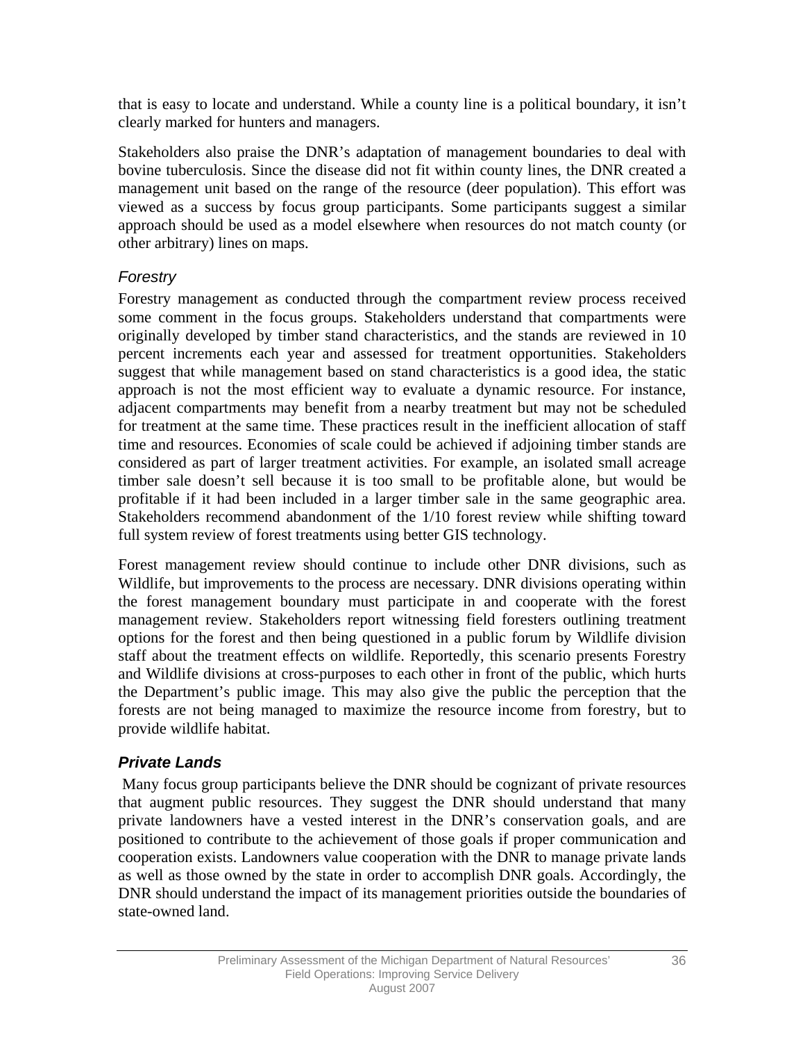that is easy to locate and understand. While a county line is a political boundary, it isn't clearly marked for hunters and managers.

Stakeholders also praise the DNR's adaptation of management boundaries to deal with bovine tuberculosis. Since the disease did not fit within county lines, the DNR created a management unit based on the range of the resource (deer population). This effort was viewed as a success by focus group participants. Some participants suggest a similar approach should be used as a model elsewhere when resources do not match county (or other arbitrary) lines on maps.

### *Forestry*

Forestry management as conducted through the compartment review process received some comment in the focus groups. Stakeholders understand that compartments were originally developed by timber stand characteristics, and the stands are reviewed in 10 percent increments each year and assessed for treatment opportunities. Stakeholders suggest that while management based on stand characteristics is a good idea, the static approach is not the most efficient way to evaluate a dynamic resource. For instance, adjacent compartments may benefit from a nearby treatment but may not be scheduled for treatment at the same time. These practices result in the inefficient allocation of staff time and resources. Economies of scale could be achieved if adjoining timber stands are considered as part of larger treatment activities. For example, an isolated small acreage timber sale doesn't sell because it is too small to be profitable alone, but would be profitable if it had been included in a larger timber sale in the same geographic area. Stakeholders recommend abandonment of the 1/10 forest review while shifting toward full system review of forest treatments using better GIS technology.

Forest management review should continue to include other DNR divisions, such as Wildlife, but improvements to the process are necessary. DNR divisions operating within the forest management boundary must participate in and cooperate with the forest management review. Stakeholders report witnessing field foresters outlining treatment options for the forest and then being questioned in a public forum by Wildlife division staff about the treatment effects on wildlife. Reportedly, this scenario presents Forestry and Wildlife divisions at cross-purposes to each other in front of the public, which hurts the Department's public image. This may also give the public the perception that the forests are not being managed to maximize the resource income from forestry, but to provide wildlife habitat.

### ***Private Lands***

Many focus group participants believe the DNR should be cognizant of private resources that augment public resources. They suggest the DNR should understand that many private landowners have a vested interest in the DNR's conservation goals, and are positioned to contribute to the achievement of those goals if proper communication and cooperation exists. Landowners value cooperation with the DNR to manage private lands as well as those owned by the state in order to accomplish DNR goals. Accordingly, the DNR should understand the impact of its management priorities outside the boundaries of state-owned land.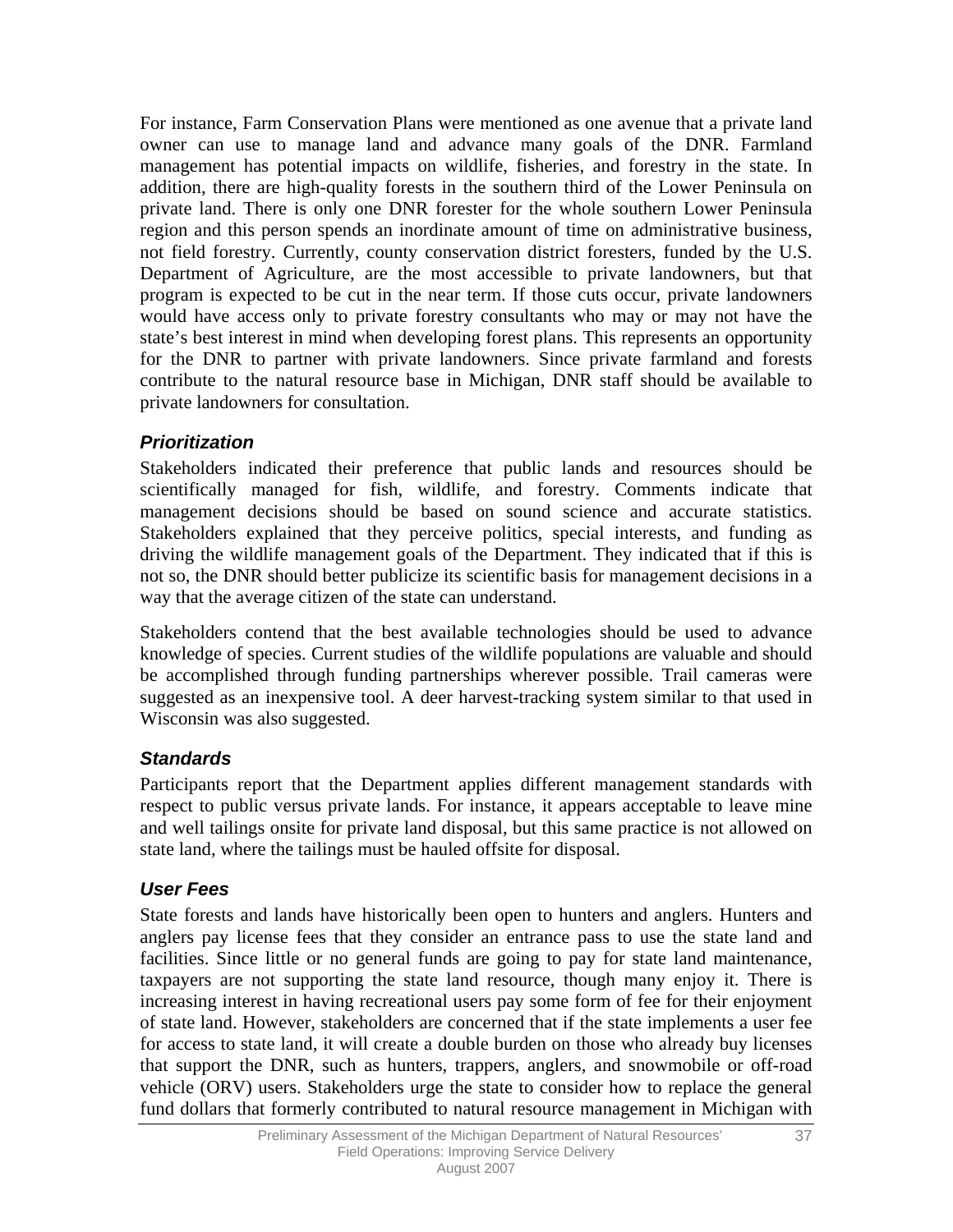For instance, Farm Conservation Plans were mentioned as one avenue that a private land owner can use to manage land and advance many goals of the DNR. Farmland management has potential impacts on wildlife, fisheries, and forestry in the state. In addition, there are high-quality forests in the southern third of the Lower Peninsula on private land. There is only one DNR forester for the whole southern Lower Peninsula region and this person spends an inordinate amount of time on administrative business, not field forestry. Currently, county conservation district foresters, funded by the U.S. Department of Agriculture, are the most accessible to private landowners, but that program is expected to be cut in the near term. If those cuts occur, private landowners would have access only to private forestry consultants who may or may not have the state's best interest in mind when developing forest plans. This represents an opportunity for the DNR to partner with private landowners. Since private farmland and forests contribute to the natural resource base in Michigan, DNR staff should be available to private landowners for consultation.

### *Prioritization*

Stakeholders indicated their preference that public lands and resources should be scientifically managed for fish, wildlife, and forestry. Comments indicate that management decisions should be based on sound science and accurate statistics. Stakeholders explained that they perceive politics, special interests, and funding as driving the wildlife management goals of the Department. They indicated that if this is not so, the DNR should better publicize its scientific basis for management decisions in a way that the average citizen of the state can understand.

Stakeholders contend that the best available technologies should be used to advance knowledge of species. Current studies of the wildlife populations are valuable and should be accomplished through funding partnerships wherever possible. Trail cameras were suggested as an inexpensive tool. A deer harvest-tracking system similar to that used in Wisconsin was also suggested.

### *Standards*

Participants report that the Department applies different management standards with respect to public versus private lands. For instance, it appears acceptable to leave mine and well tailings onsite for private land disposal, but this same practice is not allowed on state land, where the tailings must be hauled offsite for disposal.

### *User Fees*

State forests and lands have historically been open to hunters and anglers. Hunters and anglers pay license fees that they consider an entrance pass to use the state land and facilities. Since little or no general funds are going to pay for state land maintenance, taxpayers are not supporting the state land resource, though many enjoy it. There is increasing interest in having recreational users pay some form of fee for their enjoyment of state land. However, stakeholders are concerned that if the state implements a user fee for access to state land, it will create a double burden on those who already buy licenses that support the DNR, such as hunters, trappers, anglers, and snowmobile or off-road vehicle (ORV) users. Stakeholders urge the state to consider how to replace the general fund dollars that formerly contributed to natural resource management in Michigan with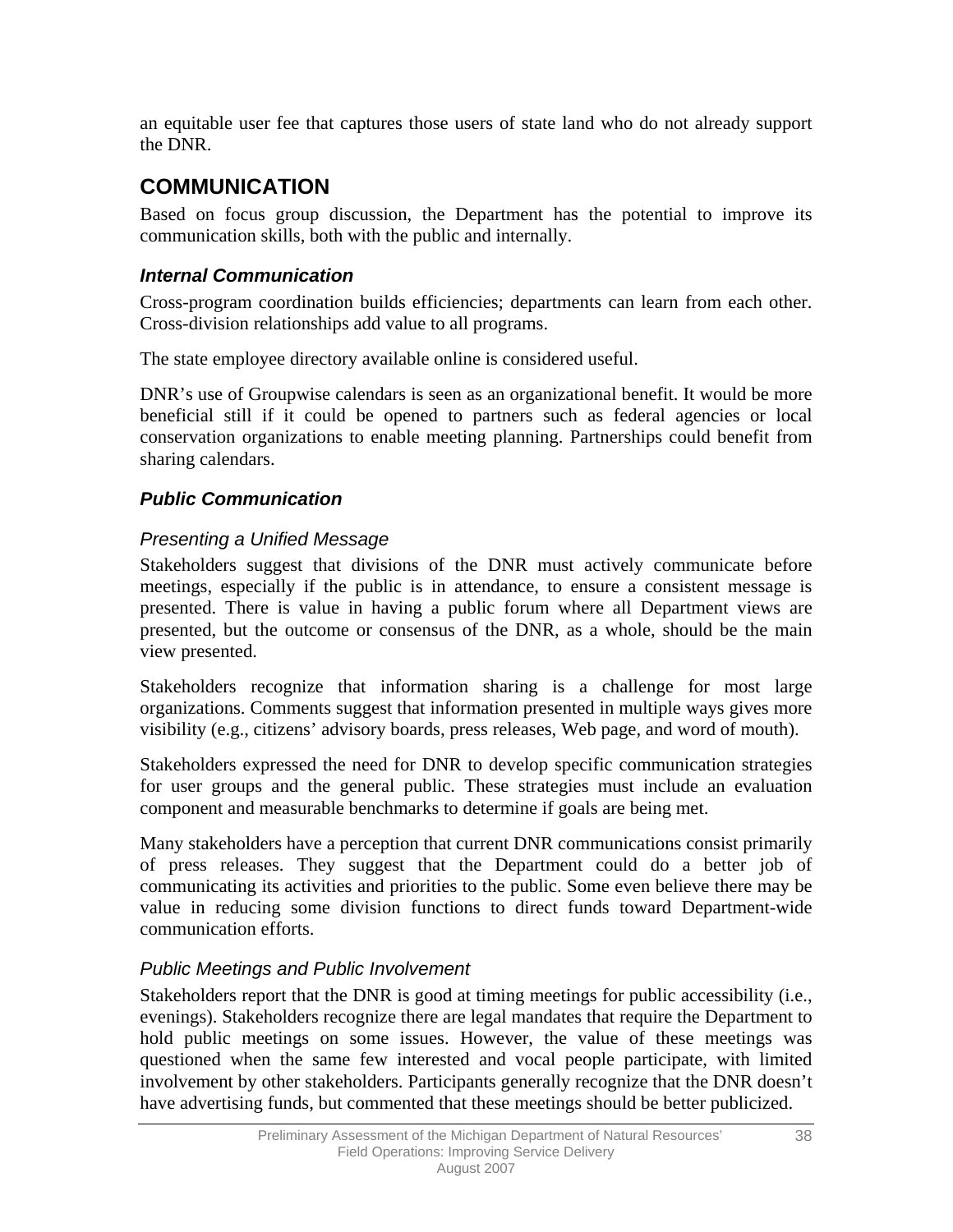an equitable user fee that captures those users of state land who do not already support the DNR.

## COMMUNICATION

Based on focus group discussion, the Department has the potential to improve its communication skills, both with the public and internally.

### *Internal Communication*

Cross-program coordination builds efficiencies; departments can learn from each other. Cross-division relationships add value to all programs.

The state employee directory available online is considered useful.

DNR's use of Groupwise calendars is seen as an organizational benefit. It would be more beneficial still if it could be opened to partners such as federal agencies or local conservation organizations to enable meeting planning. Partnerships could benefit from sharing calendars.

### *Public Communication*

#### *Presenting a Unified Message*

Stakeholders suggest that divisions of the DNR must actively communicate before meetings, especially if the public is in attendance, to ensure a consistent message is presented. There is value in having a public forum where all Department views are presented, but the outcome or consensus of the DNR, as a whole, should be the main view presented.

Stakeholders recognize that information sharing is a challenge for most large organizations. Comments suggest that information presented in multiple ways gives more visibility (e.g., citizens' advisory boards, press releases, Web page, and word of mouth).

Stakeholders expressed the need for DNR to develop specific communication strategies for user groups and the general public. These strategies must include an evaluation component and measurable benchmarks to determine if goals are being met.

Many stakeholders have a perception that current DNR communications consist primarily of press releases. They suggest that the Department could do a better job of communicating its activities and priorities to the public. Some even believe there may be value in reducing some division functions to direct funds toward Department-wide communication efforts.

#### *Public Meetings and Public Involvement*

Stakeholders report that the DNR is good at timing meetings for public accessibility (i.e., evenings). Stakeholders recognize there are legal mandates that require the Department to hold public meetings on some issues. However, the value of these meetings was questioned when the same few interested and vocal people participate, with limited involvement by other stakeholders. Participants generally recognize that the DNR doesn't have advertising funds, but commented that these meetings should be better publicized.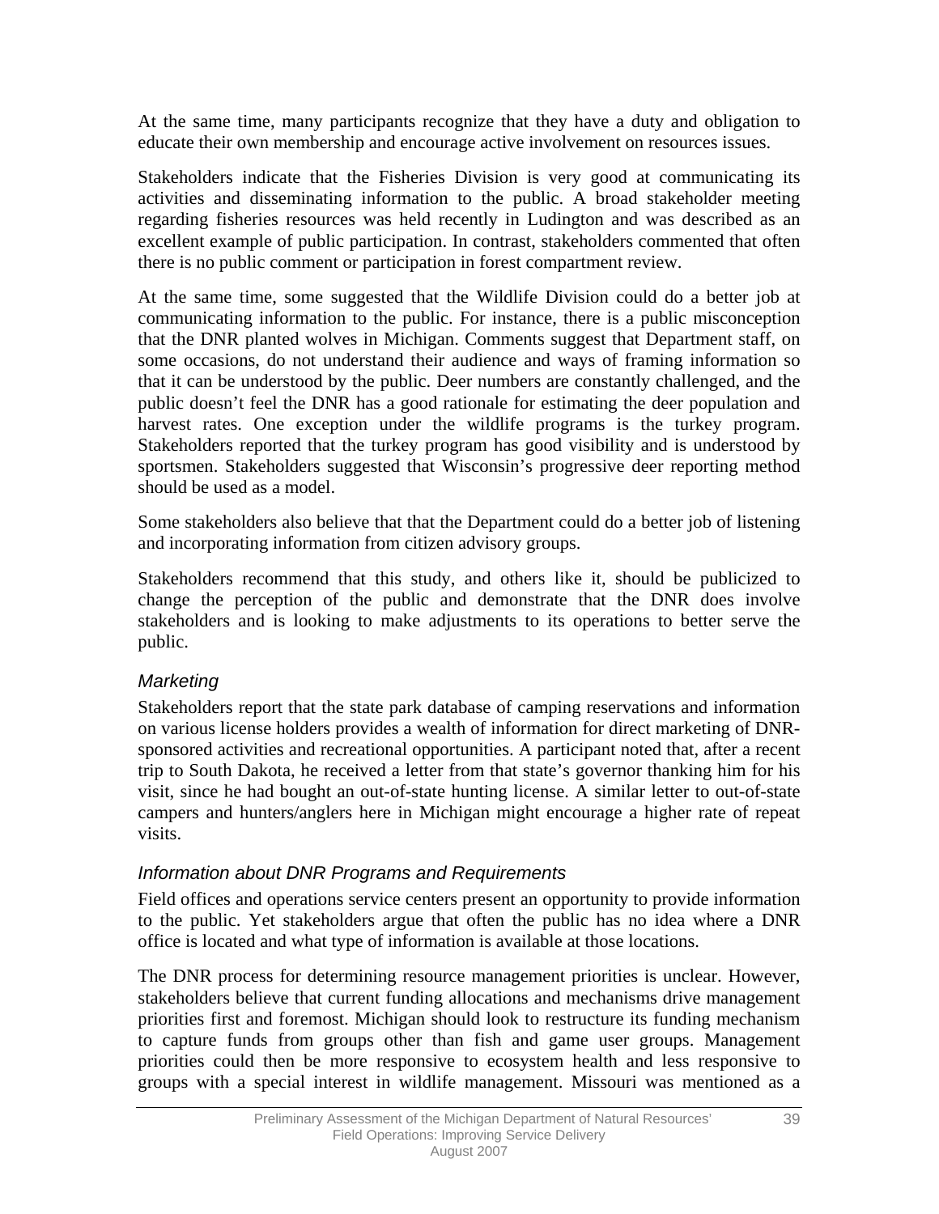At the same time, many participants recognize that they have a duty and obligation to educate their own membership and encourage active involvement on resources issues.

Stakeholders indicate that the Fisheries Division is very good at communicating its activities and disseminating information to the public. A broad stakeholder meeting regarding fisheries resources was held recently in Ludington and was described as an excellent example of public participation. In contrast, stakeholders commented that often there is no public comment or participation in forest compartment review.

At the same time, some suggested that the Wildlife Division could do a better job at communicating information to the public. For instance, there is a public misconception that the DNR planted wolves in Michigan. Comments suggest that Department staff, on some occasions, do not understand their audience and ways of framing information so that it can be understood by the public. Deer numbers are constantly challenged, and the public doesn't feel the DNR has a good rationale for estimating the deer population and harvest rates. One exception under the wildlife programs is the turkey program. Stakeholders reported that the turkey program has good visibility and is understood by sportsmen. Stakeholders suggested that Wisconsin's progressive deer reporting method should be used as a model.

Some stakeholders also believe that that the Department could do a better job of listening and incorporating information from citizen advisory groups.

Stakeholders recommend that this study, and others like it, should be publicized to change the perception of the public and demonstrate that the DNR does involve stakeholders and is looking to make adjustments to its operations to better serve the public.

### *Marketing*

Stakeholders report that the state park database of camping reservations and information on various license holders provides a wealth of information for direct marketing of DNR-sponsored activities and recreational opportunities. A participant noted that, after a recent trip to South Dakota, he received a letter from that state's governor thanking him for his visit, since he had bought an out-of-state hunting license. A similar letter to out-of-state campers and hunters/anglers here in Michigan might encourage a higher rate of repeat visits.

### *Information about DNR Programs and Requirements*

Field offices and operations service centers present an opportunity to provide information to the public. Yet stakeholders argue that often the public has no idea where a DNR office is located and what type of information is available at those locations.

The DNR process for determining resource management priorities is unclear. However, stakeholders believe that current funding allocations and mechanisms drive management priorities first and foremost. Michigan should look to restructure its funding mechanism to capture funds from groups other than fish and game user groups. Management priorities could then be more responsive to ecosystem health and less responsive to groups with a special interest in wildlife management. Missouri was mentioned as a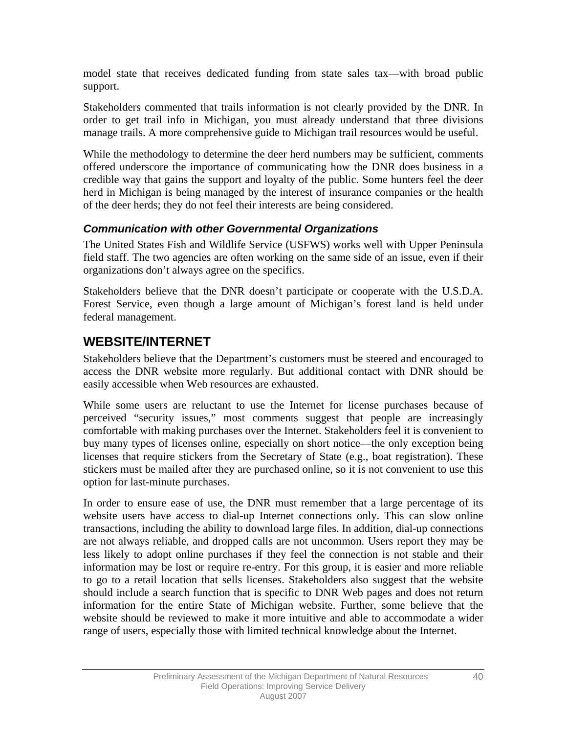model state that receives dedicated funding from state sales tax—with broad public support.

Stakeholders commented that trails information is not clearly provided by the DNR. In order to get trail info in Michigan, you must already understand that three divisions manage trails. A more comprehensive guide to Michigan trail resources would be useful.

While the methodology to determine the deer herd numbers may be sufficient, comments offered underscore the importance of communicating how the DNR does business in a credible way that gains the support and loyalty of the public. Some hunters feel the deer herd in Michigan is being managed by the interest of insurance companies or the health of the deer herds; they do not feel their interests are being considered.

### *Communication with other Governmental Organizations*

The United States Fish and Wildlife Service (USFWS) works well with Upper Peninsula field staff. The two agencies are often working on the same side of an issue, even if their organizations don't always agree on the specifics.

Stakeholders believe that the DNR doesn't participate or cooperate with the U.S.D.A. Forest Service, even though a large amount of Michigan's forest land is held under federal management.

## WEBSITE/INTERNET

Stakeholders believe that the Department's customers must be steered and encouraged to access the DNR website more regularly. But additional contact with DNR should be easily accessible when Web resources are exhausted.

While some users are reluctant to use the Internet for license purchases because of perceived "security issues," most comments suggest that people are increasingly comfortable with making purchases over the Internet. Stakeholders feel it is convenient to buy many types of licenses online, especially on short notice—the only exception being licenses that require stickers from the Secretary of State (e.g., boat registration). These stickers must be mailed after they are purchased online, so it is not convenient to use this option for last-minute purchases.

In order to ensure ease of use, the DNR must remember that a large percentage of its website users have access to dial-up Internet connections only. This can slow online transactions, including the ability to download large files. In addition, dial-up connections are not always reliable, and dropped calls are not uncommon. Users report they may be less likely to adopt online purchases if they feel the connection is not stable and their information may be lost or require re-entry. For this group, it is easier and more reliable to go to a retail location that sells licenses. Stakeholders also suggest that the website should include a search function that is specific to DNR Web pages and does not return information for the entire State of Michigan website. Further, some believe that the website should be reviewed to make it more intuitive and able to accommodate a wider range of users, especially those with limited technical knowledge about the Internet.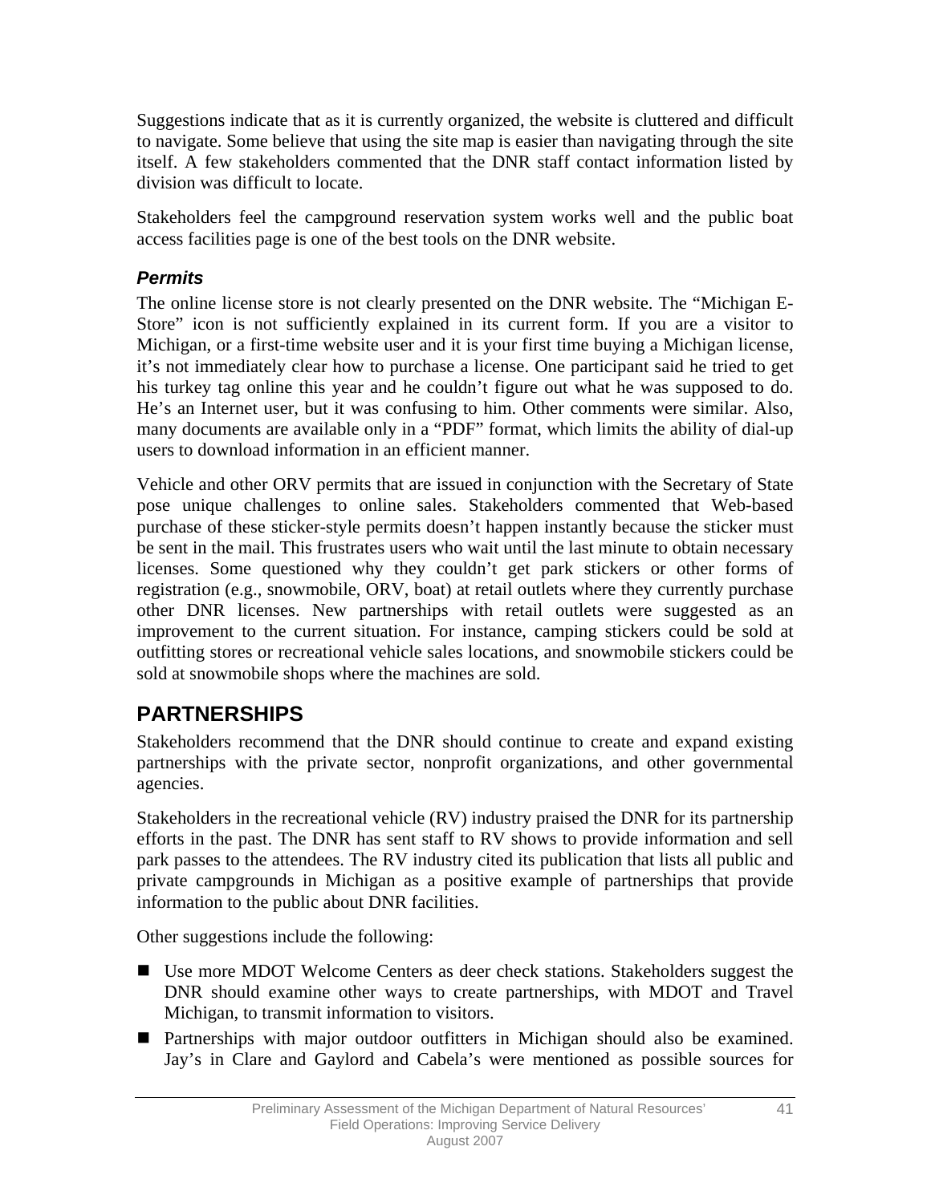Suggestions indicate that as it is currently organized, the website is cluttered and difficult to navigate. Some believe that using the site map is easier than navigating through the site itself. A few stakeholders commented that the DNR staff contact information listed by division was difficult to locate.

Stakeholders feel the campground reservation system works well and the public boat access facilities page is one of the best tools on the DNR website.

### *Permits*

The online license store is not clearly presented on the DNR website. The "Michigan E-Store" icon is not sufficiently explained in its current form. If you are a visitor to Michigan, or a first-time website user and it is your first time buying a Michigan license, it's not immediately clear how to purchase a license. One participant said he tried to get his turkey tag online this year and he couldn't figure out what he was supposed to do. He's an Internet user, but it was confusing to him. Other comments were similar. Also, many documents are available only in a "PDF" format, which limits the ability of dial-up users to download information in an efficient manner.

Vehicle and other ORV permits that are issued in conjunction with the Secretary of State pose unique challenges to online sales. Stakeholders commented that Web-based purchase of these sticker-style permits doesn't happen instantly because the sticker must be sent in the mail. This frustrates users who wait until the last minute to obtain necessary licenses. Some questioned why they couldn't get park stickers or other forms of registration (e.g., snowmobile, ORV, boat) at retail outlets where they currently purchase other DNR licenses. New partnerships with retail outlets were suggested as an improvement to the current situation. For instance, camping stickers could be sold at outfitting stores or recreational vehicle sales locations, and snowmobile stickers could be sold at snowmobile shops where the machines are sold.

## PARTNERSHIPS

Stakeholders recommend that the DNR should continue to create and expand existing partnerships with the private sector, nonprofit organizations, and other governmental agencies.

Stakeholders in the recreational vehicle (RV) industry praised the DNR for its partnership efforts in the past. The DNR has sent staff to RV shows to provide information and sell park passes to the attendees. The RV industry cited its publication that lists all public and private campgrounds in Michigan as a positive example of partnerships that provide information to the public about DNR facilities.

Other suggestions include the following:

- Use more MDOT Welcome Centers as deer check stations. Stakeholders suggest the DNR should examine other ways to create partnerships, with MDOT and Travel Michigan, to transmit information to visitors.
- Partnerships with major outdoor outfitters in Michigan should also be examined. Jay's in Clare and Gaylord and Cabela's were mentioned as possible sources for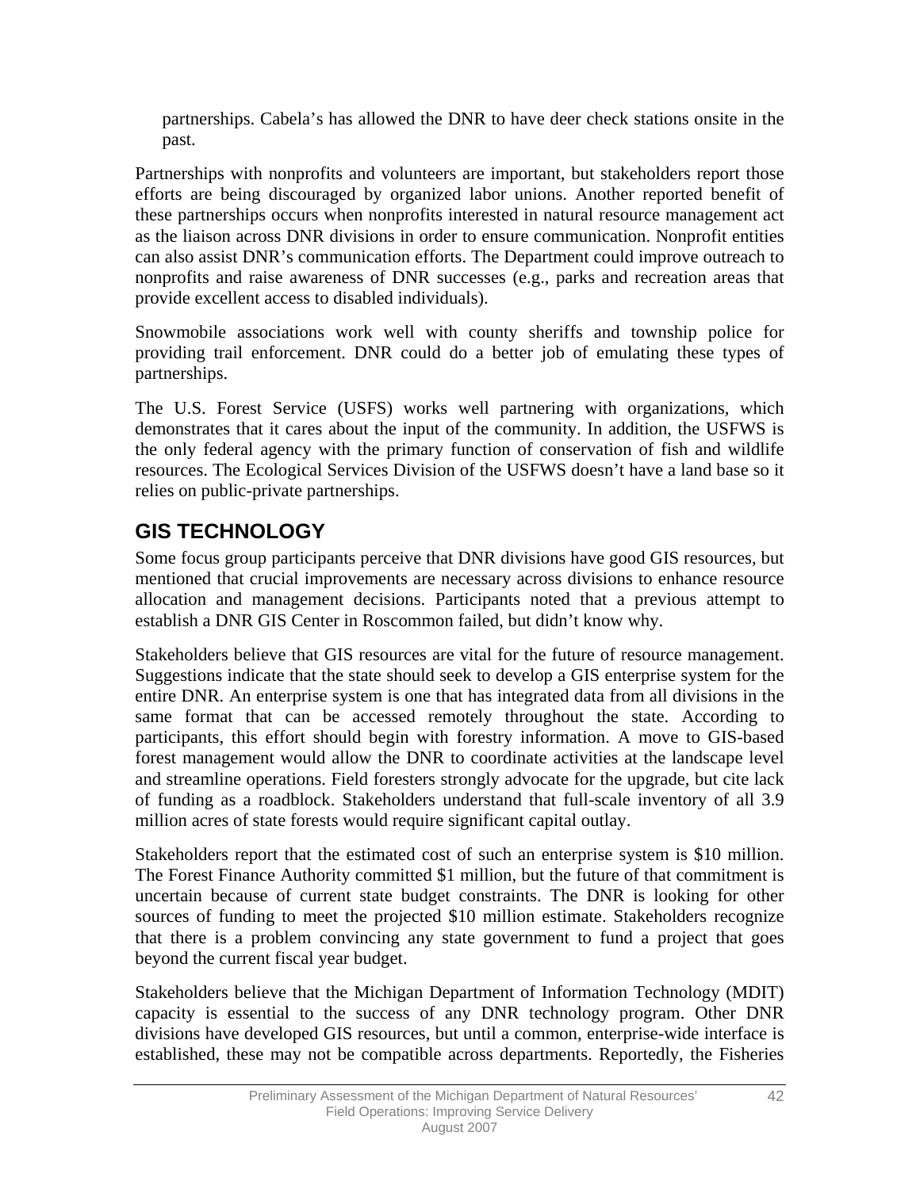partnerships. Cabela's has allowed the DNR to have deer check stations onsite in the past.

Partnerships with nonprofits and volunteers are important, but stakeholders report those efforts are being discouraged by organized labor unions. Another reported benefit of these partnerships occurs when nonprofits interested in natural resource management act as the liaison across DNR divisions in order to ensure communication. Nonprofit entities can also assist DNR's communication efforts. The Department could improve outreach to nonprofits and raise awareness of DNR successes (e.g., parks and recreation areas that provide excellent access to disabled individuals).

Snowmobile associations work well with county sheriffs and township police for providing trail enforcement. DNR could do a better job of emulating these types of partnerships.

The U.S. Forest Service (USFS) works well partnering with organizations, which demonstrates that it cares about the input of the community. In addition, the USFWS is the only federal agency with the primary function of conservation of fish and wildlife resources. The Ecological Services Division of the USFWS doesn't have a land base so it relies on public-private partnerships.

## GIS TECHNOLOGY

Some focus group participants perceive that DNR divisions have good GIS resources, but mentioned that crucial improvements are necessary across divisions to enhance resource allocation and management decisions. Participants noted that a previous attempt to establish a DNR GIS Center in Roscommon failed, but didn't know why.

Stakeholders believe that GIS resources are vital for the future of resource management. Suggestions indicate that the state should seek to develop a GIS enterprise system for the entire DNR. An enterprise system is one that has integrated data from all divisions in the same format that can be accessed remotely throughout the state. According to participants, this effort should begin with forestry information. A move to GIS-based forest management would allow the DNR to coordinate activities at the landscape level and streamline operations. Field foresters strongly advocate for the upgrade, but cite lack of funding as a roadblock. Stakeholders understand that full-scale inventory of all 3.9 million acres of state forests would require significant capital outlay.

Stakeholders report that the estimated cost of such an enterprise system is $10 million. The Forest Finance Authority committed $1 million, but the future of that commitment is uncertain because of current state budget constraints. The DNR is looking for other sources of funding to meet the projected $10 million estimate. Stakeholders recognize that there is a problem convincing any state government to fund a project that goes beyond the current fiscal year budget.

Stakeholders believe that the Michigan Department of Information Technology (MDIT) capacity is essential to the success of any DNR technology program. Other DNR divisions have developed GIS resources, but until a common, enterprise-wide interface is established, these may not be compatible across departments. Reportedly, the Fisheries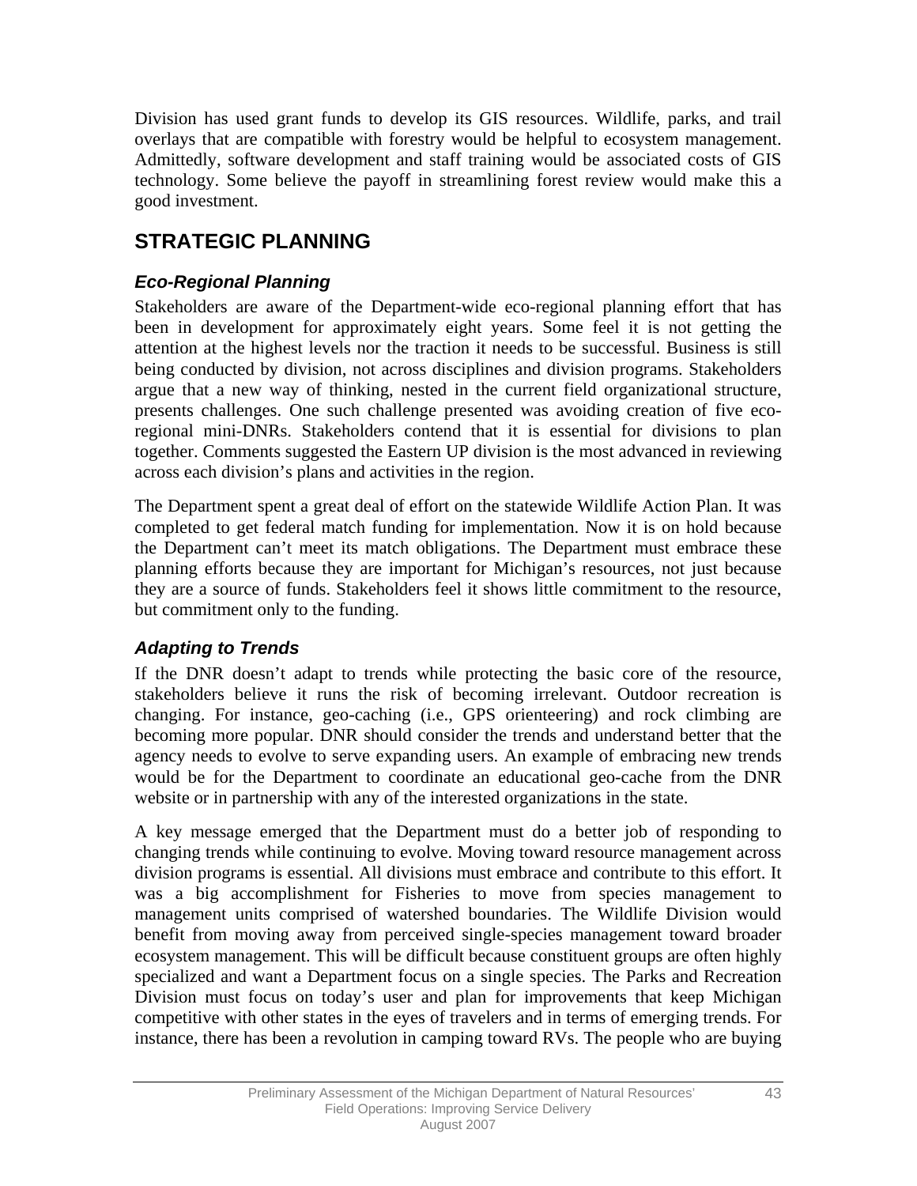Division has used grant funds to develop its GIS resources. Wildlife, parks, and trail overlays that are compatible with forestry would be helpful to ecosystem management. Admittedly, software development and staff training would be associated costs of GIS technology. Some believe the payoff in streamlining forest review would make this a good investment.

## STRATEGIC PLANNING

### *Eco-Regional Planning*

Stakeholders are aware of the Department-wide eco-regional planning effort that has been in development for approximately eight years. Some feel it is not getting the attention at the highest levels nor the traction it needs to be successful. Business is still being conducted by division, not across disciplines and division programs. Stakeholders argue that a new way of thinking, nested in the current field organizational structure, presents challenges. One such challenge presented was avoiding creation of five eco-regional mini-DNRs. Stakeholders contend that it is essential for divisions to plan together. Comments suggested the Eastern UP division is the most advanced in reviewing across each division's plans and activities in the region.

The Department spent a great deal of effort on the statewide Wildlife Action Plan. It was completed to get federal match funding for implementation. Now it is on hold because the Department can't meet its match obligations. The Department must embrace these planning efforts because they are important for Michigan's resources, not just because they are a source of funds. Stakeholders feel it shows little commitment to the resource, but commitment only to the funding.

### *Adapting to Trends*

If the DNR doesn't adapt to trends while protecting the basic core of the resource, stakeholders believe it runs the risk of becoming irrelevant. Outdoor recreation is changing. For instance, geo-caching (i.e., GPS orienteering) and rock climbing are becoming more popular. DNR should consider the trends and understand better that the agency needs to evolve to serve expanding users. An example of embracing new trends would be for the Department to coordinate an educational geo-cache from the DNR website or in partnership with any of the interested organizations in the state.

A key message emerged that the Department must do a better job of responding to changing trends while continuing to evolve. Moving toward resource management across division programs is essential. All divisions must embrace and contribute to this effort. It was a big accomplishment for Fisheries to move from species management to management units comprised of watershed boundaries. The Wildlife Division would benefit from moving away from perceived single-species management toward broader ecosystem management. This will be difficult because constituent groups are often highly specialized and want a Department focus on a single species. The Parks and Recreation Division must focus on today's user and plan for improvements that keep Michigan competitive with other states in the eyes of travelers and in terms of emerging trends. For instance, there has been a revolution in camping toward RVs. The people who are buying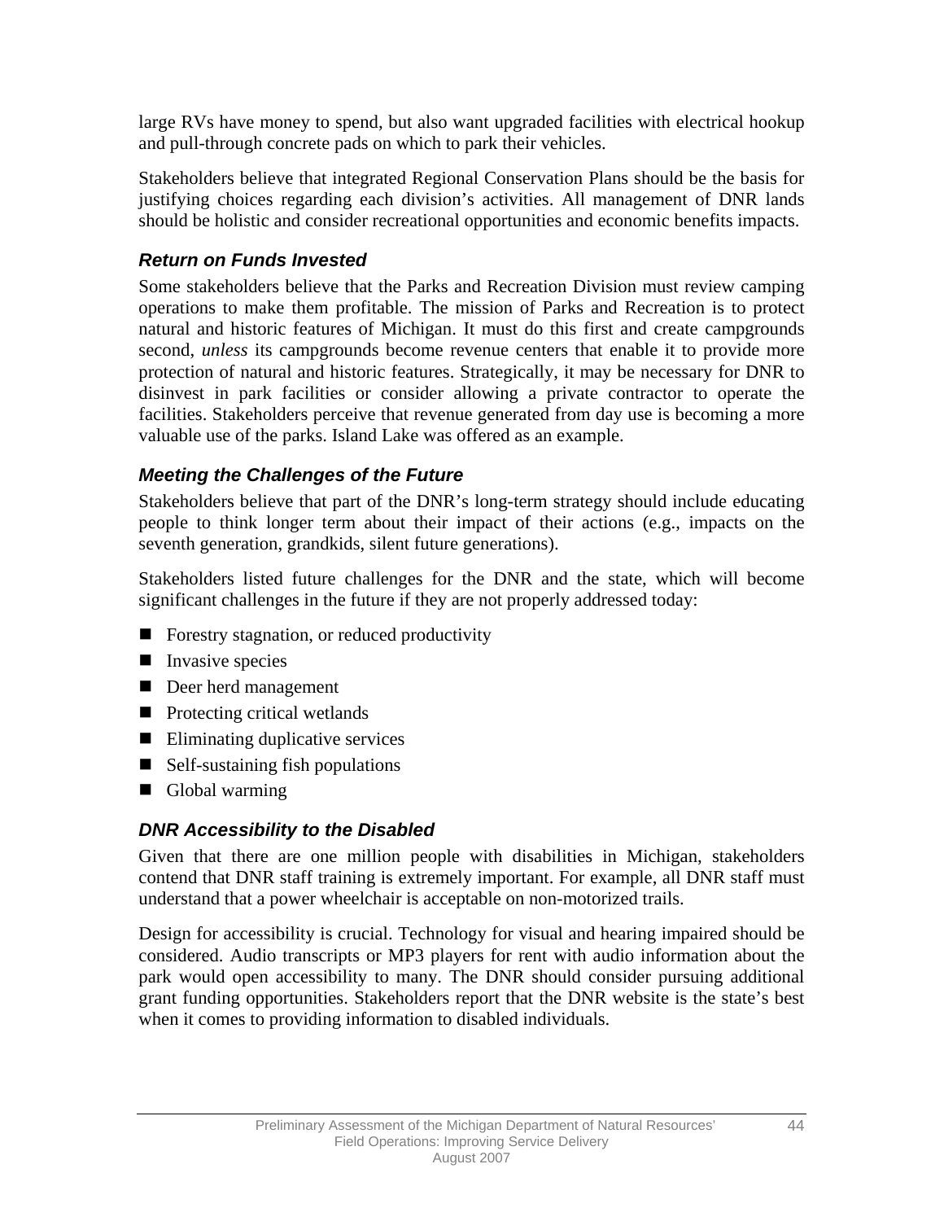large RVs have money to spend, but also want upgraded facilities with electrical hookup and pull-through concrete pads on which to park their vehicles.

Stakeholders believe that integrated Regional Conservation Plans should be the basis for justifying choices regarding each division's activities. All management of DNR lands should be holistic and consider recreational opportunities and economic benefits impacts.

### *Return on Funds Invested*

Some stakeholders believe that the Parks and Recreation Division must review camping operations to make them profitable. The mission of Parks and Recreation is to protect natural and historic features of Michigan. It must do this first and create campgrounds second, *unless* its campgrounds become revenue centers that enable it to provide more protection of natural and historic features. Strategically, it may be necessary for DNR to disinvest in park facilities or consider allowing a private contractor to operate the facilities. Stakeholders perceive that revenue generated from day use is becoming a more valuable use of the parks. Island Lake was offered as an example.

### *Meeting the Challenges of the Future*

Stakeholders believe that part of the DNR's long-term strategy should include educating people to think longer term about their impact of their actions (e.g., impacts on the seventh generation, grandkids, silent future generations).

Stakeholders listed future challenges for the DNR and the state, which will become significant challenges in the future if they are not properly addressed today:

- Forestry stagnation, or reduced productivity
- Invasive species
- Deer herd management
- Protecting critical wetlands
- Eliminating duplicative services
- Self-sustaining fish populations
- Global warming

### *DNR Accessibility to the Disabled*

Given that there are one million people with disabilities in Michigan, stakeholders contend that DNR staff training is extremely important. For example, all DNR staff must understand that a power wheelchair is acceptable on non-motorized trails.

Design for accessibility is crucial. Technology for visual and hearing impaired should be considered. Audio transcripts or MP3 players for rent with audio information about the park would open accessibility to many. The DNR should consider pursuing additional grant funding opportunities. Stakeholders report that the DNR website is the state's best when it comes to providing information to disabled individuals.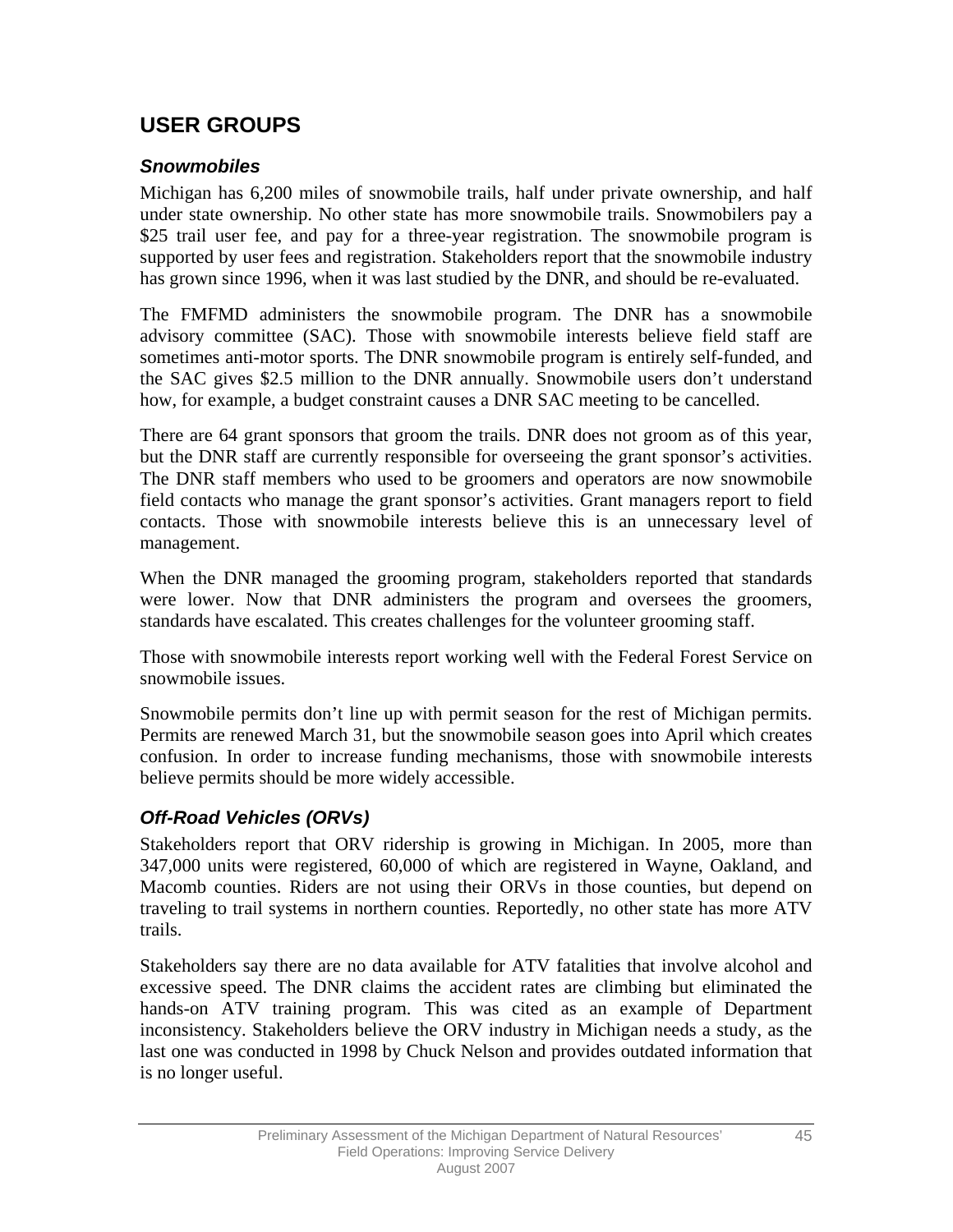## USER GROUPS

### *Snowmobiles*

Michigan has 6,200 miles of snowmobile trails, half under private ownership, and half under state ownership. No other state has more snowmobile trails. Snowmobilers pay a $25 trail user fee, and pay for a three-year registration. The snowmobile program is supported by user fees and registration. Stakeholders report that the snowmobile industry has grown since 1996, when it was last studied by the DNR, and should be re-evaluated.

The FMFMD administers the snowmobile program. The DNR has a snowmobile advisory committee (SAC). Those with snowmobile interests believe field staff are sometimes anti-motor sports. The DNR snowmobile program is entirely self-funded, and the SAC gives $2.5 million to the DNR annually. Snowmobile users don't understand how, for example, a budget constraint causes a DNR SAC meeting to be cancelled.

There are 64 grant sponsors that groom the trails. DNR does not groom as of this year, but the DNR staff are currently responsible for overseeing the grant sponsor's activities. The DNR staff members who used to be groomers and operators are now snowmobile field contacts who manage the grant sponsor's activities. Grant managers report to field contacts. Those with snowmobile interests believe this is an unnecessary level of management.

When the DNR managed the grooming program, stakeholders reported that standards were lower. Now that DNR administers the program and oversees the groomers, standards have escalated. This creates challenges for the volunteer grooming staff.

Those with snowmobile interests report working well with the Federal Forest Service on snowmobile issues.

Snowmobile permits don't line up with permit season for the rest of Michigan permits. Permits are renewed March 31, but the snowmobile season goes into April which creates confusion. In order to increase funding mechanisms, those with snowmobile interests believe permits should be more widely accessible.

### *Off-Road Vehicles (ORVs)*

Stakeholders report that ORV ridership is growing in Michigan. In 2005, more than 347,000 units were registered, 60,000 of which are registered in Wayne, Oakland, and Macomb counties. Riders are not using their ORVs in those counties, but depend on traveling to trail systems in northern counties. Reportedly, no other state has more ATV trails.

Stakeholders say there are no data available for ATV fatalities that involve alcohol and excessive speed. The DNR claims the accident rates are climbing but eliminated the hands-on ATV training program. This was cited as an example of Department inconsistency. Stakeholders believe the ORV industry in Michigan needs a study, as the last one was conducted in 1998 by Chuck Nelson and provides outdated information that is no longer useful.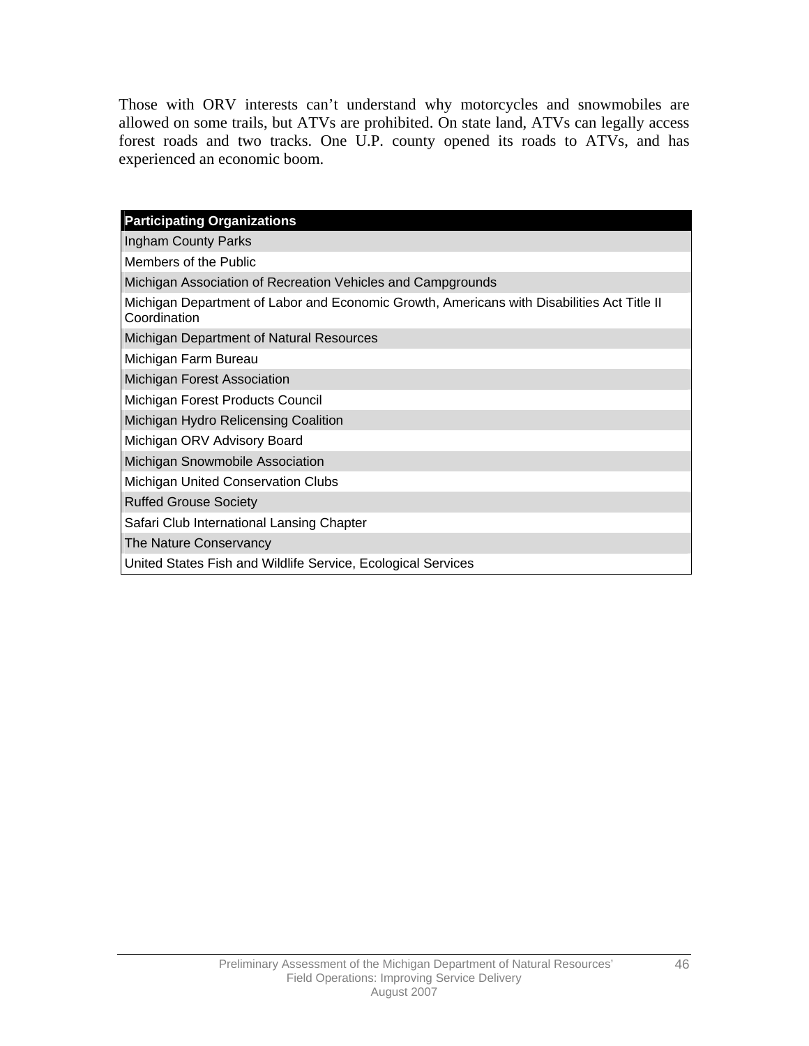Those with ORV interests can't understand why motorcycles and snowmobiles are allowed on some trails, but ATVs are prohibited. On state land, ATVs can legally access forest roads and two tracks. One U.P. county opened its roads to ATVs, and has experienced an economic boom.

| **Participating Organizations** |
| --- |
| Ingham County Parks |
| Members of the Public |
| Michigan Association of Recreation Vehicles and Campgrounds |
| Michigan Department of Labor and Economic Growth, Americans with Disabilities Act Title II Coordination |
| Michigan Department of Natural Resources |
| Michigan Farm Bureau |
| Michigan Forest Association |
| Michigan Forest Products Council |
| Michigan Hydro Relicensing Coalition |
| Michigan ORV Advisory Board |
| Michigan Snowmobile Association |
| Michigan United Conservation Clubs |
| Ruffed Grouse Society |
| Safari Club International Lansing Chapter |
| The Nature Conservancy |
| United States Fish and Wildlife Service, Ecological Services |